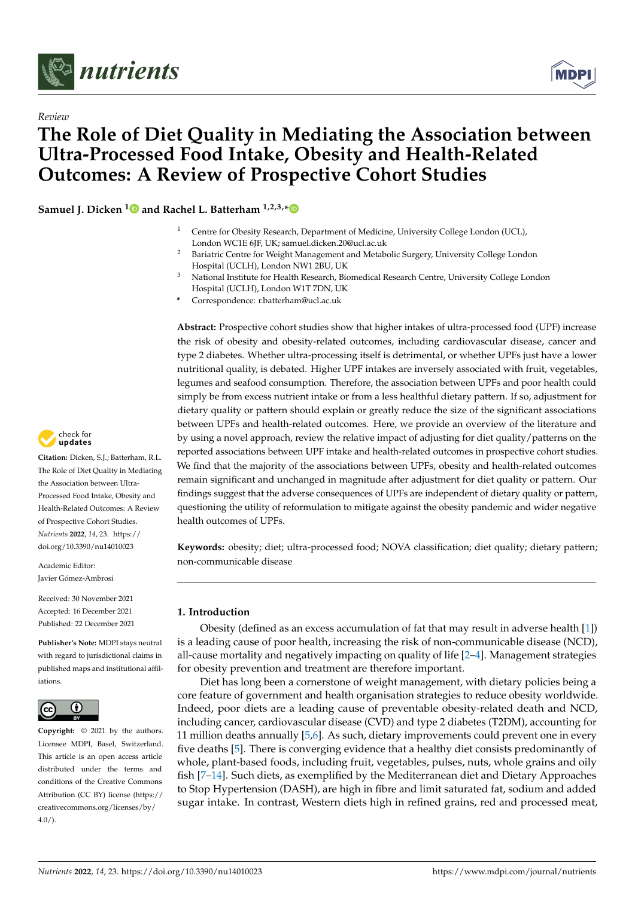*Review*

# The Role of Diet Quality in Mediating the Association between Ultra-Processed Food Intake, Obesity and Health-Related Outcomes: A Review of Prospective Cohort Studies

**Samuel J. Dicken [1] and Rachel L. Batterham [1,2,3,*]**

[1] Centre for Obesity Research, Department of Medicine, University College London (UCL), London WC1E 6JF, UK; samuel.dicken.20@ucl.ac.uk

[2] Bariatric Centre for Weight Management and Metabolic Surgery, University College London Hospital (UCLH), London NW1 2BU, UK

[3] National Institute for Health Research, Biomedical Research Centre, University College London Hospital (UCLH), London W1T 7DN, UK

[*] Correspondence: r.batterham@ucl.ac.uk

**Abstract:** Prospective cohort studies show that higher intakes of ultra-processed food (UPF) increase the risk of obesity and obesity-related outcomes, including cardiovascular disease, cancer and type 2 diabetes. Whether ultra-processing itself is detrimental, or whether UPFs just have a lower nutritional quality, is debated. Higher UPF intakes are inversely associated with fruit, vegetables, legumes and seafood consumption. Therefore, the association between UPFs and poor health could simply be from excess nutrient intake or from a less healthful dietary pattern. If so, adjustment for dietary quality or pattern should explain or greatly reduce the size of the significant associations between UPFs and health-related outcomes. Here, we provide an overview of the literature and by using a novel approach, review the relative impact of adjusting for diet quality/patterns on the reported associations between UPF intake and health-related outcomes in prospective cohort studies. We find that the majority of the associations between UPFs, obesity and health-related outcomes remain significant and unchanged in magnitude after adjustment for diet quality or pattern. Our findings suggest that the adverse consequences of UPFs are independent of dietary quality or pattern, questioning the utility of reformulation to mitigate against the obesity pandemic and wider negative health outcomes of UPFs.

**Keywords:** obesity; diet; ultra-processed food; NOVA classification; diet quality; dietary pattern; non-communicable disease

**Citation:** Dicken, S.J.; Batterham, R.L. The Role of Diet Quality in Mediating the Association between Ultra-Processed Food Intake, Obesity and Health-Related Outcomes: A Review of Prospective Cohort Studies. *Nutrients* **2022**, *14*, 23. https://doi.org/10.3390/nu14010023

Academic Editor: Javier Gómez-Ambrosi

Received: 30 November 2021
Accepted: 16 December 2021
Published: 22 December 2021

**Publisher's Note:** MDPI stays neutral with regard to jurisdictional claims in published maps and institutional affiliations.

**Copyright:** © 2021 by the authors. Licensee MDPI, Basel, Switzerland. This article is an open access article distributed under the terms and conditions of the Creative Commons Attribution (CC BY) license (https://creativecommons.org/licenses/by/4.0/).

## 1. Introduction

Obesity (defined as an excess accumulation of fat that may result in adverse health [1]) is a leading cause of poor health, increasing the risk of non-communicable disease (NCD), all-cause mortality and negatively impacting on quality of life [2–4]. Management strategies for obesity prevention and treatment are therefore important.

Diet has long been a cornerstone of weight management, with dietary policies being a core feature of government and health organisation strategies to reduce obesity worldwide. Indeed, poor diets are a leading cause of preventable obesity-related death and NCD, including cancer, cardiovascular disease (CVD) and type 2 diabetes (T2DM), accounting for 11 million deaths annually [5,6]. As such, dietary improvements could prevent one in every five deaths [5]. There is converging evidence that a healthy diet consists predominantly of whole, plant-based foods, including fruit, vegetables, pulses, nuts, whole grains and oily fish [7–14]. Such diets, as exemplified by the Mediterranean diet and Dietary Approaches to Stop Hypertension (DASH), are high in fibre and limit saturated fat, sodium and added sugar intake. In contrast, Western diets high in refined grains, red and processed meat,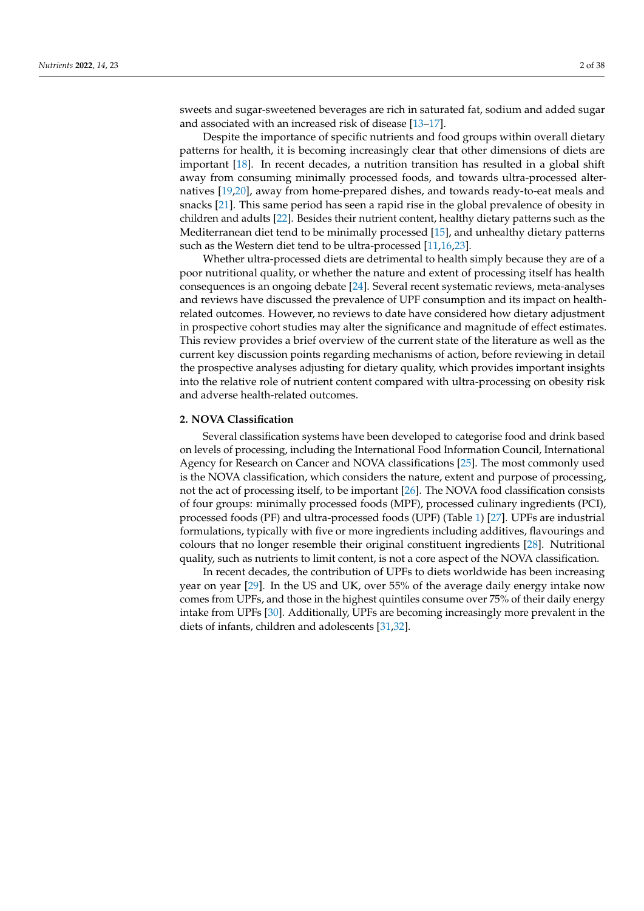sweets and sugar-sweetened beverages are rich in saturated fat, sodium and added sugar and associated with an increased risk of disease [13–17].

Despite the importance of specific nutrients and food groups within overall dietary patterns for health, it is becoming increasingly clear that other dimensions of diets are important [18]. In recent decades, a nutrition transition has resulted in a global shift away from consuming minimally processed foods, and towards ultra-processed alternatives [19,20], away from home-prepared dishes, and towards ready-to-eat meals and snacks [21]. This same period has seen a rapid rise in the global prevalence of obesity in children and adults [22]. Besides their nutrient content, healthy dietary patterns such as the Mediterranean diet tend to be minimally processed [15], and unhealthy dietary patterns such as the Western diet tend to be ultra-processed [11,16,23].

Whether ultra-processed diets are detrimental to health simply because they are of a poor nutritional quality, or whether the nature and extent of processing itself has health consequences is an ongoing debate [24]. Several recent systematic reviews, meta-analyses and reviews have discussed the prevalence of UPF consumption and its impact on health-related outcomes. However, no reviews to date have considered how dietary adjustment in prospective cohort studies may alter the significance and magnitude of effect estimates. This review provides a brief overview of the current state of the literature as well as the current key discussion points regarding mechanisms of action, before reviewing in detail the prospective analyses adjusting for dietary quality, which provides important insights into the relative role of nutrient content compared with ultra-processing on obesity risk and adverse health-related outcomes.

## 2. NOVA Classification

Several classification systems have been developed to categorise food and drink based on levels of processing, including the International Food Information Council, International Agency for Research on Cancer and NOVA classifications [25]. The most commonly used is the NOVA classification, which considers the nature, extent and purpose of processing, not the act of processing itself, to be important [26]. The NOVA food classification consists of four groups: minimally processed foods (MPF), processed culinary ingredients (PCI), processed foods (PF) and ultra-processed foods (UPF) (Table 1) [27]. UPFs are industrial formulations, typically with five or more ingredients including additives, flavourings and colours that no longer resemble their original constituent ingredients [28]. Nutritional quality, such as nutrients to limit content, is not a core aspect of the NOVA classification.

In recent decades, the contribution of UPFs to diets worldwide has been increasing year on year [29]. In the US and UK, over 55% of the average daily energy intake now comes from UPFs, and those in the highest quintiles consume over 75% of their daily energy intake from UPFs [30]. Additionally, UPFs are becoming increasingly more prevalent in the diets of infants, children and adolescents [31,32].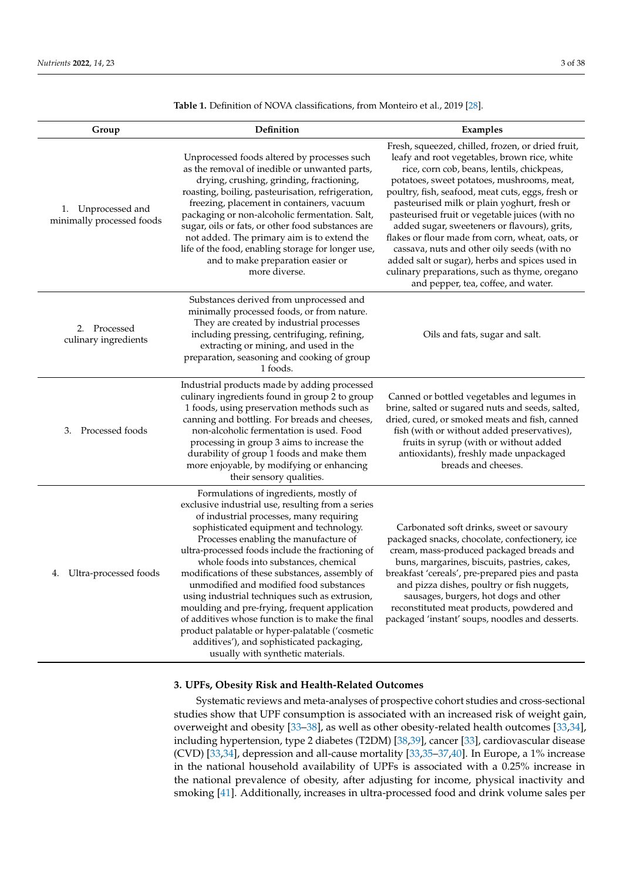**Table 1.** Definition of NOVA classifications, from Monteiro et al., 2019 [28].

| Group | Definition | Examples |
|---|---|---|
| 1. Unprocessed and minimally processed foods | Unprocessed foods altered by processes such as the removal of inedible or unwanted parts, drying, crushing, grinding, fractioning, roasting, boiling, pasteurisation, refrigeration, freezing, placement in containers, vacuum packaging or non-alcoholic fermentation. Salt, sugar, oils or fats, or other food substances are not added. The primary aim is to extend the life of the food, enabling storage for longer use, and to make preparation easier or more diverse. | Fresh, squeezed, chilled, frozen, or dried fruit, leafy and root vegetables, brown rice, white rice, corn cob, beans, lentils, chickpeas, potatoes, sweet potatoes, mushrooms, meat, poultry, fish, seafood, meat cuts, eggs, fresh or pasteurised milk or plain yoghurt, fresh or pasteurised fruit or vegetable juices (with no added sugar, sweeteners or flavours), grits, flakes or flour made from corn, wheat, oats, or cassava, nuts and other oily seeds (with no added salt or sugar), herbs and spices used in culinary preparations, such as thyme, oregano and pepper, tea, coffee, and water. |
| 2. Processed culinary ingredients | Substances derived from unprocessed and minimally processed foods, or from nature. They are created by industrial processes including pressing, centrifuging, refining, extracting or mining, and used in the preparation, seasoning and cooking of group 1 foods. | Oils and fats, sugar and salt. |
| 3. Processed foods | Industrial products made by adding processed culinary ingredients found in group 2 to group 1 foods, using preservation methods such as canning and bottling. For breads and cheeses, non-alcoholic fermentation is used. Food processing in group 3 aims to increase the durability of group 1 foods and make them more enjoyable, by modifying or enhancing their sensory qualities. | Canned or bottled vegetables and legumes in brine, salted or sugared nuts and seeds, salted, dried, cured, or smoked meats and fish, canned fish (with or without added preservatives), fruits in syrup (with or without added antioxidants), freshly made unpackaged breads and cheeses. |
| 4. Ultra-processed foods | Formulations of ingredients, mostly of exclusive industrial use, resulting from a series of industrial processes, many requiring sophisticated equipment and technology. Processes enabling the manufacture of ultra-processed foods include the fractioning of whole foods into substances, chemical modifications of these substances, assembly of unmodified and modified food substances using industrial techniques such as extrusion, moulding and pre-frying, frequent application of additives whose function is to make the final product palatable or hyper-palatable ('cosmetic additives'), and sophisticated packaging, usually with synthetic materials. | Carbonated soft drinks, sweet or savoury packaged snacks, chocolate, confectionery, ice cream, mass-produced packaged breads and buns, margarines, biscuits, pastries, cakes, breakfast 'cereals', pre-prepared pies and pasta and pizza dishes, poultry or fish nuggets, sausages, burgers, hot dogs and other reconstituted meat products, powdered and packaged 'instant' soups, noodles and desserts. |

## 3. UPFs, Obesity Risk and Health-Related Outcomes

Systematic reviews and meta-analyses of prospective cohort studies and cross-sectional studies show that UPF consumption is associated with an increased risk of weight gain, overweight and obesity [33–38], as well as other obesity-related health outcomes [33,34], including hypertension, type 2 diabetes (T2DM) [38,39], cancer [33], cardiovascular disease (CVD) [33,34], depression and all-cause mortality [33,35–37,40]. In Europe, a 1% increase in the national household availability of UPFs is associated with a 0.25% increase in the national prevalence of obesity, after adjusting for income, physical inactivity and smoking [41]. Additionally, increases in ultra-processed food and drink volume sales per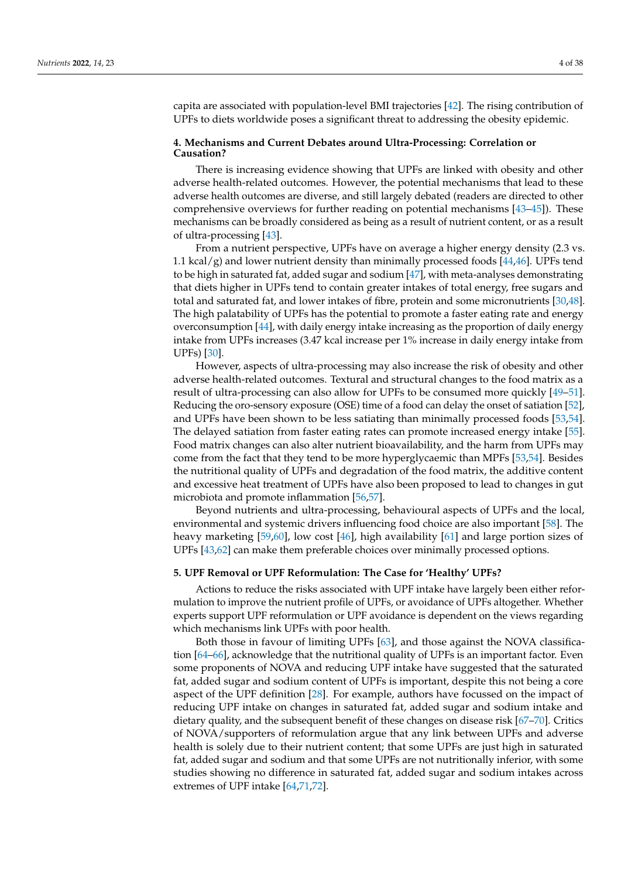capita are associated with population-level BMI trajectories [42]. The rising contribution of UPFs to diets worldwide poses a significant threat to addressing the obesity epidemic.

## 4. Mechanisms and Current Debates around Ultra-Processing: Correlation or Causation?

There is increasing evidence showing that UPFs are linked with obesity and other adverse health-related outcomes. However, the potential mechanisms that lead to these adverse health outcomes are diverse, and still largely debated (readers are directed to other comprehensive overviews for further reading on potential mechanisms [43–45]). These mechanisms can be broadly considered as being as a result of nutrient content, or as a result of ultra-processing [43].

From a nutrient perspective, UPFs have on average a higher energy density (2.3 vs. 1.1 kcal/g) and lower nutrient density than minimally processed foods [44,46]. UPFs tend to be high in saturated fat, added sugar and sodium [47], with meta-analyses demonstrating that diets higher in UPFs tend to contain greater intakes of total energy, free sugars and total and saturated fat, and lower intakes of fibre, protein and some micronutrients [30,48]. The high palatability of UPFs has the potential to promote a faster eating rate and energy overconsumption [44], with daily energy intake increasing as the proportion of daily energy intake from UPFs increases (3.47 kcal increase per 1% increase in daily energy intake from UPFs) [30].

However, aspects of ultra-processing may also increase the risk of obesity and other adverse health-related outcomes. Textural and structural changes to the food matrix as a result of ultra-processing can also allow for UPFs to be consumed more quickly [49–51]. Reducing the oro-sensory exposure (OSE) time of a food can delay the onset of satiation [52], and UPFs have been shown to be less satiating than minimally processed foods [53,54]. The delayed satiation from faster eating rates can promote increased energy intake [55]. Food matrix changes can also alter nutrient bioavailability, and the harm from UPFs may come from the fact that they tend to be more hyperglycaemic than MPFs [53,54]. Besides the nutritional quality of UPFs and degradation of the food matrix, the additive content and excessive heat treatment of UPFs have also been proposed to lead to changes in gut microbiota and promote inflammation [56,57].

Beyond nutrients and ultra-processing, behavioural aspects of UPFs and the local, environmental and systemic drivers influencing food choice are also important [58]. The heavy marketing [59,60], low cost [46], high availability [61] and large portion sizes of UPFs [43,62] can make them preferable choices over minimally processed options.

## 5. UPF Removal or UPF Reformulation: The Case for 'Healthy' UPFs?

Actions to reduce the risks associated with UPF intake have largely been either reformulation to improve the nutrient profile of UPFs, or avoidance of UPFs altogether. Whether experts support UPF reformulation or UPF avoidance is dependent on the views regarding which mechanisms link UPFs with poor health.

Both those in favour of limiting UPFs [63], and those against the NOVA classification [64–66], acknowledge that the nutritional quality of UPFs is an important factor. Even some proponents of NOVA and reducing UPF intake have suggested that the saturated fat, added sugar and sodium content of UPFs is important, despite this not being a core aspect of the UPF definition [28]. For example, authors have focussed on the impact of reducing UPF intake on changes in saturated fat, added sugar and sodium intake and dietary quality, and the subsequent benefit of these changes on disease risk [67–70]. Critics of NOVA/supporters of reformulation argue that any link between UPFs and adverse health is solely due to their nutrient content; that some UPFs are just high in saturated fat, added sugar and sodium and that some UPFs are not nutritionally inferior, with some studies showing no difference in saturated fat, added sugar and sodium intakes across extremes of UPF intake [64,71,72].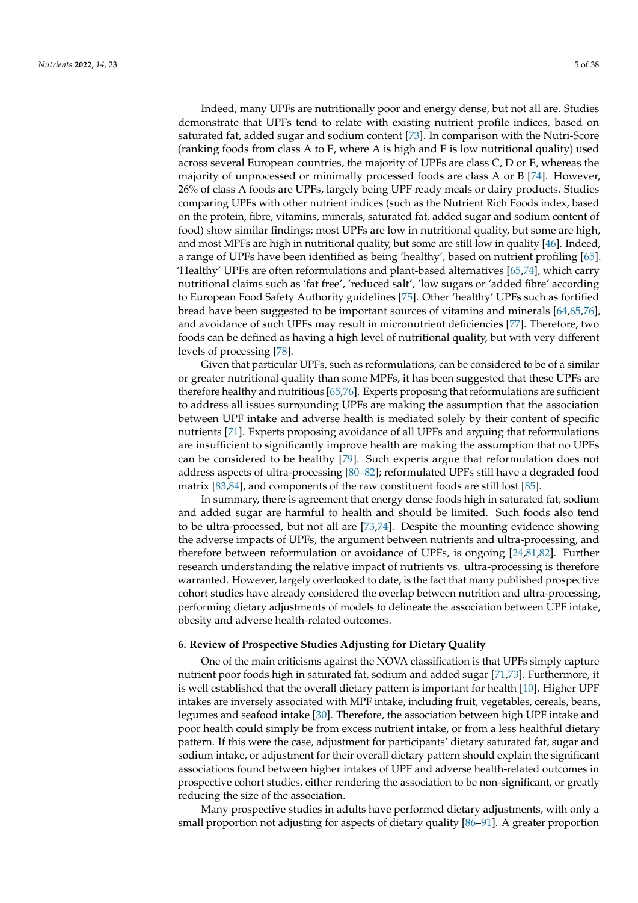Indeed, many UPFs are nutritionally poor and energy dense, but not all are. Studies demonstrate that UPFs tend to relate with existing nutrient profile indices, based on saturated fat, added sugar and sodium content [73]. In comparison with the Nutri-Score (ranking foods from class A to E, where A is high and E is low nutritional quality) used across several European countries, the majority of UPFs are class C, D or E, whereas the majority of unprocessed or minimally processed foods are class A or B [74]. However, 26% of class A foods are UPFs, largely being UPF ready meals or dairy products. Studies comparing UPFs with other nutrient indices (such as the Nutrient Rich Foods index, based on the protein, fibre, vitamins, minerals, saturated fat, added sugar and sodium content of food) show similar findings; most UPFs are low in nutritional quality, but some are high, and most MPFs are high in nutritional quality, but some are still low in quality [46]. Indeed, a range of UPFs have been identified as being 'healthy', based on nutrient profiling [65]. 'Healthy' UPFs are often reformulations and plant-based alternatives [65,74], which carry nutritional claims such as 'fat free', 'reduced salt', 'low sugars or 'added fibre' according to European Food Safety Authority guidelines [75]. Other 'healthy' UPFs such as fortified bread have been suggested to be important sources of vitamins and minerals [64,65,76], and avoidance of such UPFs may result in micronutrient deficiencies [77]. Therefore, two foods can be defined as having a high level of nutritional quality, but with very different levels of processing [78].

Given that particular UPFs, such as reformulations, can be considered to be of a similar or greater nutritional quality than some MPFs, it has been suggested that these UPFs are therefore healthy and nutritious [65,76]. Experts proposing that reformulations are sufficient to address all issues surrounding UPFs are making the assumption that the association between UPF intake and adverse health is mediated solely by their content of specific nutrients [71]. Experts proposing avoidance of all UPFs and arguing that reformulations are insufficient to significantly improve health are making the assumption that no UPFs can be considered to be healthy [79]. Such experts argue that reformulation does not address aspects of ultra-processing [80–82]; reformulated UPFs still have a degraded food matrix [83,84], and components of the raw constituent foods are still lost [85].

In summary, there is agreement that energy dense foods high in saturated fat, sodium and added sugar are harmful to health and should be limited. Such foods also tend to be ultra-processed, but not all are [73,74]. Despite the mounting evidence showing the adverse impacts of UPFs, the argument between nutrients and ultra-processing, and therefore between reformulation or avoidance of UPFs, is ongoing [24,81,82]. Further research understanding the relative impact of nutrients vs. ultra-processing is therefore warranted. However, largely overlooked to date, is the fact that many published prospective cohort studies have already considered the overlap between nutrition and ultra-processing, performing dietary adjustments of models to delineate the association between UPF intake, obesity and adverse health-related outcomes.

## 6. Review of Prospective Studies Adjusting for Dietary Quality

One of the main criticisms against the NOVA classification is that UPFs simply capture nutrient poor foods high in saturated fat, sodium and added sugar [71,73]. Furthermore, it is well established that the overall dietary pattern is important for health [10]. Higher UPF intakes are inversely associated with MPF intake, including fruit, vegetables, cereals, beans, legumes and seafood intake [30]. Therefore, the association between high UPF intake and poor health could simply be from excess nutrient intake, or from a less healthful dietary pattern. If this were the case, adjustment for participants' dietary saturated fat, sugar and sodium intake, or adjustment for their overall dietary pattern should explain the significant associations found between higher intakes of UPF and adverse health-related outcomes in prospective cohort studies, either rendering the association to be non-significant, or greatly reducing the size of the association.

Many prospective studies in adults have performed dietary adjustments, with only a small proportion not adjusting for aspects of dietary quality [86–91]. A greater proportion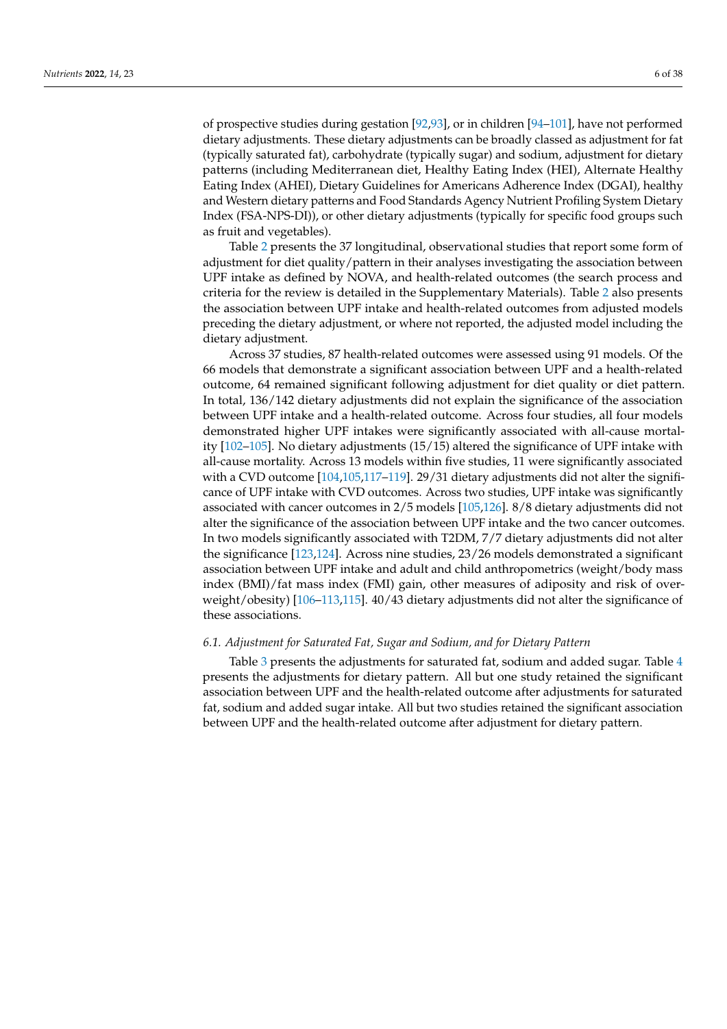of prospective studies during gestation [92,93], or in children [94–101], have not performed dietary adjustments. These dietary adjustments can be broadly classed as adjustment for fat (typically saturated fat), carbohydrate (typically sugar) and sodium, adjustment for dietary patterns (including Mediterranean diet, Healthy Eating Index (HEI), Alternate Healthy Eating Index (AHEI), Dietary Guidelines for Americans Adherence Index (DGAI), healthy and Western dietary patterns and Food Standards Agency Nutrient Profiling System Dietary Index (FSA-NPS-DI)), or other dietary adjustments (typically for specific food groups such as fruit and vegetables).

Table 2 presents the 37 longitudinal, observational studies that report some form of adjustment for diet quality/pattern in their analyses investigating the association between UPF intake as defined by NOVA, and health-related outcomes (the search process and criteria for the review is detailed in the Supplementary Materials). Table 2 also presents the association between UPF intake and health-related outcomes from adjusted models preceding the dietary adjustment, or where not reported, the adjusted model including the dietary adjustment.

Across 37 studies, 87 health-related outcomes were assessed using 91 models. Of the 66 models that demonstrate a significant association between UPF and a health-related outcome, 64 remained significant following adjustment for diet quality or diet pattern. In total, 136/142 dietary adjustments did not explain the significance of the association between UPF intake and a health-related outcome. Across four studies, all four models demonstrated higher UPF intakes were significantly associated with all-cause mortality [102–105]. No dietary adjustments (15/15) altered the significance of UPF intake with all-cause mortality. Across 13 models within five studies, 11 were significantly associated with a CVD outcome [104,105,117–119]. 29/31 dietary adjustments did not alter the significance of UPF intake with CVD outcomes. Across two studies, UPF intake was significantly associated with cancer outcomes in 2/5 models [105,126]. 8/8 dietary adjustments did not alter the significance of the association between UPF intake and the two cancer outcomes. In two models significantly associated with T2DM, 7/7 dietary adjustments did not alter the significance [123,124]. Across nine studies, 23/26 models demonstrated a significant association between UPF intake and adult and child anthropometrics (weight/body mass index (BMI)/fat mass index (FMI) gain, other measures of adiposity and risk of overweight/obesity) [106–113,115]. 40/43 dietary adjustments did not alter the significance of these associations.

### *6.1. Adjustment for Saturated Fat, Sugar and Sodium, and for Dietary Pattern*

Table 3 presents the adjustments for saturated fat, sodium and added sugar. Table 4 presents the adjustments for dietary pattern. All but one study retained the significant association between UPF and the health-related outcome after adjustments for saturated fat, sodium and added sugar intake. All but two studies retained the significant association between UPF and the health-related outcome after adjustment for dietary pattern.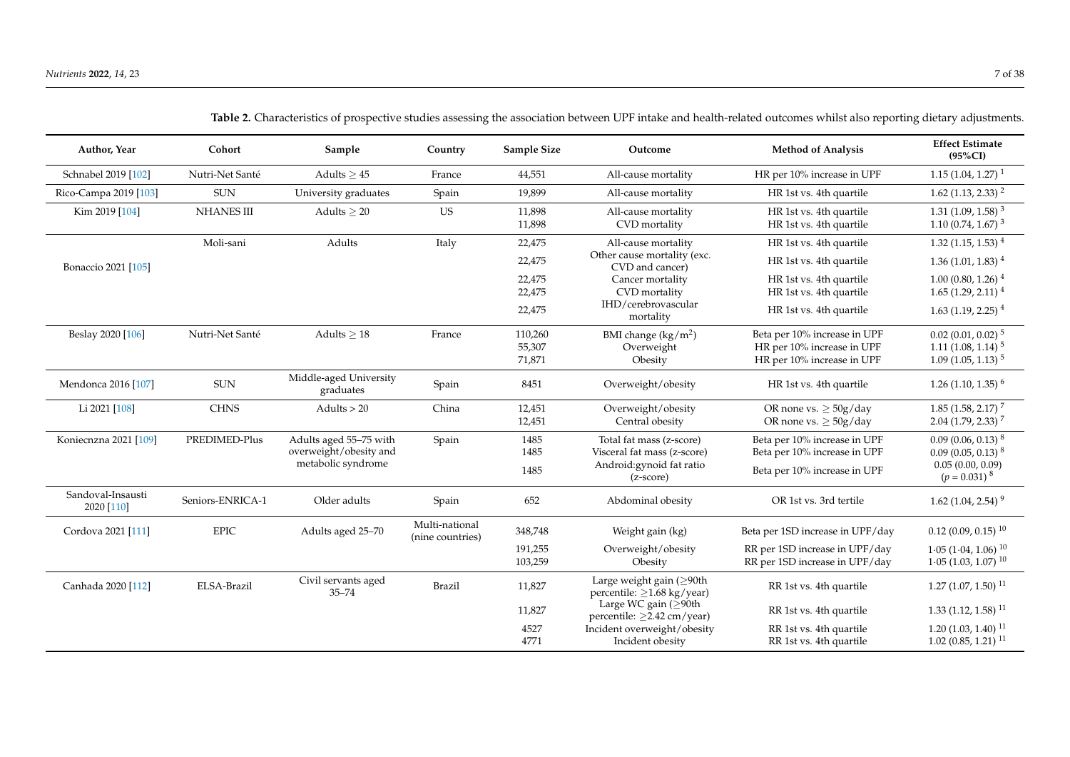**Table 2.** Characteristics of prospective studies assessing the association between UPF intake and health-related outcomes whilst also reporting dietary adjustments.

| Author, Year | Cohort | Sample | Country | Sample Size | Outcome | Method of Analysis | Effect Estimate (95%CI) |
|---|---|---|---|---|---|---|---|
| Schnabel 2019 [102] | Nutri-Net Santé | Adults ≥ 45 | France | 44,551 | All-cause mortality | HR per 10% increase in UPF | 1.15 (1.04, 1.27) [1] |
| Rico-Campa 2019 [103] | SUN | University graduates | Spain | 19,899 | All-cause mortality | HR 1st vs. 4th quartile | 1.62 (1.13, 2.33) [2] |
| Kim 2019 [104] | NHANES III | Adults ≥ 20 | US | 11,898 | All-cause mortality | HR 1st vs. 4th quartile | 1.31 (1.09, 1.58) [3] |
| | | | | 11,898 | CVD mortality | HR 1st vs. 4th quartile | 1.10 (0.74, 1.67) [3] |
| Bonaccio 2021 [105] | Moli-sani | Adults | Italy | 22,475 | All-cause mortality | HR 1st vs. 4th quartile | 1.32 (1.15, 1.53) [4] |
| | | | | 22,475 | Other cause mortality (exc. CVD and cancer) | HR 1st vs. 4th quartile | 1.36 (1.01, 1.83) [4] |
| | | | | 22,475 | Cancer mortality | HR 1st vs. 4th quartile | 1.00 (0.80, 1.26) [4] |
| | | | | 22,475 | CVD mortality | HR 1st vs. 4th quartile | 1.65 (1.29, 2.11) [4] |
| | | | | 22,475 | IHD/cerebrovascular mortality | HR 1st vs. 4th quartile | 1.63 (1.19, 2.25) [4] |
| Beslay 2020 [106] | Nutri-Net Santé | Adults ≥ 18 | France | 110,260 | BMI change ($kg/m^2$) | Beta per 10% increase in UPF | 0.02 (0.01, 0.02) [5] |
| | | | | 55,307 | Overweight | HR per 10% increase in UPF | 1.11 (1.08, 1.14) [5] |
| | | | | 71,871 | Obesity | HR per 10% increase in UPF | 1.09 (1.05, 1.13) [5] |
| Mendonca 2016 [107] | SUN | Middle-aged University graduates | Spain | 8451 | Overweight/obesity | HR 1st vs. 4th quartile | 1.26 (1.10, 1.35) [6] |
| Li 2021 [108] | CHNS | Adults > 20 | China | 12,451 | Overweight/obesity | OR none vs. ≥ 50g/day | 1.85 (1.58, 2.17) [7] |
| | | | | 12,451 | Central obesity | OR none vs. ≥ 50g/day | 2.04 (1.79, 2.33) [7] |
| Koniecznza 2021 [109] | PREDIMED-Plus | Adults aged 55–75 with overweight/obesity and metabolic syndrome | Spain | 1485 | Total fat mass (z-score) | Beta per 10% increase in UPF | 0.09 (0.06, 0.13) [8] |
| | | | | 1485 | Visceral fat mass (z-score) | Beta per 10% increase in UPF | 0.09 (0.05, 0.13) [8] |
| | | | | 1485 | Android:gynoid fat ratio (z-score) | Beta per 10% increase in UPF | 0.05 (0.00, 0.09) ($p = 0.031$) [8] |
| Sandoval-Insausti 2020 [110] | Seniors-ENRICA-1 | Older adults | Spain | 652 | Abdominal obesity | OR 1st vs. 3rd tertile | 1.62 (1.04, 2.54) [9] |
| Cordova 2021 [111] | EPIC | Adults aged 25–70 | Multi-national (nine countries) | 348,748 | Weight gain (kg) | Beta per 1SD increase in UPF/day | 0.12 (0.09, 0.15) [10] |
| | | | | 191,255 | Overweight/obesity | RR per 1SD increase in UPF/day | 1·05 (1·04, 1.06) [10] |
| | | | | 103,259 | Obesity | RR per 1SD increase in UPF/day | 1·05 (1.03, 1.07) [10] |
| Canhada 2020 [112] | ELSA-Brazil | Civil servants aged 35–74 | Brazil | 11,827 | Large weight gain (≥90th percentile: ≥1.68 kg/year) | RR 1st vs. 4th quartile | 1.27 (1.07, 1.50) [11] |
| | | | | 11,827 | Large WC gain (≥90th percentile: ≥2.42 cm/year) | RR 1st vs. 4th quartile | 1.33 (1.12, 1.58) [11] |
| | | | | 4527 | Incident overweight/obesity | RR 1st vs. 4th quartile | 1.20 (1.03, 1.40) [11] |
| | | | | 4771 | Incident obesity | RR 1st vs. 4th quartile | 1.02 (0.85, 1.21) [11] |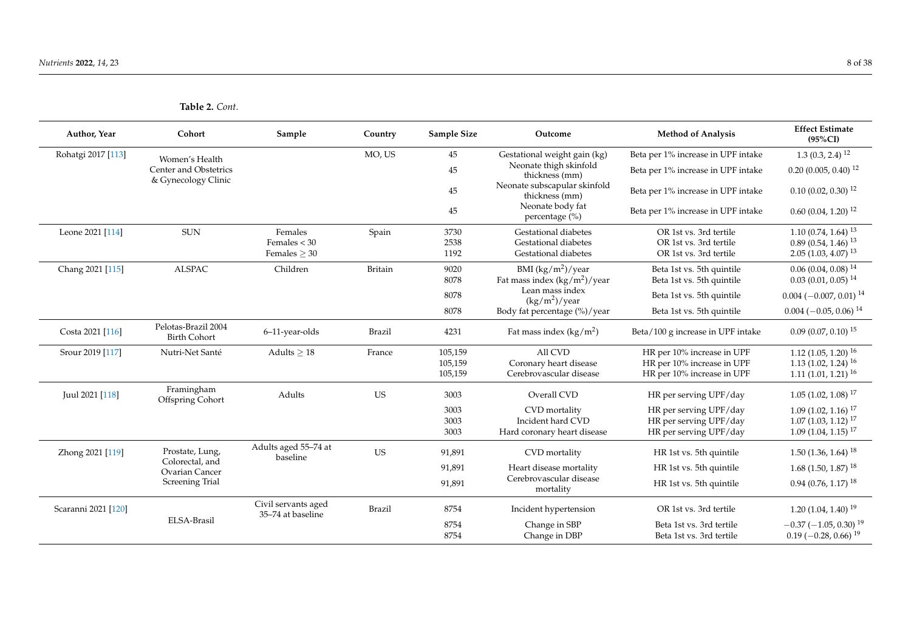**Table 2.** *Cont.*

| Author, Year | Cohort | Sample | Country | Sample Size | Outcome | Method of Analysis | Effect Estimate (95%CI) |
|---|---|---|---|---|---|---|---|
| Rohatgi 2017 [113] | Women's Health Center and Obstetrics & Gynecology Clinic | | MO, US | 45 | Gestational weight gain (kg) | Beta per 1% increase in UPF intake | 1.3 (0.3, 2.4) [12] |
| | | | | 45 | Neonate thigh skinfold thickness (mm) | Beta per 1% increase in UPF intake | 0.20 (0.005, 0.40) [12] |
| | | | | 45 | Neonate subscapular skinfold thickness (mm) | Beta per 1% increase in UPF intake | 0.10 (0.02, 0.30) [12] |
| | | | | 45 | Neonate body fat percentage (%) | Beta per 1% increase in UPF intake | 0.60 (0.04, 1.20) [12] |
| Leone 2021 [114] | SUN | Females | Spain | 3730 | Gestational diabetes | OR 1st vs. 3rd tertile | 1.10 (0.74, 1.64) [13] |
| | | Females < 30 | | 2538 | Gestational diabetes | OR 1st vs. 3rd tertile | 0.89 (0.54, 1.46) [13] |
| | | Females ≥ 30 | | 1192 | Gestational diabetes | OR 1st vs. 3rd tertile | 2.05 (1.03, 4.07) [13] |
| Chang 2021 [115] | ALSPAC | Children | Britain | 9020 | BMI (kg/m$^2$)/year | Beta 1st vs. 5th quintile | 0.06 (0.04, 0.08) [14] |
| | | | | 8078 | Fat mass index (kg/m$^2$)/year | Beta 1st vs. 5th quintile | 0.03 (0.01, 0.05) [14] |
| | | | | 8078 | Lean mass index (kg/m$^2$)/year | Beta 1st vs. 5th quintile | 0.004 (−0.007, 0.01) [14] |
| | | | | 8078 | Body fat percentage (%)/year | Beta 1st vs. 5th quintile | 0.004 (−0.05, 0.06) [14] |
| Costa 2021 [116] | Pelotas-Brazil 2004 Birth Cohort | 6–11-year-olds | Brazil | 4231 | Fat mass index (kg/m$^2$) | Beta/100 g increase in UPF intake | 0.09 (0.07, 0.10) [15] |
| Srour 2019 [117] | Nutri-Net Santé | Adults ≥ 18 | France | 105,159 | All CVD | HR per 10% increase in UPF | 1.12 (1.05, 1.20) [16] |
| | | | | 105,159 | Coronary heart disease | HR per 10% increase in UPF | 1.13 (1.02, 1.24) [16] |
| | | | | 105,159 | Cerebrovascular disease | HR per 10% increase in UPF | 1.11 (1.01, 1.21) [16] |
| Juul 2021 [118] | Framingham Offspring Cohort | Adults | US | 3003 | Overall CVD | HR per serving UPF/day | 1.05 (1.02, 1.08) [17] |
| | | | | 3003 | CVD mortality | HR per serving UPF/day | 1.09 (1.02, 1.16) [17] |
| | | | | 3003 | Incident hard CVD | HR per serving UPF/day | 1.07 (1.03, 1.12) [17] |
| | | | | 3003 | Hard coronary heart disease | HR per serving UPF/day | 1.09 (1.04, 1.15) [17] |
| Zhong 2021 [119] | Prostate, Lung, Colorectal, and Ovarian Cancer Screening Trial | Adults aged 55–74 at baseline | US | 91,891 | CVD mortality | HR 1st vs. 5th quintile | 1.50 (1.36, 1.64) [18] |
| | | | | 91,891 | Heart disease mortality | HR 1st vs. 5th quintile | 1.68 (1.50, 1.87) [18] |
| | | | | 91,891 | Cerebrovascular disease mortality | HR 1st vs. 5th quintile | 0.94 (0.76, 1.17) [18] |
| Scaranni 2021 [120] | ELSA-Brasil | Civil servants aged 35–74 at baseline | Brazil | 8754 | Incident hypertension | OR 1st vs. 3rd tertile | 1.20 (1.04, 1.40) [19] |
| | | | | 8754 | Change in SBP | Beta 1st vs. 3rd tertile | −0.37 (−1.05, 0.30) [19] |
| | | | | 8754 | Change in DBP | Beta 1st vs. 3rd tertile | 0.19 (−0.28, 0.66) [19] |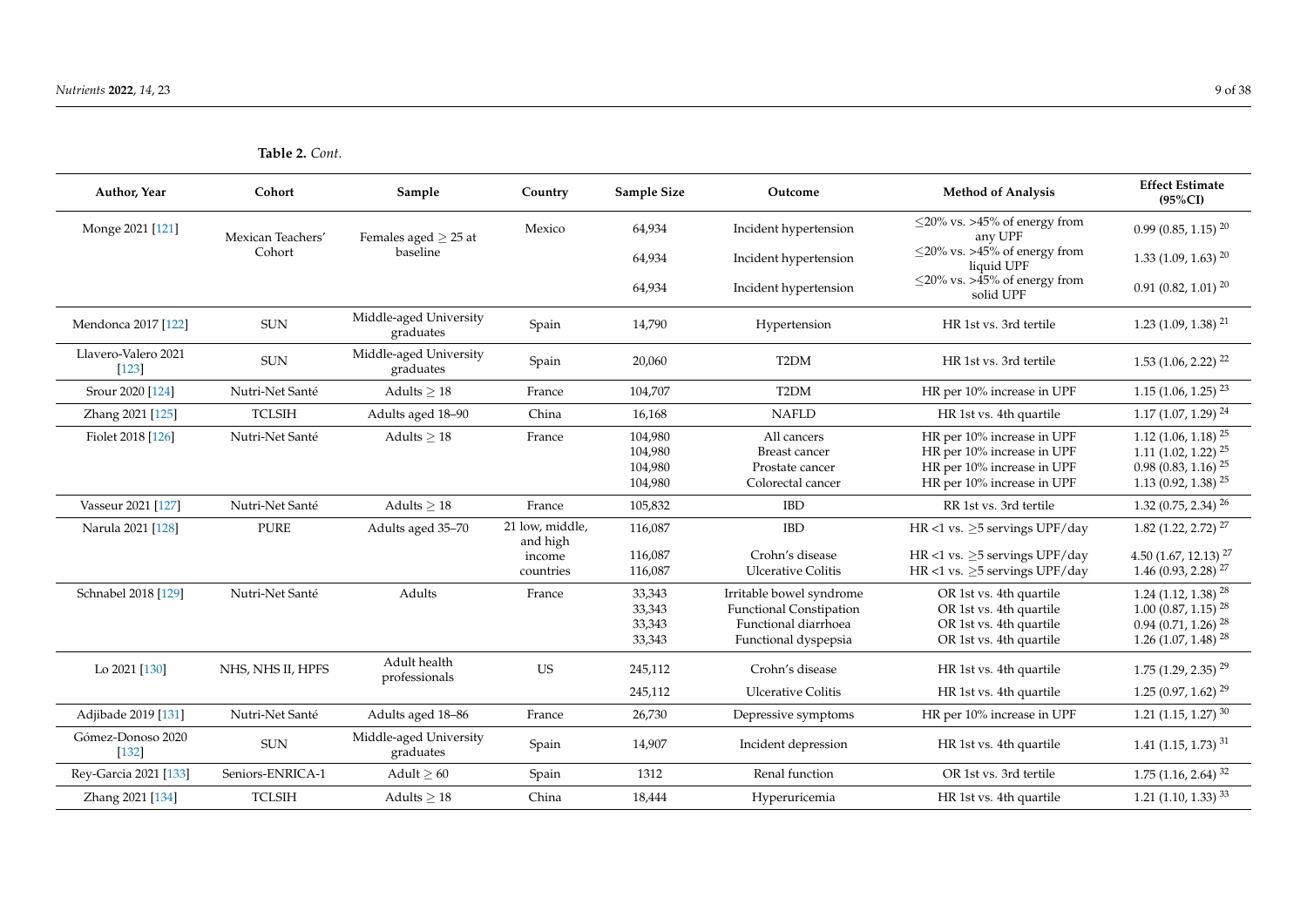**Table 2.** *Cont.*

| Author, Year | Cohort | Sample | Country | Sample Size | Outcome | Method of Analysis | Effect Estimate (95%CI) |
|---|---|---|---|---|---|---|---|
| Monge 2021 [121] | Mexican Teachers' Cohort | Females aged ≥ 25 at baseline | Mexico | 64,934 | Incident hypertension | ≤20% vs. >45% of energy from any UPF | 0.99 (0.85, 1.15) [20] |
| | | | | 64,934 | Incident hypertension | ≤20% vs. >45% of energy from liquid UPF | 1.33 (1.09, 1.63) [20] |
| | | | | 64,934 | Incident hypertension | ≤20% vs. >45% of energy from solid UPF | 0.91 (0.82, 1.01) [20] |
| Mendonca 2017 [122] | SUN | Middle-aged University graduates | Spain | 14,790 | Hypertension | HR 1st vs. 3rd tertile | 1.23 (1.09, 1.38) [21] |
| Llavero-Valero 2021 [123] | SUN | Middle-aged University graduates | Spain | 20,060 | T2DM | HR 1st vs. 3rd tertile | 1.53 (1.06, 2.22) [22] |
| Srour 2020 [124] | Nutri-Net Santé | Adults ≥ 18 | France | 104,707 | T2DM | HR per 10% increase in UPF | 1.15 (1.06, 1.25) [23] |
| Zhang 2021 [125] | TCLSIH | Adults aged 18–90 | China | 16,168 | NAFLD | HR 1st vs. 4th quartile | 1.17 (1.07, 1.29) [24] |
| Fiolet 2018 [126] | Nutri-Net Santé | Adults ≥ 18 | France | 104,980 | All cancers | HR per 10% increase in UPF | 1.12 (1.06, 1.18) [25] |
| | | | | 104,980 | Breast cancer | HR per 10% increase in UPF | 1.11 (1.02, 1.22) [25] |
| | | | | 104,980 | Prostate cancer | HR per 10% increase in UPF | 0.98 (0.83, 1.16) [25] |
| | | | | 104,980 | Colorectal cancer | HR per 10% increase in UPF | 1.13 (0.92, 1.38) [25] |
| Vasseur 2021 [127] | Nutri-Net Santé | Adults ≥ 18 | France | 105,832 | IBD | RR 1st vs. 3rd tertile | 1.32 (0.75, 2.34) [26] |
| Narula 2021 [128] | PURE | Adults aged 35–70 | 21 low, middle, and high income countries | 116,087 | IBD | HR <1 vs. ≥5 servings UPF/day | 1.82 (1.22, 2.72) [27] |
| | | | | 116,087 | Crohn's disease | HR <1 vs. ≥5 servings UPF/day | 4.50 (1.67, 12.13) [27] |
| | | | | 116,087 | Ulcerative Colitis | HR <1 vs. ≥5 servings UPF/day | 1.46 (0.93, 2.28) [27] |
| Schnabel 2018 [129] | Nutri-Net Santé | Adults | France | 33,343 | Irritable bowel syndrome | OR 1st vs. 4th quartile | 1.24 (1.12, 1.38) [28] |
| | | | | 33,343 | Functional Constipation | OR 1st vs. 4th quartile | 1.00 (0.87, 1.15) [28] |
| | | | | 33,343 | Functional diarrhoea | OR 1st vs. 4th quartile | 0.94 (0.71, 1.26) [28] |
| | | | | 33,343 | Functional dyspepsia | OR 1st vs. 4th quartile | 1.26 (1.07, 1.48) [28] |
| Lo 2021 [130] | NHS, NHS II, HPFS | Adult health professionals | US | 245,112 | Crohn's disease | HR 1st vs. 4th quartile | 1.75 (1.29, 2.35) [29] |
| | | | | 245,112 | Ulcerative Colitis | HR 1st vs. 4th quartile | 1.25 (0.97, 1.62) [29] |
| Adjibade 2019 [131] | Nutri-Net Santé | Adults aged 18–86 | France | 26,730 | Depressive symptoms | HR per 10% increase in UPF | 1.21 (1.15, 1.27) [30] |
| Gómez-Donoso 2020 [132] | SUN | Middle-aged University graduates | Spain | 14,907 | Incident depression | HR 1st vs. 4th quartile | 1.41 (1.15, 1.73) [31] |
| Rey-Garcia 2021 [133] | Seniors-ENRICA-1 | Adult ≥ 60 | Spain | 1312 | Renal function | OR 1st vs. 3rd tertile | 1.75 (1.16, 2.64) [32] |
| Zhang 2021 [134] | TCLSIH | Adults ≥ 18 | China | 18,444 | Hyperuricemia | HR 1st vs. 4th quartile | 1.21 (1.10, 1.33) [33] |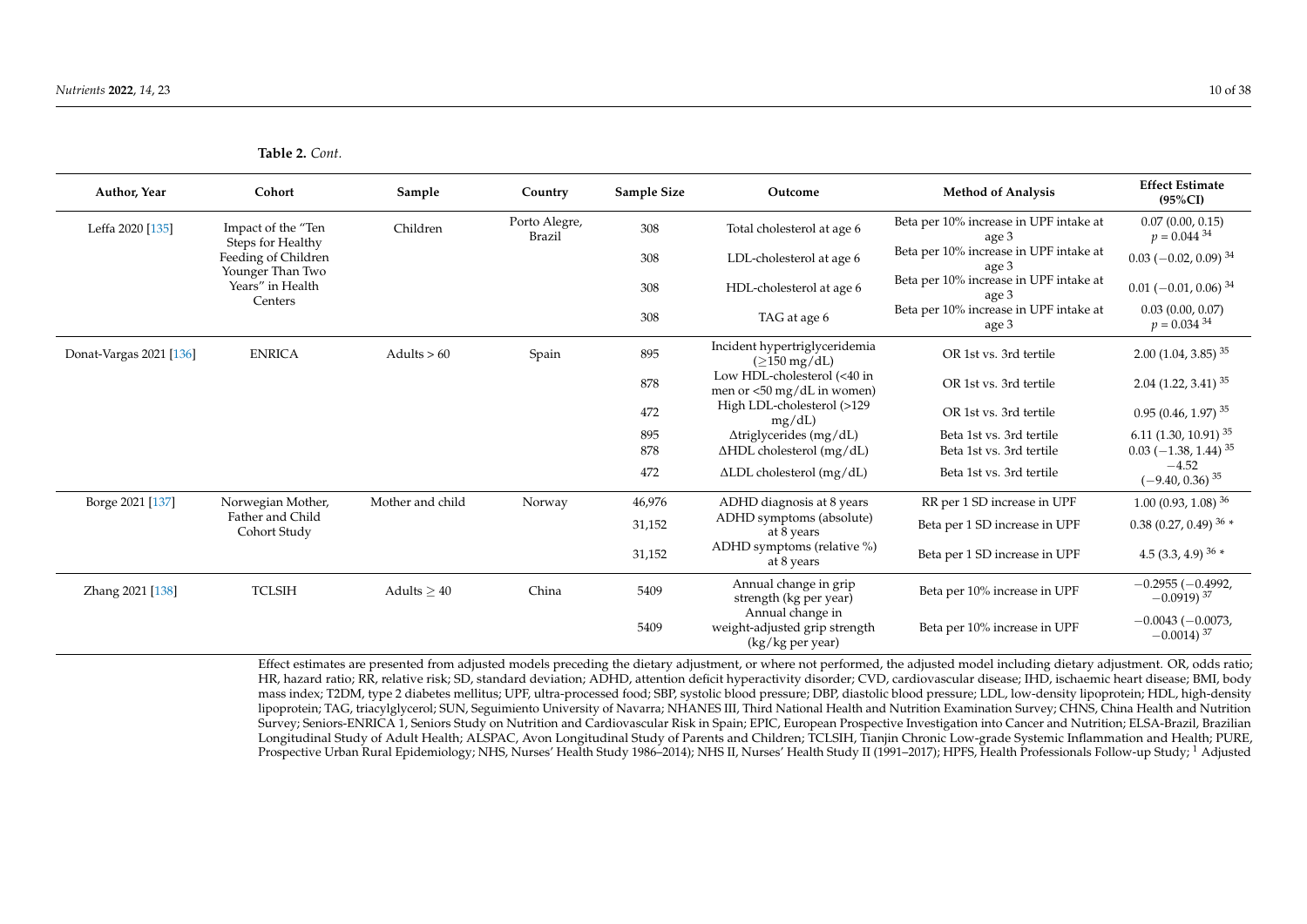**Table 2.** *Cont.*

| Author, Year | Cohort | Sample | Country | Sample Size | Outcome | Method of Analysis | Effect Estimate (95%CI) |
|---|---|---|---|---|---|---|---|
| Leffa 2020 [135] | Impact of the "Ten Steps for Healthy Feeding of Children Younger Than Two Years" in Health Centers | Children | Porto Alegre, Brazil | 308 | Total cholesterol at age 6 | Beta per 10% increase in UPF intake at age 3 | 0.07 (0.00, 0.15) $p = 0.044$ [34] |
| | | | | 308 | LDL-cholesterol at age 6 | Beta per 10% increase in UPF intake at age 3 | 0.03 (−0.02, 0.09) [34] |
| | | | | 308 | HDL-cholesterol at age 6 | Beta per 10% increase in UPF intake at age 3 | 0.01 (−0.01, 0.06) [34] |
| | | | | 308 | TAG at age 6 | Beta per 10% increase in UPF intake at age 3 | 0.03 (0.00, 0.07) $p = 0.034$ [34] |
| Donat-Vargas 2021 [136] | ENRICA | Adults > 60 | Spain | 895 | Incident hypertriglyceridemia (≥150 mg/dL) | OR 1st vs. 3rd tertile | 2.00 (1.04, 3.85) [35] |
| | | | | 878 | Low HDL-cholesterol (<40 in men or <50 mg/dL in women) | OR 1st vs. 3rd tertile | 2.04 (1.22, 3.41) [35] |
| | | | | 472 | High LDL-cholesterol (>129 mg/dL) | OR 1st vs. 3rd tertile | 0.95 (0.46, 1.97) [35] |
| | | | | 895 | Δtriglycerides (mg/dL) | Beta 1st vs. 3rd tertile | 6.11 (1.30, 10.91) [35] |
| | | | | 878 | ΔHDL cholesterol (mg/dL) | Beta 1st vs. 3rd tertile | 0.03 (−1.38, 1.44) [35] |
| | | | | 472 | ΔLDL cholesterol (mg/dL) | Beta 1st vs. 3rd tertile | −4.52 (−9.40, 0.36) [35] |
| Borge 2021 [137] | Norwegian Mother, Father and Child Cohort Study | Mother and child | Norway | 46,976 | ADHD diagnosis at 8 years | RR per 1 SD increase in UPF | 1.00 (0.93, 1.08) [36] |
| | | | | 31,152 | ADHD symptoms (absolute) at 8 years | Beta per 1 SD increase in UPF | 0.38 (0.27, 0.49) [36] * |
| | | | | 31,152 | ADHD symptoms (relative %) at 8 years | Beta per 1 SD increase in UPF | 4.5 (3.3, 4.9) [36] * |
| Zhang 2021 [138] | TCLSIH | Adults ≥ 40 | China | 5409 | Annual change in grip strength (kg per year) | Beta per 10% increase in UPF | −0.2955 (−0.4992, −0.0919) [37] |
| | | | | 5409 | Annual change in weight-adjusted grip strength (kg/kg per year) | Beta per 10% increase in UPF | −0.0043 (−0.0073, −0.0014) [37] |

Effect estimates are presented from adjusted models preceding the dietary adjustment, or where not performed, the adjusted model including dietary adjustment. OR, odds ratio; HR, hazard ratio; RR, relative risk; SD, standard deviation; ADHD, attention deficit hyperactivity disorder; CVD, cardiovascular disease; IHD, ischaemic heart disease; BMI, body mass index; T2DM, type 2 diabetes mellitus; UPF, ultra-processed food; SBP, systolic blood pressure; DBP, diastolic blood pressure; LDL, low-density lipoprotein; HDL, high-density lipoprotein; TAG, triacylglycerol; SUN, Seguimiento University of Navarra; NHANES III, Third National Health and Nutrition Examination Survey; CHNS, China Health and Nutrition Survey; Seniors-ENRICA 1, Seniors Study on Nutrition and Cardiovascular Risk in Spain; EPIC, European Prospective Investigation into Cancer and Nutrition; ELSA-Brazil, Brazilian Longitudinal Study of Adult Health; ALSPAC, Avon Longitudinal Study of Parents and Children; TCLSIH, Tianjin Chronic Low-grade Systemic Inflammation and Health; PURE, Prospective Urban Rural Epidemiology; NHS, Nurses' Health Study 1986–2014); NHS II, Nurses' Health Study II (1991–2017); HPFS, Health Professionals Follow-up Study; [1] Adjusted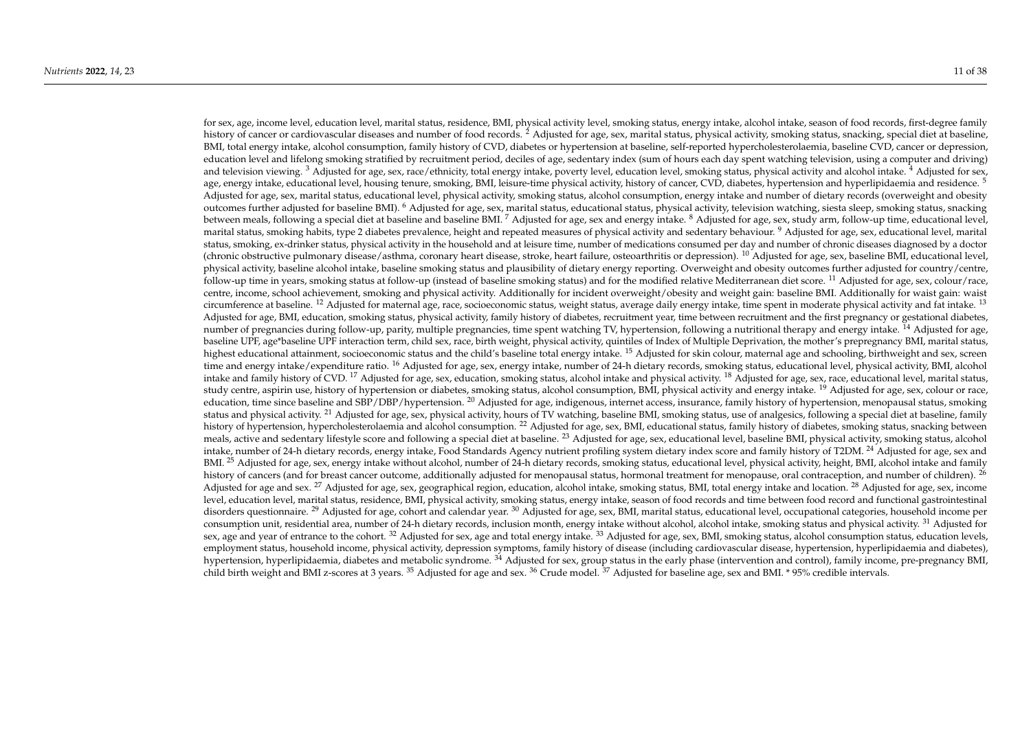for sex, age, income level, education level, marital status, residence, BMI, physical activity level, smoking status, energy intake, alcohol intake, season of food records, first-degree family history of cancer or cardiovascular diseases and number of food records. [2] Adjusted for age, sex, marital status, physical activity, smoking status, snacking, special diet at baseline, BMI, total energy intake, alcohol consumption, family history of CVD, diabetes or hypertension at baseline, self-reported hypercholesterolaemia, baseline CVD, cancer or depression, education level and lifelong smoking stratified by recruitment period, deciles of age, sedentary index (sum of hours each day spent watching television, using a computer and driving) and television viewing. [3] Adjusted for age, sex, race/ethnicity, total energy intake, poverty level, education level, smoking status, physical activity and alcohol intake. [4] Adjusted for sex, age, energy intake, educational level, housing tenure, smoking, BMI, leisure-time physical activity, history of cancer, CVD, diabetes, hypertension and hyperlipidaemia and residence. [5] Adjusted for age, sex, marital status, educational level, physical activity, smoking status, alcohol consumption, energy intake and number of dietary records (overweight and obesity outcomes further adjusted for baseline BMI). [6] Adjusted for age, sex, marital status, educational status, physical activity, television watching, siesta sleep, smoking status, snacking between meals, following a special diet at baseline and baseline BMI. [7] Adjusted for age, sex and energy intake. [8] Adjusted for age, sex, study arm, follow-up time, educational level, marital status, smoking habits, type 2 diabetes prevalence, height and repeated measures of physical activity and sedentary behaviour. [9] Adjusted for age, sex, educational level, marital status, smoking, ex-drinker status, physical activity in the household and at leisure time, number of medications consumed per day and number of chronic diseases diagnosed by a doctor (chronic obstructive pulmonary disease/asthma, coronary heart disease, stroke, heart failure, osteoarthritis or depression). [10] Adjusted for age, sex, baseline BMI, educational level, physical activity, baseline alcohol intake, baseline smoking status and plausibility of dietary energy reporting. Overweight and obesity outcomes further adjusted for country/centre, follow-up time in years, smoking status at follow-up (instead of baseline smoking status) and for the modified relative Mediterranean diet score. [11] Adjusted for age, sex, colour/race, centre, income, school achievement, smoking and physical activity. Additionally for incident overweight/obesity and weight gain: baseline BMI. Additionally for waist gain: waist circumference at baseline. [12] Adjusted for maternal age, race, socioeconomic status, weight status, average daily energy intake, time spent in moderate physical activity and fat intake. [13] Adjusted for age, BMI, education, smoking status, physical activity, family history of diabetes, recruitment year, time between recruitment and the first pregnancy or gestational diabetes, number of pregnancies during follow-up, parity, multiple pregnancies, time spent watching TV, hypertension, following a nutritional therapy and energy intake. [14] Adjusted for age, baseline UPF, age*baseline UPF interaction term, child sex, race, birth weight, physical activity, quintiles of Index of Multiple Deprivation, the mother's prepregnancy BMI, marital status, highest educational attainment, socioeconomic status and the child's baseline total energy intake. [15] Adjusted for skin colour, maternal age and schooling, birthweight and sex, screen time and energy intake/expenditure ratio. [16] Adjusted for age, sex, energy intake, number of 24-h dietary records, smoking status, educational level, physical activity, BMI, alcohol intake and family history of CVD. [17] Adjusted for age, sex, education, smoking status, alcohol intake and physical activity. [18] Adjusted for age, sex, race, educational level, marital status, study centre, aspirin use, history of hypertension or diabetes, smoking status, alcohol consumption, BMI, physical activity and energy intake. [19] Adjusted for age, sex, colour or race, education, time since baseline and SBP/DBP/hypertension. [20] Adjusted for age, indigenous, internet access, insurance, family history of hypertension, menopausal status, smoking status and physical activity. [21] Adjusted for age, sex, physical activity, hours of TV watching, baseline BMI, smoking status, use of analgesics, following a special diet at baseline, family history of hypertension, hypercholesterolaemia and alcohol consumption. [22] Adjusted for age, sex, BMI, educational status, family history of diabetes, smoking status, snacking between meals, active and sedentary lifestyle score and following a special diet at baseline. [23] Adjusted for age, sex, educational level, baseline BMI, physical activity, smoking status, alcohol intake, number of 24-h dietary records, energy intake, Food Standards Agency nutrient profiling system dietary index score and family history of T2DM. [24] Adjusted for age, sex and BMI. [25] Adjusted for age, sex, energy intake without alcohol, number of 24-h dietary records, smoking status, educational level, physical activity, height, BMI, alcohol intake and family history of cancers (and for breast cancer outcome, additionally adjusted for menopausal status, hormonal treatment for menopause, oral contraception, and number of children). [26] Adjusted for age and sex. [27] Adjusted for age, sex, geographical region, education, alcohol intake, smoking status, BMI, total energy intake and location. [28] Adjusted for age, sex, income level, education level, marital status, residence, BMI, physical activity, smoking status, energy intake, season of food records and time between food record and functional gastrointestinal disorders questionnaire. [29] Adjusted for age, cohort and calendar year. [30] Adjusted for age, sex, BMI, marital status, educational level, occupational categories, household income per consumption unit, residential area, number of 24-h dietary records, inclusion month, energy intake without alcohol, alcohol intake, smoking status and physical activity. [31] Adjusted for sex, age and year of entrance to the cohort. [32] Adjusted for sex, age and total energy intake. [33] Adjusted for age, sex, BMI, smoking status, alcohol consumption status, education levels, employment status, household income, physical activity, depression symptoms, family history of disease (including cardiovascular disease, hypertension, hyperlipidaemia and diabetes), hypertension, hyperlipidaemia, diabetes and metabolic syndrome. [34] Adjusted for sex, group status in the early phase (intervention and control), family income, pre-pregnancy BMI, child birth weight and BMI z-scores at 3 years. [35] Adjusted for age and sex. [36] Crude model. [37] Adjusted for baseline age, sex and BMI. * 95% credible intervals.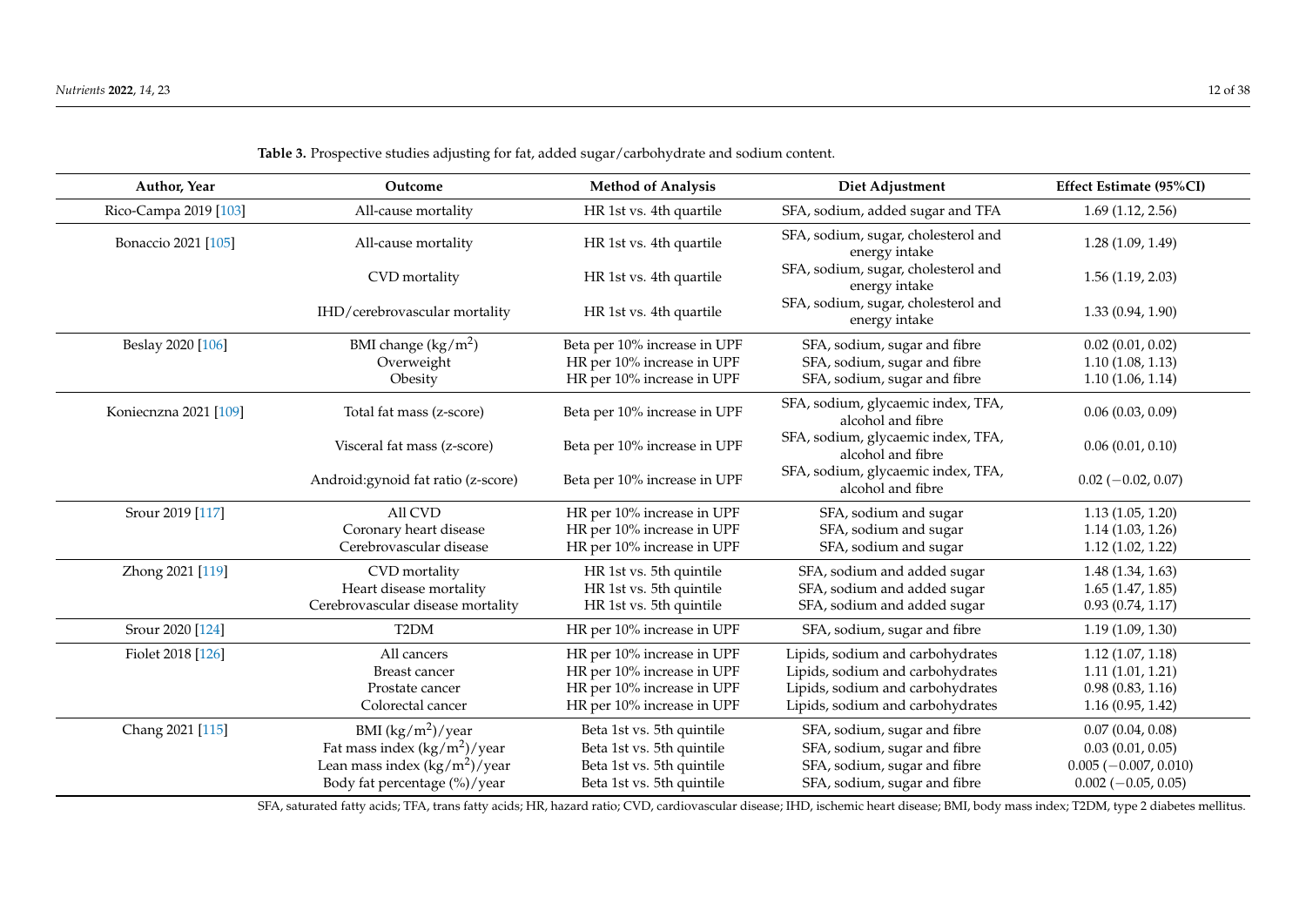**Table 3.** Prospective studies adjusting for fat, added sugar/carbohydrate and sodium content.

| Author, Year | Outcome | Method of Analysis | Diet Adjustment | Effect Estimate (95%CI) |
|---|---|---|---|---|
| Rico-Campa 2019 [103] | All-cause mortality | HR 1st vs. 4th quartile | SFA, sodium, added sugar and TFA | 1.69 (1.12, 2.56) |
| Bonaccio 2021 [105] | All-cause mortality | HR 1st vs. 4th quartile | SFA, sodium, sugar, cholesterol and energy intake | 1.28 (1.09, 1.49) |
| | CVD mortality | HR 1st vs. 4th quartile | SFA, sodium, sugar, cholesterol and energy intake | 1.56 (1.19, 2.03) |
| | IHD/cerebrovascular mortality | HR 1st vs. 4th quartile | SFA, sodium, sugar, cholesterol and energy intake | 1.33 (0.94, 1.90) |
| Beslay 2020 [106] | BMI change (kg/m$^2$) | Beta per 10% increase in UPF | SFA, sodium, sugar and fibre | 0.02 (0.01, 0.02) |
| | Overweight | HR per 10% increase in UPF | SFA, sodium, sugar and fibre | 1.10 (1.08, 1.13) |
| | Obesity | HR per 10% increase in UPF | SFA, sodium, sugar and fibre | 1.10 (1.06, 1.14) |
| Koniecnzna 2021 [109] | Total fat mass (z-score) | Beta per 10% increase in UPF | SFA, sodium, glycaemic index, TFA, alcohol and fibre | 0.06 (0.03, 0.09) |
| | Visceral fat mass (z-score) | Beta per 10% increase in UPF | SFA, sodium, glycaemic index, TFA, alcohol and fibre | 0.06 (0.01, 0.10) |
| | Android:gynoid fat ratio (z-score) | Beta per 10% increase in UPF | SFA, sodium, glycaemic index, TFA, alcohol and fibre | 0.02 (−0.02, 0.07) |
| Srour 2019 [117] | All CVD | HR per 10% increase in UPF | SFA, sodium and sugar | 1.13 (1.05, 1.20) |
| | Coronary heart disease | HR per 10% increase in UPF | SFA, sodium and sugar | 1.14 (1.03, 1.26) |
| | Cerebrovascular disease | HR per 10% increase in UPF | SFA, sodium and sugar | 1.12 (1.02, 1.22) |
| Zhong 2021 [119] | CVD mortality | HR 1st vs. 5th quintile | SFA, sodium and added sugar | 1.48 (1.34, 1.63) |
| | Heart disease mortality | HR 1st vs. 5th quintile | SFA, sodium and added sugar | 1.65 (1.47, 1.85) |
| | Cerebrovascular disease mortality | HR 1st vs. 5th quintile | SFA, sodium and added sugar | 0.93 (0.74, 1.17) |
| Srour 2020 [124] | T2DM | HR per 10% increase in UPF | SFA, sodium, sugar and fibre | 1.19 (1.09, 1.30) |
| Fiolet 2018 [126] | All cancers | HR per 10% increase in UPF | Lipids, sodium and carbohydrates | 1.12 (1.07, 1.18) |
| | Breast cancer | HR per 10% increase in UPF | Lipids, sodium and carbohydrates | 1.11 (1.01, 1.21) |
| | Prostate cancer | HR per 10% increase in UPF | Lipids, sodium and carbohydrates | 0.98 (0.83, 1.16) |
| | Colorectal cancer | HR per 10% increase in UPF | Lipids, sodium and carbohydrates | 1.16 (0.95, 1.42) |
| Chang 2021 [115] | BMI (kg/m$^2$)/year | Beta 1st vs. 5th quintile | SFA, sodium, sugar and fibre | 0.07 (0.04, 0.08) |
| | Fat mass index (kg/m$^2$)/year | Beta 1st vs. 5th quintile | SFA, sodium, sugar and fibre | 0.03 (0.01, 0.05) |
| | Lean mass index (kg/m$^2$)/year | Beta 1st vs. 5th quintile | SFA, sodium, sugar and fibre | 0.005 (−0.007, 0.010) |
| | Body fat percentage (%)/year | Beta 1st vs. 5th quintile | SFA, sodium, sugar and fibre | 0.002 (−0.05, 0.05) |

SFA, saturated fatty acids; TFA, trans fatty acids; HR, hazard ratio; CVD, cardiovascular disease; IHD, ischemic heart disease; BMI, body mass index; T2DM, type 2 diabetes mellitus.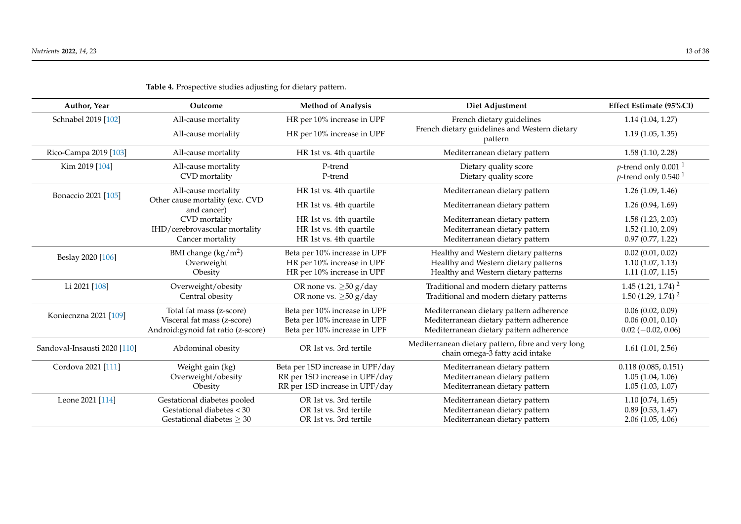**Table 4.** Prospective studies adjusting for dietary pattern.

| Author, Year | Outcome | Method of Analysis | Diet Adjustment | Effect Estimate (95%CI) |
|---|---|---|---|---|
| Schnabel 2019 [102] | All-cause mortality | HR per 10% increase in UPF | French dietary guidelines | 1.14 (1.04, 1.27) |
| | All-cause mortality | HR per 10% increase in UPF | French dietary guidelines and Western dietary pattern | 1.19 (1.05, 1.35) |
| Rico-Campa 2019 [103] | All-cause mortality | HR 1st vs. 4th quartile | Mediterranean dietary pattern | 1.58 (1.10, 2.28) |
| Kim 2019 [104] | All-cause mortality | P-trend | Dietary quality score | *p*-trend only 0.001 [1] |
| | CVD mortality | P-trend | Dietary quality score | *p*-trend only 0.540 [1] |
| Bonaccio 2021 [105] | All-cause mortality | HR 1st vs. 4th quartile | Mediterranean dietary pattern | 1.26 (1.09, 1.46) |
| | Other cause mortality (exc. CVD and cancer) | HR 1st vs. 4th quartile | Mediterranean dietary pattern | 1.26 (0.94, 1.69) |
| | CVD mortality | HR 1st vs. 4th quartile | Mediterranean dietary pattern | 1.58 (1.23, 2.03) |
| | IHD/cerebrovascular mortality | HR 1st vs. 4th quartile | Mediterranean dietary pattern | 1.52 (1.10, 2.09) |
| | Cancer mortality | HR 1st vs. 4th quartile | Mediterranean dietary pattern | 0.97 (0.77, 1.22) |
| Beslay 2020 [106] | BMI change (kg/$m^2$) | Beta per 10% increase in UPF | Healthy and Western dietary patterns | 0.02 (0.01, 0.02) |
| | Overweight | HR per 10% increase in UPF | Healthy and Western dietary patterns | 1.10 (1.07, 1.13) |
| | Obesity | HR per 10% increase in UPF | Healthy and Western dietary patterns | 1.11 (1.07, 1.15) |
| Li 2021 [108] | Overweight/obesity | OR none vs. $\geq$50 g/day | Traditional and modern dietary patterns | 1.45 (1.21, 1.74) [2] |
| | Central obesity | OR none vs. $\geq$50 g/day | Traditional and modern dietary patterns | 1.50 (1.29, 1.74) [2] |
| Koniecnzna 2021 [109] | Total fat mass (z-score) | Beta per 10% increase in UPF | Mediterranean dietary pattern adherence | 0.06 (0.02, 0.09) |
| | Visceral fat mass (z-score) | Beta per 10% increase in UPF | Mediterranean dietary pattern adherence | 0.06 (0.01, 0.10) |
| | Android:gynoid fat ratio (z-score) | Beta per 10% increase in UPF | Mediterranean dietary pattern adherence | 0.02 (−0.02, 0.06) |
| Sandoval-Insausti 2020 [110] | Abdominal obesity | OR 1st vs. 3rd tertile | Mediterranean dietary pattern, fibre and very long chain omega-3 fatty acid intake | 1.61 (1.01, 2.56) |
| Cordova 2021 [111] | Weight gain (kg) | Beta per 1SD increase in UPF/day | Mediterranean dietary pattern | 0.118 (0.085, 0.151) |
| | Overweight/obesity | RR per 1SD increase in UPF/day | Mediterranean dietary pattern | 1.05 (1.04, 1.06) |
| | Obesity | RR per 1SD increase in UPF/day | Mediterranean dietary pattern | 1.05 (1.03, 1.07) |
| Leone 2021 [114] | Gestational diabetes pooled | OR 1st vs. 3rd tertile | Mediterranean dietary pattern | 1.10 [0.74, 1.65) |
| | Gestational diabetes < 30 | OR 1st vs. 3rd tertile | Mediterranean dietary pattern | 0.89 [0.53, 1.47) |
| | Gestational diabetes $\geq$ 30 | OR 1st vs. 3rd tertile | Mediterranean dietary pattern | 2.06 (1.05, 4.06) |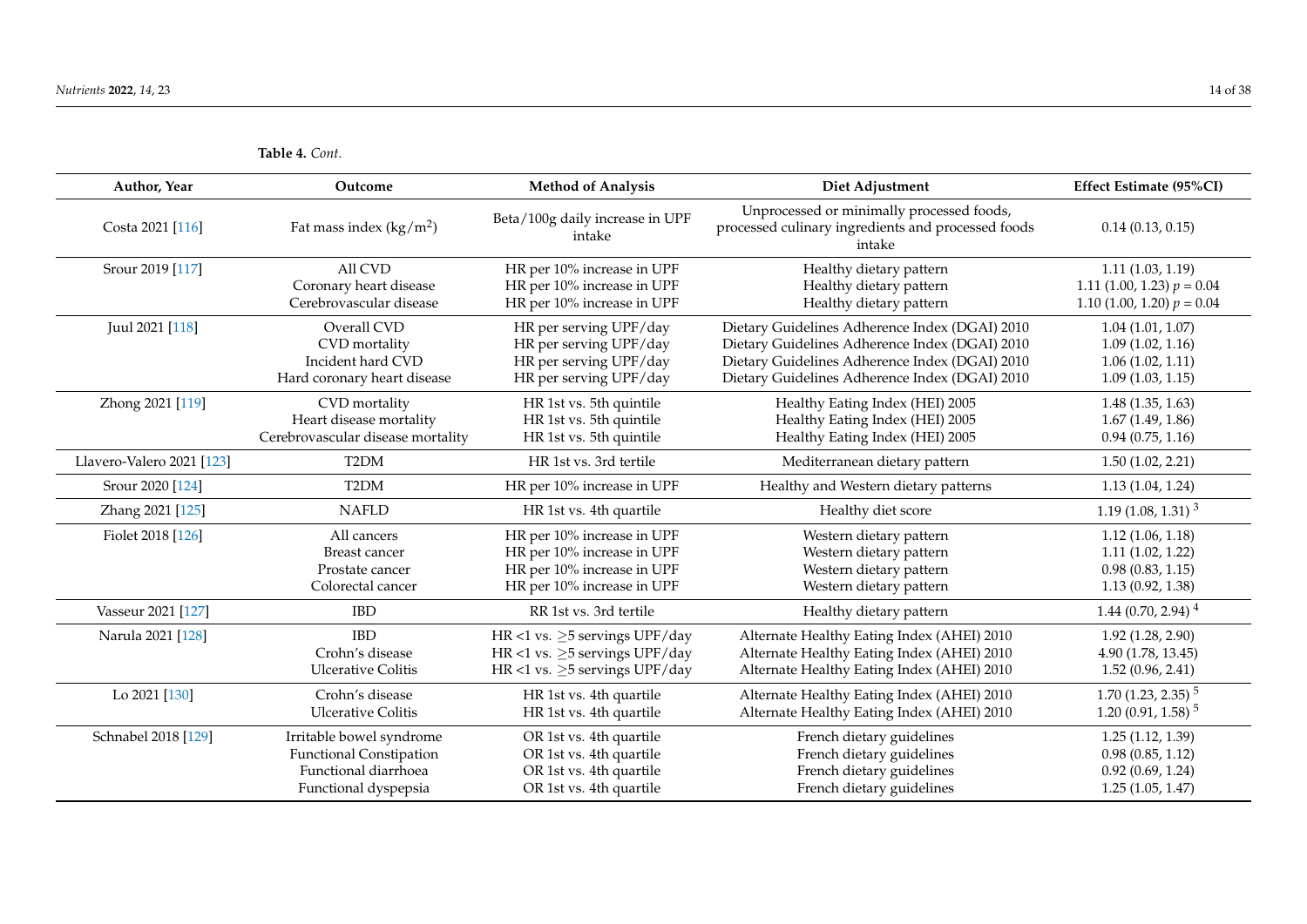**Table 4.** *Cont.*

| Author, Year | Outcome | Method of Analysis | Diet Adjustment | Effect Estimate (95%CI) |
|---|---|---|---|---|
| Costa 2021 [116] | Fat mass index (kg/m$^2$) | Beta/100g daily increase in UPF intake | Unprocessed or minimally processed foods, processed culinary ingredients and processed foods intake | 0.14 (0.13, 0.15) |
| Srour 2019 [117] | All CVD | HR per 10% increase in UPF | Healthy dietary pattern | 1.11 (1.03, 1.19) |
| | Coronary heart disease | HR per 10% increase in UPF | Healthy dietary pattern | 1.11 (1.00, 1.23) $p = 0.04$ |
| | Cerebrovascular disease | HR per 10% increase in UPF | Healthy dietary pattern | 1.10 (1.00, 1.20) $p = 0.04$ |
| Juul 2021 [118] | Overall CVD | HR per serving UPF/day | Dietary Guidelines Adherence Index (DGAI) 2010 | 1.04 (1.01, 1.07) |
| | CVD mortality | HR per serving UPF/day | Dietary Guidelines Adherence Index (DGAI) 2010 | 1.09 (1.02, 1.16) |
| | Incident hard CVD | HR per serving UPF/day | Dietary Guidelines Adherence Index (DGAI) 2010 | 1.06 (1.02, 1.11) |
| | Hard coronary heart disease | HR per serving UPF/day | Dietary Guidelines Adherence Index (DGAI) 2010 | 1.09 (1.03, 1.15) |
| Zhong 2021 [119] | CVD mortality | HR 1st vs. 5th quintile | Healthy Eating Index (HEI) 2005 | 1.48 (1.35, 1.63) |
| | Heart disease mortality | HR 1st vs. 5th quintile | Healthy Eating Index (HEI) 2005 | 1.67 (1.49, 1.86) |
| | Cerebrovascular disease mortality | HR 1st vs. 5th quintile | Healthy Eating Index (HEI) 2005 | 0.94 (0.75, 1.16) |
| Llavero-Valero 2021 [123] | T2DM | HR 1st vs. 3rd tertile | Mediterranean dietary pattern | 1.50 (1.02, 2.21) |
| Srour 2020 [124] | T2DM | HR per 10% increase in UPF | Healthy and Western dietary patterns | 1.13 (1.04, 1.24) |
| Zhang 2021 [125] | NAFLD | HR 1st vs. 4th quartile | Healthy diet score | 1.19 (1.08, 1.31) [3] |
| Fiolet 2018 [126] | All cancers | HR per 10% increase in UPF | Western dietary pattern | 1.12 (1.06, 1.18) |
| | Breast cancer | HR per 10% increase in UPF | Western dietary pattern | 1.11 (1.02, 1.22) |
| | Prostate cancer | HR per 10% increase in UPF | Western dietary pattern | 0.98 (0.83, 1.15) |
| | Colorectal cancer | HR per 10% increase in UPF | Western dietary pattern | 1.13 (0.92, 1.38) |
| Vasseur 2021 [127] | IBD | RR 1st vs. 3rd tertile | Healthy dietary pattern | 1.44 (0.70, 2.94) [4] |
| Narula 2021 [128] | IBD | HR <1 vs. ≥5 servings UPF/day | Alternate Healthy Eating Index (AHEI) 2010 | 1.92 (1.28, 2.90) |
| | Crohn's disease | HR <1 vs. ≥5 servings UPF/day | Alternate Healthy Eating Index (AHEI) 2010 | 4.90 (1.78, 13.45) |
| | Ulcerative Colitis | HR <1 vs. ≥5 servings UPF/day | Alternate Healthy Eating Index (AHEI) 2010 | 1.52 (0.96, 2.41) |
| Lo 2021 [130] | Crohn's disease | HR 1st vs. 4th quartile | Alternate Healthy Eating Index (AHEI) 2010 | 1.70 (1.23, 2.35) [5] |
| | Ulcerative Colitis | HR 1st vs. 4th quartile | Alternate Healthy Eating Index (AHEI) 2010 | 1.20 (0.91, 1.58) [5] |
| Schnabel 2018 [129] | Irritable bowel syndrome | OR 1st vs. 4th quartile | French dietary guidelines | 1.25 (1.12, 1.39) |
| | Functional Constipation | OR 1st vs. 4th quartile | French dietary guidelines | 0.98 (0.85, 1.12) |
| | Functional diarrhoea | OR 1st vs. 4th quartile | French dietary guidelines | 0.92 (0.69, 1.24) |
| | Functional dyspepsia | OR 1st vs. 4th quartile | French dietary guidelines | 1.25 (1.05, 1.47) |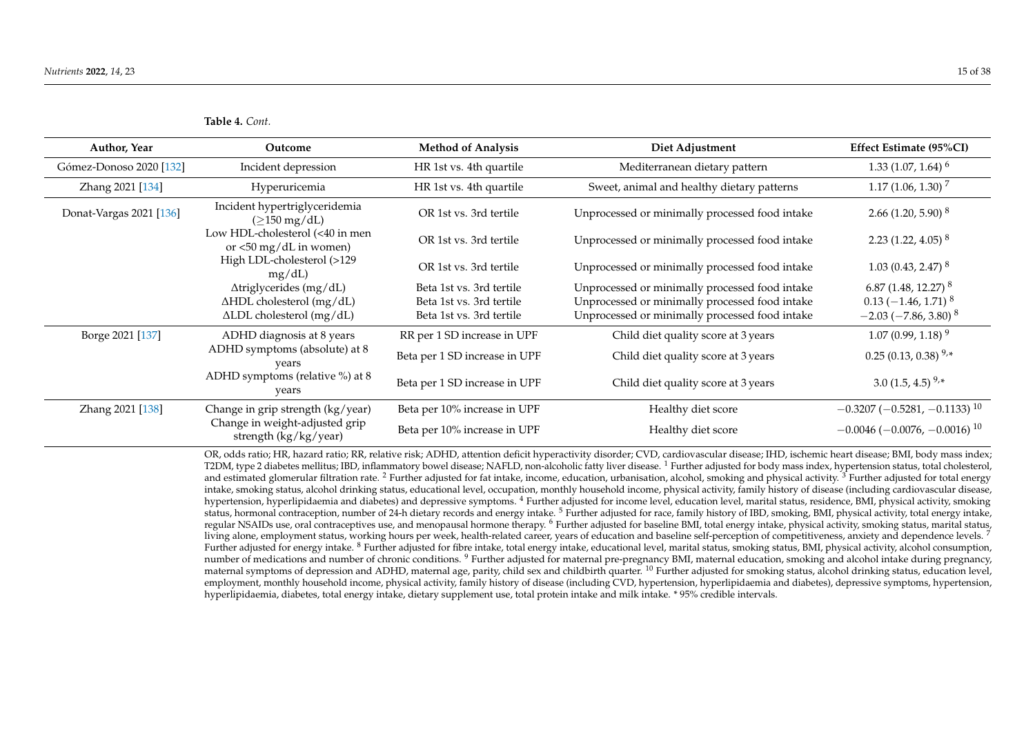**Table 4.** *Cont.*

| Author, Year | Outcome | Method of Analysis | Diet Adjustment | Effect Estimate (95%CI) |
|---|---|---|---|---|
| Gómez-Donoso 2020 [132] | Incident depression | HR 1st vs. 4th quartile | Mediterranean dietary pattern | 1.33 (1.07, 1.64) [6] |
| Zhang 2021 [134] | Hyperuricemia | HR 1st vs. 4th quartile | Sweet, animal and healthy dietary patterns | 1.17 (1.06, 1.30) [7] |
| Donat-Vargas 2021 [136] | Incident hypertriglyceridemia ($\geq$150 mg/dL) | OR 1st vs. 3rd tertile | Unprocessed or minimally processed food intake | 2.66 (1.20, 5.90) [8] |
| | Low HDL-cholesterol (<40 in men or <50 mg/dL in women) | OR 1st vs. 3rd tertile | Unprocessed or minimally processed food intake | 2.23 (1.22, 4.05) [8] |
| | High LDL-cholesterol (>129 mg/dL) | OR 1st vs. 3rd tertile | Unprocessed or minimally processed food intake | 1.03 (0.43, 2.47) [8] |
| | $\Delta$triglycerides (mg/dL) | Beta 1st vs. 3rd tertile | Unprocessed or minimally processed food intake | 6.87 (1.48, 12.27) [8] |
| | $\Delta$HDL cholesterol (mg/dL) | Beta 1st vs. 3rd tertile | Unprocessed or minimally processed food intake | 0.13 (−1.46, 1.71) [8] |
| | $\Delta$LDL cholesterol (mg/dL) | Beta 1st vs. 3rd tertile | Unprocessed or minimally processed food intake | −2.03 (−7.86, 3.80) [8] |
| Borge 2021 [137] | ADHD diagnosis at 8 years | RR per 1 SD increase in UPF | Child diet quality score at 3 years | 1.07 (0.99, 1.18) [9] |
| | ADHD symptoms (absolute) at 8 years | Beta per 1 SD increase in UPF | Child diet quality score at 3 years | 0.25 (0.13, 0.38) [9,*] |
| | ADHD symptoms (relative %) at 8 years | Beta per 1 SD increase in UPF | Child diet quality score at 3 years | 3.0 (1.5, 4.5) [9,*] |
| Zhang 2021 [138] | Change in grip strength (kg/year) | Beta per 10% increase in UPF | Healthy diet score | −0.3207 (−0.5281, −0.1133) [10] |
| | Change in weight-adjusted grip strength (kg/kg/year) | Beta per 10% increase in UPF | Healthy diet score | −0.0046 (−0.0076, −0.0016) [10] |

OR, odds ratio; HR, hazard ratio; RR, relative risk; ADHD, attention deficit hyperactivity disorder; CVD, cardiovascular disease; IHD, ischemic heart disease; BMI, body mass index; T2DM, type 2 diabetes mellitus; IBD, inflammatory bowel disease; NAFLD, non-alcoholic fatty liver disease. [1] Further adjusted for body mass index, hypertension status, total cholesterol, and estimated glomerular filtration rate. [2] Further adjusted for fat intake, income, education, urbanisation, alcohol, smoking and physical activity. [3] Further adjusted for total energy intake, smoking status, alcohol drinking status, educational level, occupation, monthly household income, physical activity, family history of disease (including cardiovascular disease, hypertension, hyperlipidaemia and diabetes) and depressive symptoms. [4] Further adjusted for income level, education level, marital status, residence, BMI, physical activity, smoking status, hormonal contraception, number of 24-h dietary records and energy intake. [5] Further adjusted for race, family history of IBD, smoking, BMI, physical activity, total energy intake, regular NSAIDs use, oral contraceptives use, and menopausal hormone therapy. [6] Further adjusted for baseline BMI, total energy intake, physical activity, smoking status, marital status, living alone, employment status, working hours per week, health-related career, years of education and baseline self-perception of competitiveness, anxiety and dependence levels. [7] Further adjusted for energy intake. [8] Further adjusted for fibre intake, total energy intake, educational level, marital status, smoking status, BMI, physical activity, alcohol consumption, number of medications and number of chronic conditions. [9] Further adjusted for maternal pre-pregnancy BMI, maternal education, smoking and alcohol intake during pregnancy, maternal symptoms of depression and ADHD, maternal age, parity, child sex and childbirth quarter. [10] Further adjusted for smoking status, alcohol drinking status, education level, employment, monthly household income, physical activity, family history of disease (including CVD, hypertension, hyperlipidaemia and diabetes), depressive symptoms, hypertension, hyperlipidaemia, diabetes, total energy intake, dietary supplement use, total protein intake and milk intake. * 95% credible intervals.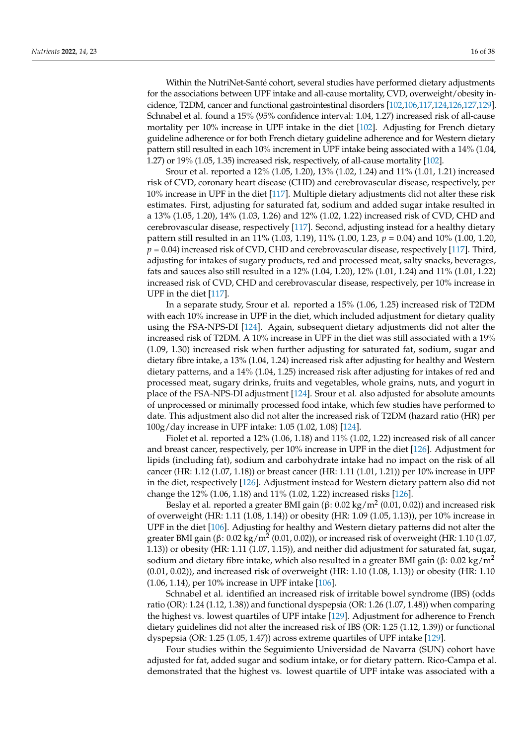Within the NutriNet-Santé cohort, several studies have performed dietary adjustments for the associations between UPF intake and all-cause mortality, CVD, overweight/obesity incidence, T2DM, cancer and functional gastrointestinal disorders [102,106,117,124,126,127,129]. Schnabel et al. found a 15% (95% confidence interval: 1.04, 1.27) increased risk of all-cause mortality per 10% increase in UPF intake in the diet [102]. Adjusting for French dietary guideline adherence or for both French dietary guideline adherence and for Western dietary pattern still resulted in each 10% increment in UPF intake being associated with a 14% (1.04, 1.27) or 19% (1.05, 1.35) increased risk, respectively, of all-cause mortality [102].

Srour et al. reported a 12% (1.05, 1.20), 13% (1.02, 1.24) and 11% (1.01, 1.21) increased risk of CVD, coronary heart disease (CHD) and cerebrovascular disease, respectively, per 10% increase in UPF in the diet [117]. Multiple dietary adjustments did not alter these risk estimates. First, adjusting for saturated fat, sodium and added sugar intake resulted in a 13% (1.05, 1.20), 14% (1.03, 1.26) and 12% (1.02, 1.22) increased risk of CVD, CHD and cerebrovascular disease, respectively [117]. Second, adjusting instead for a healthy dietary pattern still resulted in an 11% (1.03, 1.19), 11% (1.00, 1.23, $p = 0.04$) and 10% (1.00, 1.20, $p = 0.04$) increased risk of CVD, CHD and cerebrovascular disease, respectively [117]. Third, adjusting for intakes of sugary products, red and processed meat, salty snacks, beverages, fats and sauces also still resulted in a 12% (1.04, 1.20), 12% (1.01, 1.24) and 11% (1.01, 1.22) increased risk of CVD, CHD and cerebrovascular disease, respectively, per 10% increase in UPF in the diet [117].

In a separate study, Srour et al. reported a 15% (1.06, 1.25) increased risk of T2DM with each 10% increase in UPF in the diet, which included adjustment for dietary quality using the FSA-NPS-DI [124]. Again, subsequent dietary adjustments did not alter the increased risk of T2DM. A 10% increase in UPF in the diet was still associated with a 19% (1.09, 1.30) increased risk when further adjusting for saturated fat, sodium, sugar and dietary fibre intake, a 13% (1.04, 1.24) increased risk after adjusting for healthy and Western dietary patterns, and a 14% (1.04, 1.25) increased risk after adjusting for intakes of red and processed meat, sugary drinks, fruits and vegetables, whole grains, nuts, and yogurt in place of the FSA-NPS-DI adjustment [124]. Srour et al. also adjusted for absolute amounts of unprocessed or minimally processed food intake, which few studies have performed to date. This adjustment also did not alter the increased risk of T2DM (hazard ratio (HR) per 100g/day increase in UPF intake: 1.05 (1.02, 1.08) [124].

Fiolet et al. reported a 12% (1.06, 1.18) and 11% (1.02, 1.22) increased risk of all cancer and breast cancer, respectively, per 10% increase in UPF in the diet [126]. Adjustment for lipids (including fat), sodium and carbohydrate intake had no impact on the risk of all cancer (HR: 1.12 (1.07, 1.18)) or breast cancer (HR: 1.11 (1.01, 1.21)) per 10% increase in UPF in the diet, respectively [126]. Adjustment instead for Western dietary pattern also did not change the 12% (1.06, 1.18) and 11% (1.02, 1.22) increased risks [126].

Beslay et al. reported a greater BMI gain (β: 0.02 kg/m$^2$ (0.01, 0.02)) and increased risk of overweight (HR: 1.11 (1.08, 1.14)) or obesity (HR: 1.09 (1.05, 1.13)), per 10% increase in UPF in the diet [106]. Adjusting for healthy and Western dietary patterns did not alter the greater BMI gain (β: 0.02 kg/m$^2$ (0.01, 0.02)), or increased risk of overweight (HR: 1.10 (1.07, 1.13)) or obesity (HR: 1.11 (1.07, 1.15)), and neither did adjustment for saturated fat, sugar, sodium and dietary fibre intake, which also resulted in a greater BMI gain (β: 0.02 kg/m$^2$ (0.01, 0.02)), and increased risk of overweight (HR: 1.10 (1.08, 1.13)) or obesity (HR: 1.10 (1.06, 1.14), per 10% increase in UPF intake [106].

Schnabel et al. identified an increased risk of irritable bowel syndrome (IBS) (odds ratio (OR): 1.24 (1.12, 1.38)) and functional dyspepsia (OR: 1.26 (1.07, 1.48)) when comparing the highest vs. lowest quartiles of UPF intake [129]. Adjustment for adherence to French dietary guidelines did not alter the increased risk of IBS (OR: 1.25 (1.12, 1.39)) or functional dyspepsia (OR: 1.25 (1.05, 1.47)) across extreme quartiles of UPF intake [129].

Four studies within the Seguimiento Universidad de Navarra (SUN) cohort have adjusted for fat, added sugar and sodium intake, or for dietary pattern. Rico-Campa et al. demonstrated that the highest vs. lowest quartile of UPF intake was associated with a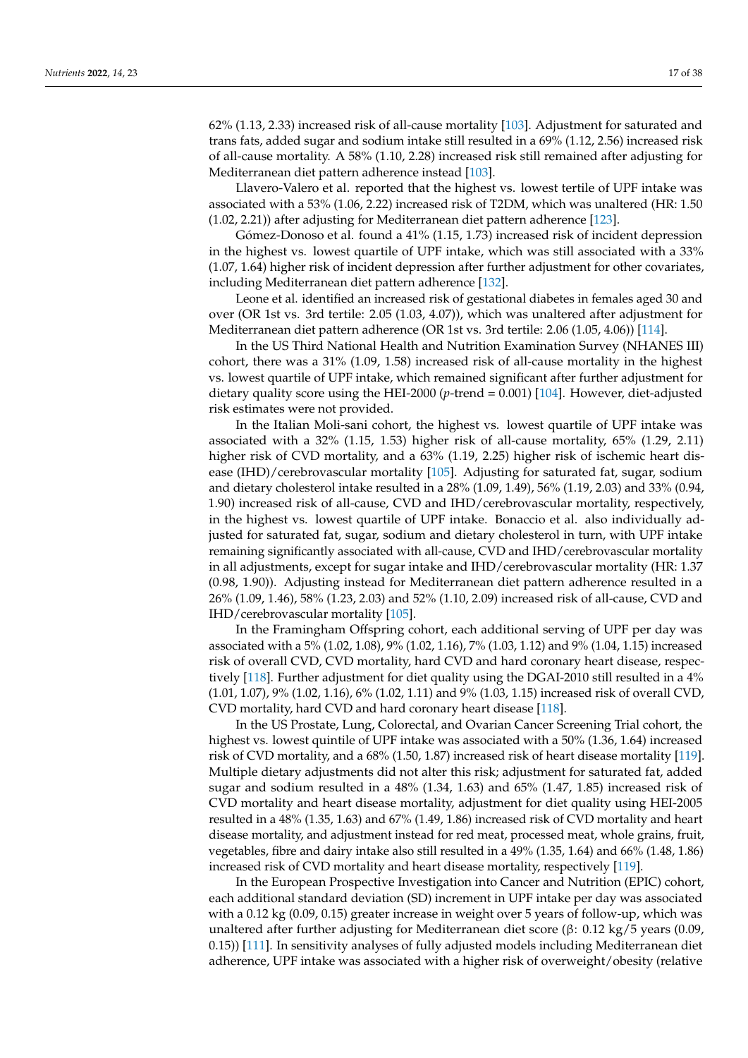62% (1.13, 2.33) increased risk of all-cause mortality [103]. Adjustment for saturated and trans fats, added sugar and sodium intake still resulted in a 69% (1.12, 2.56) increased risk of all-cause mortality. A 58% (1.10, 2.28) increased risk still remained after adjusting for Mediterranean diet pattern adherence instead [103].

Llavero-Valero et al. reported that the highest vs. lowest tertile of UPF intake was associated with a 53% (1.06, 2.22) increased risk of T2DM, which was unaltered (HR: 1.50 (1.02, 2.21)) after adjusting for Mediterranean diet pattern adherence [123].

Gómez-Donoso et al. found a 41% (1.15, 1.73) increased risk of incident depression in the highest vs. lowest quartile of UPF intake, which was still associated with a 33% (1.07, 1.64) higher risk of incident depression after further adjustment for other covariates, including Mediterranean diet pattern adherence [132].

Leone et al. identified an increased risk of gestational diabetes in females aged 30 and over (OR 1st vs. 3rd tertile: 2.05 (1.03, 4.07)), which was unaltered after adjustment for Mediterranean diet pattern adherence (OR 1st vs. 3rd tertile: 2.06 (1.05, 4.06)) [114].

In the US Third National Health and Nutrition Examination Survey (NHANES III) cohort, there was a 31% (1.09, 1.58) increased risk of all-cause mortality in the highest vs. lowest quartile of UPF intake, which remained significant after further adjustment for dietary quality score using the HEI-2000 ($p$-trend = 0.001) [104]. However, diet-adjusted risk estimates were not provided.

In the Italian Moli-sani cohort, the highest vs. lowest quartile of UPF intake was associated with a 32% (1.15, 1.53) higher risk of all-cause mortality, 65% (1.29, 2.11) higher risk of CVD mortality, and a 63% (1.19, 2.25) higher risk of ischemic heart disease (IHD)/cerebrovascular mortality [105]. Adjusting for saturated fat, sugar, sodium and dietary cholesterol intake resulted in a 28% (1.09, 1.49), 56% (1.19, 2.03) and 33% (0.94, 1.90) increased risk of all-cause, CVD and IHD/cerebrovascular mortality, respectively, in the highest vs. lowest quartile of UPF intake. Bonaccio et al. also individually adjusted for saturated fat, sugar, sodium and dietary cholesterol in turn, with UPF intake remaining significantly associated with all-cause, CVD and IHD/cerebrovascular mortality in all adjustments, except for sugar intake and IHD/cerebrovascular mortality (HR: 1.37 (0.98, 1.90)). Adjusting instead for Mediterranean diet pattern adherence resulted in a 26% (1.09, 1.46), 58% (1.23, 2.03) and 52% (1.10, 2.09) increased risk of all-cause, CVD and IHD/cerebrovascular mortality [105].

In the Framingham Offspring cohort, each additional serving of UPF per day was associated with a 5% (1.02, 1.08), 9% (1.02, 1.16), 7% (1.03, 1.12) and 9% (1.04, 1.15) increased risk of overall CVD, CVD mortality, hard CVD and hard coronary heart disease, respectively [118]. Further adjustment for diet quality using the DGAI-2010 still resulted in a 4% (1.01, 1.07), 9% (1.02, 1.16), 6% (1.02, 1.11) and 9% (1.03, 1.15) increased risk of overall CVD, CVD mortality, hard CVD and hard coronary heart disease [118].

In the US Prostate, Lung, Colorectal, and Ovarian Cancer Screening Trial cohort, the highest vs. lowest quintile of UPF intake was associated with a 50% (1.36, 1.64) increased risk of CVD mortality, and a 68% (1.50, 1.87) increased risk of heart disease mortality [119]. Multiple dietary adjustments did not alter this risk; adjustment for saturated fat, added sugar and sodium resulted in a 48% (1.34, 1.63) and 65% (1.47, 1.85) increased risk of CVD mortality and heart disease mortality, adjustment for diet quality using HEI-2005 resulted in a 48% (1.35, 1.63) and 67% (1.49, 1.86) increased risk of CVD mortality and heart disease mortality, and adjustment instead for red meat, processed meat, whole grains, fruit, vegetables, fibre and dairy intake also resulted in a 49% (1.35, 1.64) and 66% (1.48, 1.86) increased risk of CVD mortality and heart disease mortality, respectively [119].

In the European Prospective Investigation into Cancer and Nutrition (EPIC) cohort, each additional standard deviation (SD) increment in UPF intake per day was associated with a 0.12 kg (0.09, 0.15) greater increase in weight over 5 years of follow-up, which was unaltered after further adjusting for Mediterranean diet score (β: 0.12 kg/5 years (0.09, 0.15)) [111]. In sensitivity analyses of fully adjusted models including Mediterranean diet adherence, UPF intake was associated with a higher risk of overweight/obesity (relative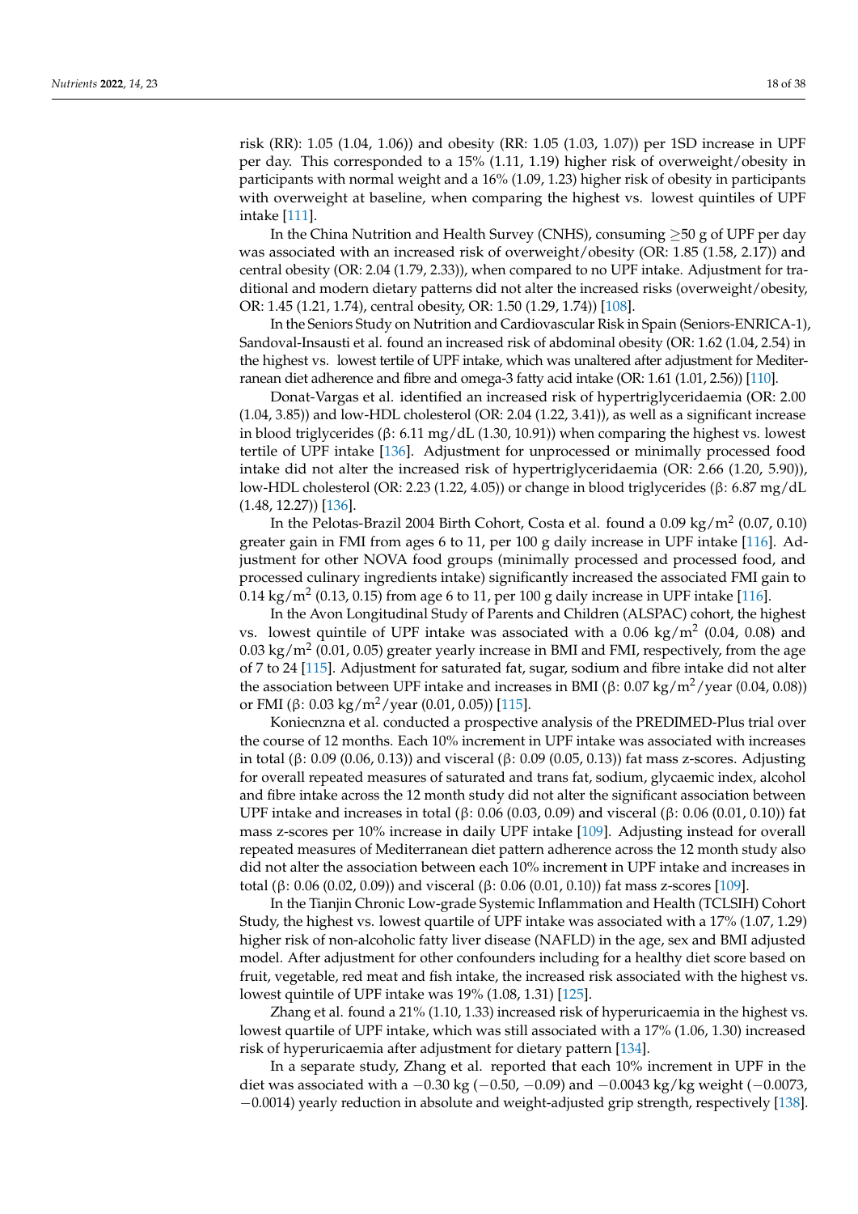risk (RR): 1.05 (1.04, 1.06)) and obesity (RR: 1.05 (1.03, 1.07)) per 1SD increase in UPF per day. This corresponded to a 15% (1.11, 1.19) higher risk of overweight/obesity in participants with normal weight and a 16% (1.09, 1.23) higher risk of obesity in participants with overweight at baseline, when comparing the highest vs. lowest quintiles of UPF intake [111].

In the China Nutrition and Health Survey (CNHS), consuming ≥50 g of UPF per day was associated with an increased risk of overweight/obesity (OR: 1.85 (1.58, 2.17)) and central obesity (OR: 2.04 (1.79, 2.33)), when compared to no UPF intake. Adjustment for traditional and modern dietary patterns did not alter the increased risks (overweight/obesity, OR: 1.45 (1.21, 1.74), central obesity, OR: 1.50 (1.29, 1.74)) [108].

In the Seniors Study on Nutrition and Cardiovascular Risk in Spain (Seniors-ENRICA-1), Sandoval-Insausti et al. found an increased risk of abdominal obesity (OR: 1.62 (1.04, 2.54) in the highest vs. lowest tertile of UPF intake, which was unaltered after adjustment for Mediterranean diet adherence and fibre and omega-3 fatty acid intake (OR: 1.61 (1.01, 2.56)) [110].

Donat-Vargas et al. identified an increased risk of hypertriglyceridaemia (OR: 2.00 (1.04, 3.85)) and low-HDL cholesterol (OR: 2.04 (1.22, 3.41)), as well as a significant increase in blood triglycerides (β: 6.11 mg/dL (1.30, 10.91)) when comparing the highest vs. lowest tertile of UPF intake [136]. Adjustment for unprocessed or minimally processed food intake did not alter the increased risk of hypertriglyceridaemia (OR: 2.66 (1.20, 5.90)), low-HDL cholesterol (OR: 2.23 (1.22, 4.05)) or change in blood triglycerides (β: 6.87 mg/dL (1.48, 12.27)) [136].

In the Pelotas-Brazil 2004 Birth Cohort, Costa et al. found a 0.09 $kg/m^2$ (0.07, 0.10) greater gain in FMI from ages 6 to 11, per 100 g daily increase in UPF intake [116]. Adjustment for other NOVA food groups (minimally processed and processed food, and processed culinary ingredients intake) significantly increased the associated FMI gain to 0.14 $kg/m^2$ (0.13, 0.15) from age 6 to 11, per 100 g daily increase in UPF intake [116].

In the Avon Longitudinal Study of Parents and Children (ALSPAC) cohort, the highest vs. lowest quintile of UPF intake was associated with a 0.06 $kg/m^2$ (0.04, 0.08) and 0.03 $kg/m^2$ (0.01, 0.05) greater yearly increase in BMI and FMI, respectively, from the age of 7 to 24 [115]. Adjustment for saturated fat, sugar, sodium and fibre intake did not alter the association between UPF intake and increases in BMI (β: 0.07 $kg/m^2$/year (0.04, 0.08)) or FMI (β: 0.03 $kg/m^2$/year (0.01, 0.05)) [115].

Koniecznna et al. conducted a prospective analysis of the PREDIMED-Plus trial over the course of 12 months. Each 10% increment in UPF intake was associated with increases in total (β: 0.09 (0.06, 0.13)) and visceral (β: 0.09 (0.05, 0.13)) fat mass z-scores. Adjusting for overall repeated measures of saturated and trans fat, sodium, glycaemic index, alcohol and fibre intake across the 12 month study did not alter the significant association between UPF intake and increases in total (β: 0.06 (0.03, 0.09) and visceral (β: 0.06 (0.01, 0.10)) fat mass z-scores per 10% increase in daily UPF intake [109]. Adjusting instead for overall repeated measures of Mediterranean diet pattern adherence across the 12 month study also did not alter the association between each 10% increment in UPF intake and increases in total (β: 0.06 (0.02, 0.09)) and visceral (β: 0.06 (0.01, 0.10)) fat mass z-scores [109].

In the Tianjin Chronic Low-grade Systemic Inflammation and Health (TCLSIH) Cohort Study, the highest vs. lowest quartile of UPF intake was associated with a 17% (1.07, 1.29) higher risk of non-alcoholic fatty liver disease (NAFLD) in the age, sex and BMI adjusted model. After adjustment for other confounders including for a healthy diet score based on fruit, vegetable, red meat and fish intake, the increased risk associated with the highest vs. lowest quintile of UPF intake was 19% (1.08, 1.31) [125].

Zhang et al. found a 21% (1.10, 1.33) increased risk of hyperuricaemia in the highest vs. lowest quartile of UPF intake, which was still associated with a 17% (1.06, 1.30) increased risk of hyperuricaemia after adjustment for dietary pattern [134].

In a separate study, Zhang et al. reported that each 10% increment in UPF in the diet was associated with a −0.30 kg (−0.50, −0.09) and −0.0043 kg/kg weight (−0.0073, −0.0014) yearly reduction in absolute and weight-adjusted grip strength, respectively [138].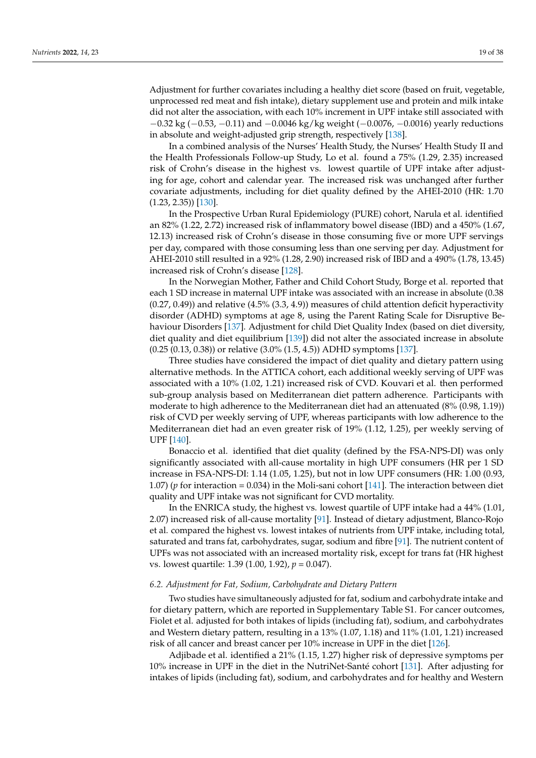Adjustment for further covariates including a healthy diet score (based on fruit, vegetable, unprocessed red meat and fish intake), dietary supplement use and protein and milk intake did not alter the association, with each 10% increment in UPF intake still associated with −0.32 kg (−0.53, −0.11) and −0.0046 kg/kg weight (−0.0076, −0.0016) yearly reductions in absolute and weight-adjusted grip strength, respectively [138].

In a combined analysis of the Nurses' Health Study, the Nurses' Health Study II and the Health Professionals Follow-up Study, Lo et al. found a 75% (1.29, 2.35) increased risk of Crohn's disease in the highest vs. lowest quartile of UPF intake after adjusting for age, cohort and calendar year. The increased risk was unchanged after further covariate adjustments, including for diet quality defined by the AHEI-2010 (HR: 1.70 (1.23, 2.35)) [130].

In the Prospective Urban Rural Epidemiology (PURE) cohort, Narula et al. identified an 82% (1.22, 2.72) increased risk of inflammatory bowel disease (IBD) and a 450% (1.67, 12.13) increased risk of Crohn's disease in those consuming five or more UPF servings per day, compared with those consuming less than one serving per day. Adjustment for AHEI-2010 still resulted in a 92% (1.28, 2.90) increased risk of IBD and a 490% (1.78, 13.45) increased risk of Crohn's disease [128].

In the Norwegian Mother, Father and Child Cohort Study, Borge et al. reported that each 1 SD increase in maternal UPF intake was associated with an increase in absolute (0.38 (0.27, 0.49)) and relative (4.5% (3.3, 4.9)) measures of child attention deficit hyperactivity disorder (ADHD) symptoms at age 8, using the Parent Rating Scale for Disruptive Behaviour Disorders [137]. Adjustment for child Diet Quality Index (based on diet diversity, diet quality and diet equilibrium [139]) did not alter the associated increase in absolute (0.25 (0.13, 0.38)) or relative (3.0% (1.5, 4.5)) ADHD symptoms [137].

Three studies have considered the impact of diet quality and dietary pattern using alternative methods. In the ATTICA cohort, each additional weekly serving of UPF was associated with a 10% (1.02, 1.21) increased risk of CVD. Kouvari et al. then performed sub-group analysis based on Mediterranean diet pattern adherence. Participants with moderate to high adherence to the Mediterranean diet had an attenuated (8% (0.98, 1.19)) risk of CVD per weekly serving of UPF, whereas participants with low adherence to the Mediterranean diet had an even greater risk of 19% (1.12, 1.25), per weekly serving of UPF [140].

Bonaccio et al. identified that diet quality (defined by the FSA-NPS-DI) was only significantly associated with all-cause mortality in high UPF consumers (HR per 1 SD increase in FSA-NPS-DI: 1.14 (1.05, 1.25), but not in low UPF consumers (HR: 1.00 (0.93, 1.07) (*p* for interaction = 0.034) in the Moli-sani cohort [141]. The interaction between diet quality and UPF intake was not significant for CVD mortality.

In the ENRICA study, the highest vs. lowest quartile of UPF intake had a 44% (1.01, 2.07) increased risk of all-cause mortality [91]. Instead of dietary adjustment, Blanco-Rojo et al. compared the highest vs. lowest intakes of nutrients from UPF intake, including total, saturated and trans fat, carbohydrates, sugar, sodium and fibre [91]. The nutrient content of UPFs was not associated with an increased mortality risk, except for trans fat (HR highest vs. lowest quartile: 1.39 (1.00, 1.92), $p = 0.047$).

### *6.2. Adjustment for Fat, Sodium, Carbohydrate and Dietary Pattern*

Two studies have simultaneously adjusted for fat, sodium and carbohydrate intake and for dietary pattern, which are reported in Supplementary Table S1. For cancer outcomes, Fiolet et al. adjusted for both intakes of lipids (including fat), sodium, and carbohydrates and Western dietary pattern, resulting in a 13% (1.07, 1.18) and 11% (1.01, 1.21) increased risk of all cancer and breast cancer per 10% increase in UPF in the diet [126].

Adjibade et al. identified a 21% (1.15, 1.27) higher risk of depressive symptoms per 10% increase in UPF in the diet in the NutriNet-Santé cohort [131]. After adjusting for intakes of lipids (including fat), sodium, and carbohydrates and for healthy and Western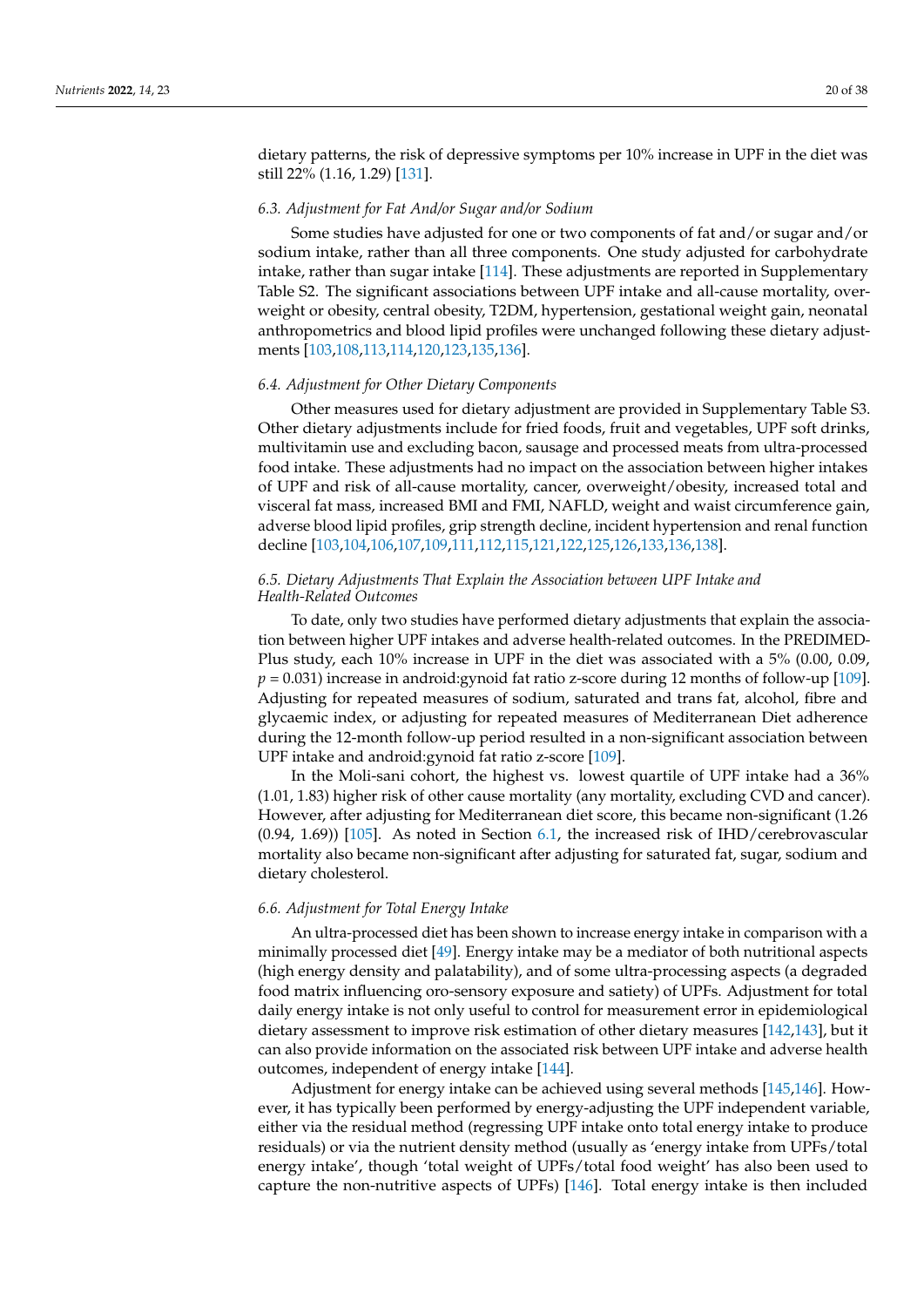dietary patterns, the risk of depressive symptoms per 10% increase in UPF in the diet was still 22% (1.16, 1.29) [131].

### 6.3. Adjustment for Fat And/or Sugar and/or Sodium

Some studies have adjusted for one or two components of fat and/or sugar and/or sodium intake, rather than all three components. One study adjusted for carbohydrate intake, rather than sugar intake [114]. These adjustments are reported in Supplementary Table S2. The significant associations between UPF intake and all-cause mortality, overweight or obesity, central obesity, T2DM, hypertension, gestational weight gain, neonatal anthropometrics and blood lipid profiles were unchanged following these dietary adjustments [103,108,113,114,120,123,135,136].

### 6.4. Adjustment for Other Dietary Components

Other measures used for dietary adjustment are provided in Supplementary Table S3. Other dietary adjustments include for fried foods, fruit and vegetables, UPF soft drinks, multivitamin use and excluding bacon, sausage and processed meats from ultra-processed food intake. These adjustments had no impact on the association between higher intakes of UPF and risk of all-cause mortality, cancer, overweight/obesity, increased total and visceral fat mass, increased BMI and FMI, NAFLD, weight and waist circumference gain, adverse blood lipid profiles, grip strength decline, incident hypertension and renal function decline [103,104,106,107,109,111,112,115,121,122,125,126,133,136,138].

### 6.5. Dietary Adjustments That Explain the Association between UPF Intake and Health-Related Outcomes

To date, only two studies have performed dietary adjustments that explain the association between higher UPF intakes and adverse health-related outcomes. In the PREDIMED-Plus study, each 10% increase in UPF in the diet was associated with a 5% (0.00, 0.09, $p = 0.031$) increase in android:gynoid fat ratio z-score during 12 months of follow-up [109]. Adjusting for repeated measures of sodium, saturated and trans fat, alcohol, fibre and glycaemic index, or adjusting for repeated measures of Mediterranean Diet adherence during the 12-month follow-up period resulted in a non-significant association between UPF intake and android:gynoid fat ratio z-score [109].

In the Moli-sani cohort, the highest vs. lowest quartile of UPF intake had a 36% (1.01, 1.83) higher risk of other cause mortality (any mortality, excluding CVD and cancer). However, after adjusting for Mediterranean diet score, this became non-significant (1.26 (0.94, 1.69)) [105]. As noted in Section 6.1, the increased risk of IHD/cerebrovascular mortality also became non-significant after adjusting for saturated fat, sugar, sodium and dietary cholesterol.

### 6.6. Adjustment for Total Energy Intake

An ultra-processed diet has been shown to increase energy intake in comparison with a minimally processed diet [49]. Energy intake may be a mediator of both nutritional aspects (high energy density and palatability), and of some ultra-processing aspects (a degraded food matrix influencing oro-sensory exposure and satiety) of UPFs. Adjustment for total daily energy intake is not only useful to control for measurement error in epidemiological dietary assessment to improve risk estimation of other dietary measures [142,143], but it can also provide information on the associated risk between UPF intake and adverse health outcomes, independent of energy intake [144].

Adjustment for energy intake can be achieved using several methods [145,146]. However, it has typically been performed by energy-adjusting the UPF independent variable, either via the residual method (regressing UPF intake onto total energy intake to produce residuals) or via the nutrient density method (usually as 'energy intake from UPFs/total energy intake', though 'total weight of UPFs/total food weight' has also been used to capture the non-nutritive aspects of UPFs) [146]. Total energy intake is then included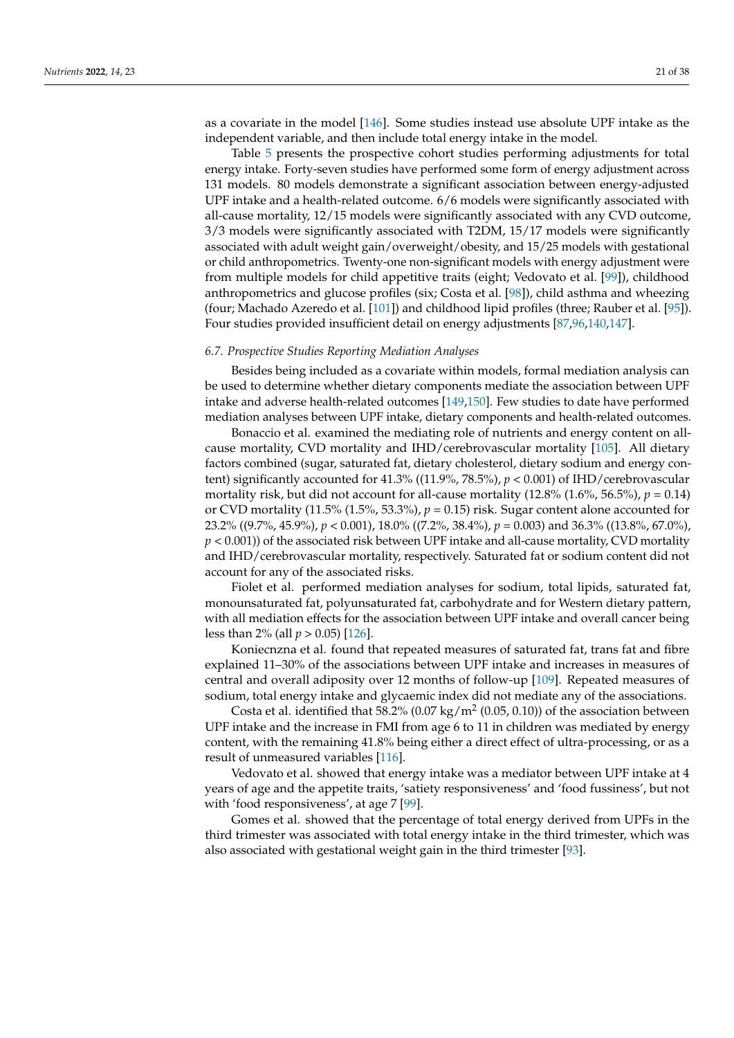as a covariate in the model [146]. Some studies instead use absolute UPF intake as the independent variable, and then include total energy intake in the model.

Table 5 presents the prospective cohort studies performing adjustments for total energy intake. Forty-seven studies have performed some form of energy adjustment across 131 models. 80 models demonstrate a significant association between energy-adjusted UPF intake and a health-related outcome. 6/6 models were significantly associated with all-cause mortality, 12/15 models were significantly associated with any CVD outcome, 3/3 models were significantly associated with T2DM, 15/17 models were significantly associated with adult weight gain/overweight/obesity, and 15/25 models with gestational or child anthropometrics. Twenty-one non-significant models with energy adjustment were from multiple models for child appetitive traits (eight; Vedovato et al. [99]), childhood anthropometrics and glucose profiles (six; Costa et al. [98]), child asthma and wheezing (four; Machado Azeredo et al. [101]) and childhood lipid profiles (three; Rauber et al. [95]). Four studies provided insufficient detail on energy adjustments [87,96,140,147].

### 6.7. Prospective Studies Reporting Mediation Analyses

Besides being included as a covariate within models, formal mediation analysis can be used to determine whether dietary components mediate the association between UPF intake and adverse health-related outcomes [149,150]. Few studies to date have performed mediation analyses between UPF intake, dietary components and health-related outcomes.

Bonaccio et al. examined the mediating role of nutrients and energy content on all-cause mortality, CVD mortality and IHD/cerebrovascular mortality [105]. All dietary factors combined (sugar, saturated fat, dietary cholesterol, dietary sodium and energy content) significantly accounted for 41.3% ((11.9%, 78.5%), $p < 0.001$) of IHD/cerebrovascular mortality risk, but did not account for all-cause mortality (12.8% (1.6%, 56.5%), $p = 0.14$) or CVD mortality (11.5% (1.5%, 53.3%), $p = 0.15$) risk. Sugar content alone accounted for 23.2% ((9.7%, 45.9%), $p < 0.001$), 18.0% ((7.2%, 38.4%), $p = 0.003$) and 36.3% ((13.8%, 67.0%), $p < 0.001$)) of the associated risk between UPF intake and all-cause mortality, CVD mortality and IHD/cerebrovascular mortality, respectively. Saturated fat or sodium content did not account for any of the associated risks.

Fiolet et al. performed mediation analyses for sodium, total lipids, saturated fat, monounsaturated fat, polyunsaturated fat, carbohydrate and for Western dietary pattern, with all mediation effects for the association between UPF intake and overall cancer being less than 2% (all $p > 0.05$) [126].

Koniecznna et al. found that repeated measures of saturated fat, trans fat and fibre explained 11–30% of the associations between UPF intake and increases in measures of central and overall adiposity over 12 months of follow-up [109]. Repeated measures of sodium, total energy intake and glycaemic index did not mediate any of the associations.

Costa et al. identified that 58.2% (0.07 kg/m$^2$ (0.05, 0.10)) of the association between UPF intake and the increase in FMI from age 6 to 11 in children was mediated by energy content, with the remaining 41.8% being either a direct effect of ultra-processing, or as a result of unmeasured variables [116].

Vedovato et al. showed that energy intake was a mediator between UPF intake at 4 years of age and the appetite traits, 'satiety responsiveness' and 'food fussiness', but not with 'food responsiveness', at age 7 [99].

Gomes et al. showed that the percentage of total energy derived from UPFs in the third trimester was associated with total energy intake in the third trimester, which was also associated with gestational weight gain in the third trimester [93].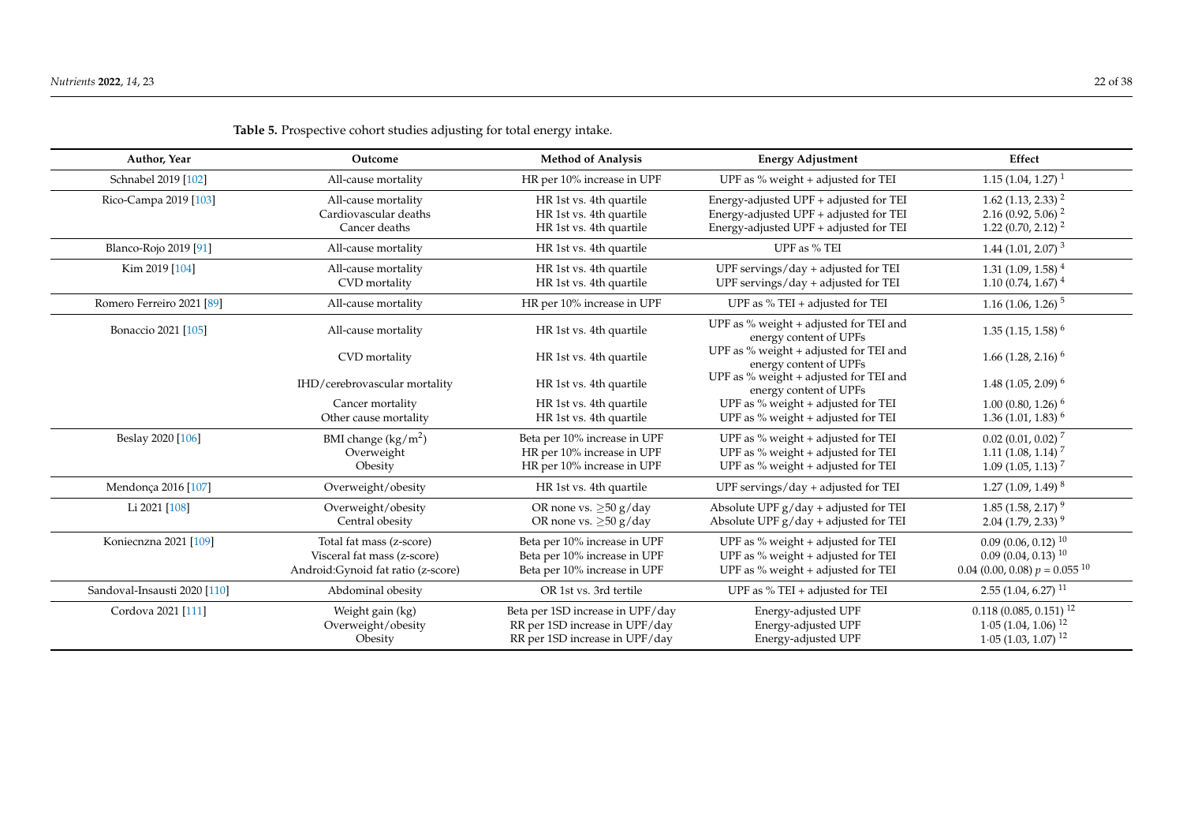**Table 5.** Prospective cohort studies adjusting for total energy intake.

| Author, Year | Outcome | Method of Analysis | Energy Adjustment | Effect |
|---|---|---|---|---|
| Schnabel 2019 [102] | All-cause mortality | HR per 10% increase in UPF | UPF as % weight + adjusted for TEI | 1.15 (1.04, 1.27) [1] |
| Rico-Campa 2019 [103] | All-cause mortality | HR 1st vs. 4th quartile | Energy-adjusted UPF + adjusted for TEI | 1.62 (1.13, 2.33) [2] |
| | Cardiovascular deaths | HR 1st vs. 4th quartile | Energy-adjusted UPF + adjusted for TEI | 2.16 (0.92, 5.06) [2] |
| | Cancer deaths | HR 1st vs. 4th quartile | Energy-adjusted UPF + adjusted for TEI | 1.22 (0.70, 2.12) [2] |
| Blanco-Rojo 2019 [91] | All-cause mortality | HR 1st vs. 4th quartile | UPF as % TEI | 1.44 (1.01, 2.07) [3] |
| Kim 2019 [104] | All-cause mortality | HR 1st vs. 4th quartile | UPF servings/day + adjusted for TEI | 1.31 (1.09, 1.58) [4] |
| | CVD mortality | HR 1st vs. 4th quartile | UPF servings/day + adjusted for TEI | 1.10 (0.74, 1.67) [4] |
| Romero Ferreiro 2021 [89] | All-cause mortality | HR per 10% increase in UPF | UPF as % TEI + adjusted for TEI | 1.16 (1.06, 1.26) [5] |
| Bonaccio 2021 [105] | All-cause mortality | HR 1st vs. 4th quartile | UPF as % weight + adjusted for TEI and energy content of UPFs | 1.35 (1.15, 1.58) [6] |
| | CVD mortality | HR 1st vs. 4th quartile | UPF as % weight + adjusted for TEI and energy content of UPFs | 1.66 (1.28, 2.16) [6] |
| | IHD/cerebrovascular mortality | HR 1st vs. 4th quartile | UPF as % weight + adjusted for TEI and energy content of UPFs | 1.48 (1.05, 2.09) [6] |
| | Cancer mortality | HR 1st vs. 4th quartile | UPF as % weight + adjusted for TEI | 1.00 (0.80, 1.26) [6] |
| | Other cause mortality | HR 1st vs. 4th quartile | UPF as % weight + adjusted for TEI | 1.36 (1.01, 1.83) [6] |
| Beslay 2020 [106] | BMI change (kg/m$^2$) | Beta per 10% increase in UPF | UPF as % weight + adjusted for TEI | 0.02 (0.01, 0.02) [7] |
| | Overweight | HR per 10% increase in UPF | UPF as % weight + adjusted for TEI | 1.11 (1.08, 1.14) [7] |
| | Obesity | HR per 10% increase in UPF | UPF as % weight + adjusted for TEI | 1.09 (1.05, 1.13) [7] |
| Mendonça 2016 [107] | Overweight/obesity | HR 1st vs. 4th quartile | UPF servings/day + adjusted for TEI | 1.27 (1.09, 1.49) [8] |
| Li 2021 [108] | Overweight/obesity | OR none vs. ≥50 g/day | Absolute UPF g/day + adjusted for TEI | 1.85 (1.58, 2.17) [9] |
| | Central obesity | OR none vs. ≥50 g/day | Absolute UPF g/day + adjusted for TEI | 2.04 (1.79, 2.33) [9] |
| Koniecznza 2021 [109] | Total fat mass (z-score) | Beta per 10% increase in UPF | UPF as % weight + adjusted for TEI | 0.09 (0.06, 0.12) [10] |
| | Visceral fat mass (z-score) | Beta per 10% increase in UPF | UPF as % weight + adjusted for TEI | 0.09 (0.04, 0.13) [10] |
| | Android:Gynoid fat ratio (z-score) | Beta per 10% increase in UPF | UPF as % weight + adjusted for TEI | 0.04 (0.00, 0.08) $p = 0.055$ [10] |
| Sandoval-Insausti 2020 [110] | Abdominal obesity | OR 1st vs. 3rd tertile | UPF as % TEI + adjusted for TEI | 2.55 (1.04, 6.27) [11] |
| Cordova 2021 [111] | Weight gain (kg) | Beta per 1SD increase in UPF/day | Energy-adjusted UPF | 0.118 (0.085, 0.151) [12] |
| | Overweight/obesity | RR per 1SD increase in UPF/day | Energy-adjusted UPF | 1·05 (1.04, 1.06) [12] |
| | Obesity | RR per 1SD increase in UPF/day | Energy-adjusted UPF | 1·05 (1.03, 1.07) [12] |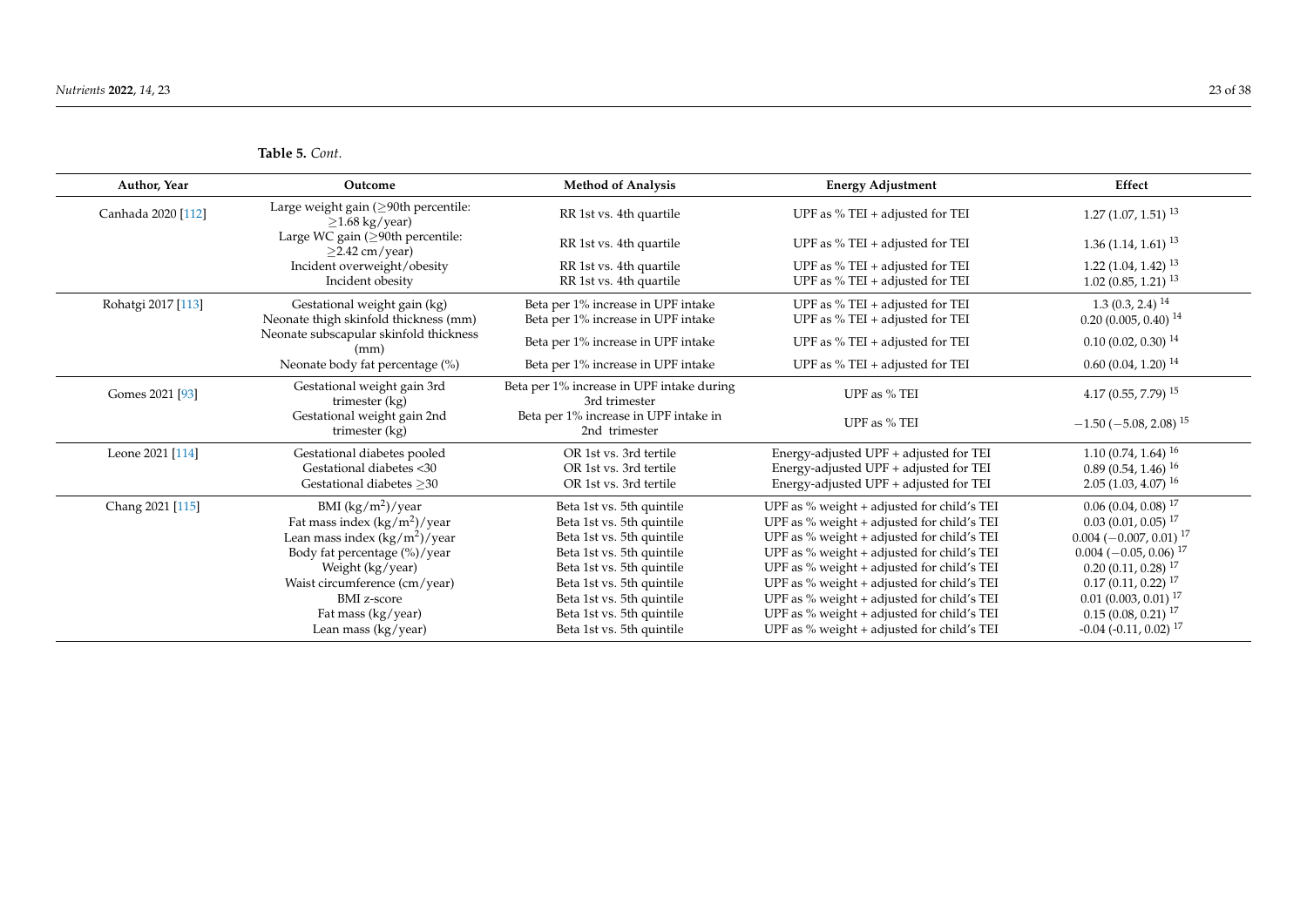**Table 5.** *Cont.*

| Author, Year | Outcome | Method of Analysis | Energy Adjustment | Effect |
|---|---|---|---|---|
| Canhada 2020 [112] | Large weight gain (≥90th percentile: ≥1.68 kg/year) | RR 1st vs. 4th quartile | UPF as % TEI + adjusted for TEI | 1.27 (1.07, 1.51) [13] |
| | Large WC gain (≥90th percentile: ≥2.42 cm/year) | RR 1st vs. 4th quartile | UPF as % TEI + adjusted for TEI | 1.36 (1.14, 1.61) [13] |
| | Incident overweight/obesity | RR 1st vs. 4th quartile | UPF as % TEI + adjusted for TEI | 1.22 (1.04, 1.42) [13] |
| | Incident obesity | RR 1st vs. 4th quartile | UPF as % TEI + adjusted for TEI | 1.02 (0.85, 1.21) [13] |
| Rohatgi 2017 [113] | Gestational weight gain (kg) | Beta per 1% increase in UPF intake | UPF as % TEI + adjusted for TEI | 1.3 (0.3, 2.4) [14] |
| | Neonate thigh skinfold thickness (mm) | Beta per 1% increase in UPF intake | UPF as % TEI + adjusted for TEI | 0.20 (0.005, 0.40) [14] |
| | Neonate subscapular skinfold thickness (mm) | Beta per 1% increase in UPF intake | UPF as % TEI + adjusted for TEI | 0.10 (0.02, 0.30) [14] |
| | Neonate body fat percentage (%) | Beta per 1% increase in UPF intake | UPF as % TEI + adjusted for TEI | 0.60 (0.04, 1.20) [14] |
| Gomes 2021 [93] | Gestational weight gain 3rd trimester (kg) | Beta per 1% increase in UPF intake during 3rd trimester | UPF as % TEI | 4.17 (0.55, 7.79) [15] |
| | Gestational weight gain 2nd trimester (kg) | Beta per 1% increase in UPF intake in 2nd trimester | UPF as % TEI | −1.50 (−5.08, 2.08) [15] |
| Leone 2021 [114] | Gestational diabetes pooled | OR 1st vs. 3rd tertile | Energy-adjusted UPF + adjusted for TEI | 1.10 (0.74, 1.64) [16] |
| | Gestational diabetes <30 | OR 1st vs. 3rd tertile | Energy-adjusted UPF + adjusted for TEI | 0.89 (0.54, 1.46) [16] |
| | Gestational diabetes ≥30 | OR 1st vs. 3rd tertile | Energy-adjusted UPF + adjusted for TEI | 2.05 (1.03, 4.07) [16] |
| Chang 2021 [115] | BMI ($kg/m^2$)/year | Beta 1st vs. 5th quintile | UPF as % weight + adjusted for child's TEI | 0.06 (0.04, 0.08) [17] |
| | Fat mass index ($kg/m^2$)/year | Beta 1st vs. 5th quintile | UPF as % weight + adjusted for child's TEI | 0.03 (0.01, 0.05) [17] |
| | Lean mass index ($kg/m^2$)/year | Beta 1st vs. 5th quintile | UPF as % weight + adjusted for child's TEI | 0.004 (−0.007, 0.01) [17] |
| | Body fat percentage (%)/year | Beta 1st vs. 5th quintile | UPF as % weight + adjusted for child's TEI | 0.004 (−0.05, 0.06) [17] |
| | Weight (kg/year) | Beta 1st vs. 5th quintile | UPF as % weight + adjusted for child's TEI | 0.20 (0.11, 0.28) [17] |
| | Waist circumference (cm/year) | Beta 1st vs. 5th quintile | UPF as % weight + adjusted for child's TEI | 0.17 (0.11, 0.22) [17] |
| | BMI z-score | Beta 1st vs. 5th quintile | UPF as % weight + adjusted for child's TEI | 0.01 (0.003, 0.01) [17] |
| | Fat mass (kg/year) | Beta 1st vs. 5th quintile | UPF as % weight + adjusted for child's TEI | 0.15 (0.08, 0.21) [17] |
| | Lean mass (kg/year) | Beta 1st vs. 5th quintile | UPF as % weight + adjusted for child's TEI | -0.04 (-0.11, 0.02) [17] |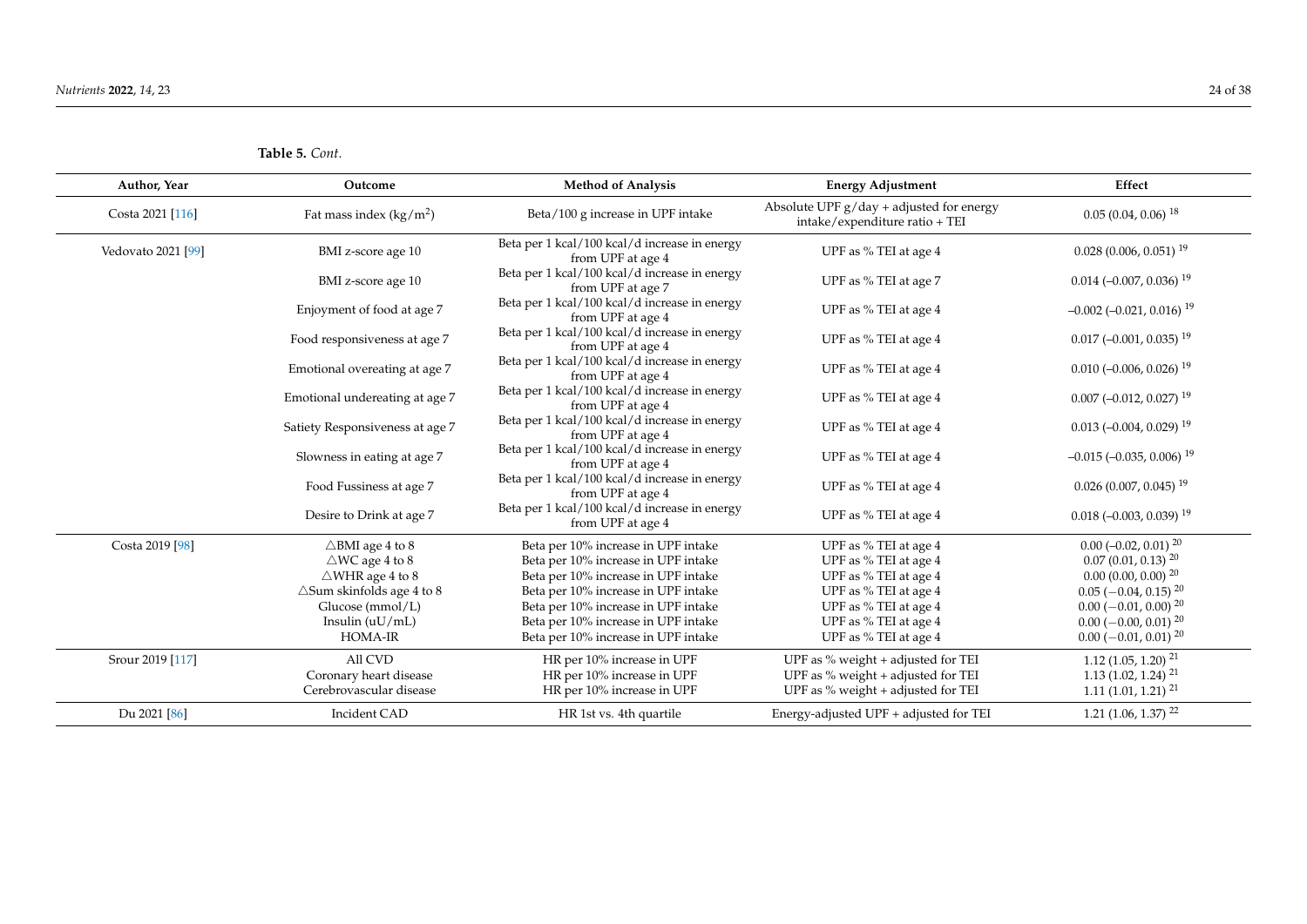**Table 5.** *Cont.*

| Author, Year | Outcome | Method of Analysis | Energy Adjustment | Effect |
|---|---|---|---|---|
| Costa 2021 [116] | Fat mass index (kg/m$^2$) | Beta/100 g increase in UPF intake | Absolute UPF g/day + adjusted for energy intake/expenditure ratio + TEI | 0.05 (0.04, 0.06) [18] |
| Vedovato 2021 [99] | BMI z-score age 10 | Beta per 1 kcal/100 kcal/d increase in energy from UPF at age 4 | UPF as % TEI at age 4 | 0.028 (0.006, 0.051) [19] |
| | BMI z-score age 10 | Beta per 1 kcal/100 kcal/d increase in energy from UPF at age 7 | UPF as % TEI at age 7 | 0.014 (–0.007, 0.036) [19] |
| | Enjoyment of food at age 7 | Beta per 1 kcal/100 kcal/d increase in energy from UPF at age 4 | UPF as % TEI at age 4 | –0.002 (–0.021, 0.016) [19] |
| | Food responsiveness at age 7 | Beta per 1 kcal/100 kcal/d increase in energy from UPF at age 4 | UPF as % TEI at age 4 | 0.017 (–0.001, 0.035) [19] |
| | Emotional overeating at age 7 | Beta per 1 kcal/100 kcal/d increase in energy from UPF at age 4 | UPF as % TEI at age 4 | 0.010 (–0.006, 0.026) [19] |
| | Emotional undereating at age 7 | Beta per 1 kcal/100 kcal/d increase in energy from UPF at age 4 | UPF as % TEI at age 4 | 0.007 (–0.012, 0.027) [19] |
| | Satiety Responsiveness at age 7 | Beta per 1 kcal/100 kcal/d increase in energy from UPF at age 4 | UPF as % TEI at age 4 | 0.013 (–0.004, 0.029) [19] |
| | Slowness in eating at age 7 | Beta per 1 kcal/100 kcal/d increase in energy from UPF at age 4 | UPF as % TEI at age 4 | –0.015 (–0.035, 0.006) [19] |
| | Food Fussiness at age 7 | Beta per 1 kcal/100 kcal/d increase in energy from UPF at age 4 | UPF as % TEI at age 4 | 0.026 (0.007, 0.045) [19] |
| | Desire to Drink at age 7 | Beta per 1 kcal/100 kcal/d increase in energy from UPF at age 4 | UPF as % TEI at age 4 | 0.018 (–0.003, 0.039) [19] |
| Costa 2019 [98] | △BMI age 4 to 8 | Beta per 10% increase in UPF intake | UPF as % TEI at age 4 | 0.00 (–0.02, 0.01) [20] |
| | △WC age 4 to 8 | Beta per 10% increase in UPF intake | UPF as % TEI at age 4 | 0.07 (0.01, 0.13) [20] |
| | △WHR age 4 to 8 | Beta per 10% increase in UPF intake | UPF as % TEI at age 4 | 0.00 (0.00, 0.00) [20] |
| | △Sum skinfolds age 4 to 8 | Beta per 10% increase in UPF intake | UPF as % TEI at age 4 | 0.05 (−0.04, 0.15) [20] |
| | Glucose (mmol/L) | Beta per 10% increase in UPF intake | UPF as % TEI at age 4 | 0.00 (−0.01, 0.00) [20] |
| | Insulin (uU/mL) | Beta per 10% increase in UPF intake | UPF as % TEI at age 4 | 0.00 (−0.00, 0.01) [20] |
| | HOMA-IR | Beta per 10% increase in UPF intake | UPF as % TEI at age 4 | 0.00 (−0.01, 0.01) [20] |
| Srour 2019 [117] | All CVD | HR per 10% increase in UPF | UPF as % weight + adjusted for TEI | 1.12 (1.05, 1.20) [21] |
| | Coronary heart disease | HR per 10% increase in UPF | UPF as % weight + adjusted for TEI | 1.13 (1.02, 1.24) [21] |
| | Cerebrovascular disease | HR per 10% increase in UPF | UPF as % weight + adjusted for TEI | 1.11 (1.01, 1.21) [21] |
| Du 2021 [86] | Incident CAD | HR 1st vs. 4th quartile | Energy-adjusted UPF + adjusted for TEI | 1.21 (1.06, 1.37) [22] |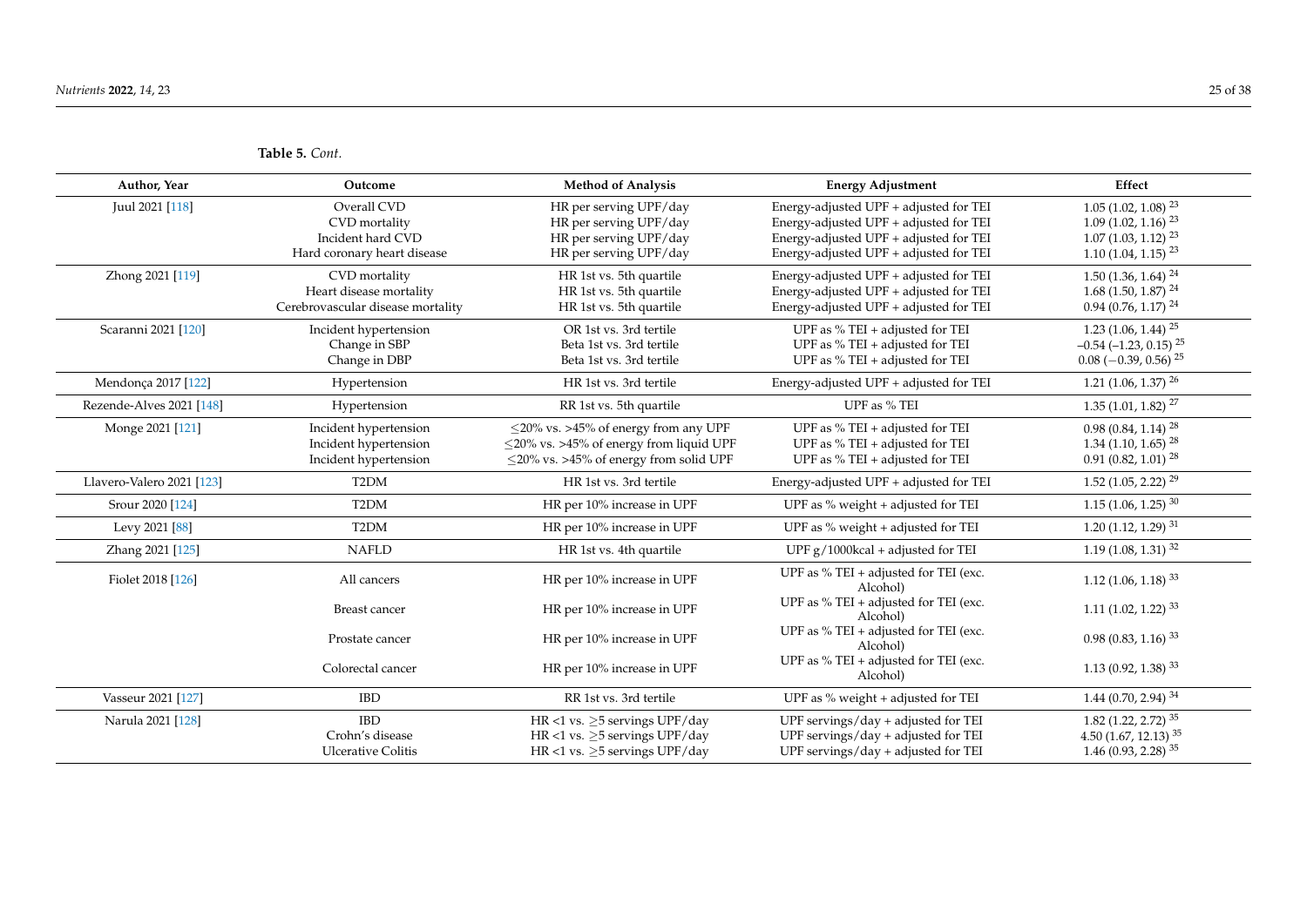**Table 5.** *Cont.*

| Author, Year | Outcome | Method of Analysis | Energy Adjustment | Effect |
|---|---|---|---|---|
| Juul 2021 [118] | Overall CVD | HR per serving UPF/day | Energy-adjusted UPF + adjusted for TEI | 1.05 (1.02, 1.08) [23] |
| | CVD mortality | HR per serving UPF/day | Energy-adjusted UPF + adjusted for TEI | 1.09 (1.02, 1.16) [23] |
| | Incident hard CVD | HR per serving UPF/day | Energy-adjusted UPF + adjusted for TEI | 1.07 (1.03, 1.12) [23] |
| | Hard coronary heart disease | HR per serving UPF/day | Energy-adjusted UPF + adjusted for TEI | 1.10 (1.04, 1.15) [23] |
| Zhong 2021 [119] | CVD mortality | HR 1st vs. 5th quartile | Energy-adjusted UPF + adjusted for TEI | 1.50 (1.36, 1.64) [24] |
| | Heart disease mortality | HR 1st vs. 5th quartile | Energy-adjusted UPF + adjusted for TEI | 1.68 (1.50, 1.87) [24] |
| | Cerebrovascular disease mortality | HR 1st vs. 5th quartile | Energy-adjusted UPF + adjusted for TEI | 0.94 (0.76, 1.17) [24] |
| Scaranni 2021 [120] | Incident hypertension | OR 1st vs. 3rd tertile | UPF as % TEI + adjusted for TEI | 1.23 (1.06, 1.44) [25] |
| | Change in SBP | Beta 1st vs. 3rd tertile | UPF as % TEI + adjusted for TEI | −0.54 (−1.23, 0.15) [25] |
| | Change in DBP | Beta 1st vs. 3rd tertile | UPF as % TEI + adjusted for TEI | 0.08 (−0.39, 0.56) [25] |
| Mendonça 2017 [122] | Hypertension | HR 1st vs. 3rd tertile | Energy-adjusted UPF + adjusted for TEI | 1.21 (1.06, 1.37) [26] |
| Rezende-Alves 2021 [148] | Hypertension | RR 1st vs. 5th quartile | UPF as % TEI | 1.35 (1.01, 1.82) [27] |
| Monge 2021 [121] | Incident hypertension | ≤20% vs. >45% of energy from any UPF | UPF as % TEI + adjusted for TEI | 0.98 (0.84, 1.14) [28] |
| | Incident hypertension | ≤20% vs. >45% of energy from liquid UPF | UPF as % TEI + adjusted for TEI | 1.34 (1.10, 1.65) [28] |
| | Incident hypertension | ≤20% vs. >45% of energy from solid UPF | UPF as % TEI + adjusted for TEI | 0.91 (0.82, 1.01) [28] |
| Llavero-Valero 2021 [123] | T2DM | HR 1st vs. 3rd tertile | Energy-adjusted UPF + adjusted for TEI | 1.52 (1.05, 2.22) [29] |
| Srour 2020 [124] | T2DM | HR per 10% increase in UPF | UPF as % weight + adjusted for TEI | 1.15 (1.06, 1.25) [30] |
| Levy 2021 [88] | T2DM | HR per 10% increase in UPF | UPF as % weight + adjusted for TEI | 1.20 (1.12, 1.29) [31] |
| Zhang 2021 [125] | NAFLD | HR 1st vs. 4th quartile | UPF g/1000kcal + adjusted for TEI | 1.19 (1.08, 1.31) [32] |
| Fiolet 2018 [126] | All cancers | HR per 10% increase in UPF | UPF as % TEI + adjusted for TEI (exc. Alcohol) | 1.12 (1.06, 1.18) [33] |
| | Breast cancer | HR per 10% increase in UPF | UPF as % TEI + adjusted for TEI (exc. Alcohol) | 1.11 (1.02, 1.22) [33] |
| | Prostate cancer | HR per 10% increase in UPF | UPF as % TEI + adjusted for TEI (exc. Alcohol) | 0.98 (0.83, 1.16) [33] |
| | Colorectal cancer | HR per 10% increase in UPF | UPF as % TEI + adjusted for TEI (exc. Alcohol) | 1.13 (0.92, 1.38) [33] |
| Vasseur 2021 [127] | IBD | RR 1st vs. 3rd tertile | UPF as % weight + adjusted for TEI | 1.44 (0.70, 2.94) [34] |
| Narula 2021 [128] | IBD | HR <1 vs. ≥5 servings UPF/day | UPF servings/day + adjusted for TEI | 1.82 (1.22, 2.72) [35] |
| | Crohn's disease | HR <1 vs. ≥5 servings UPF/day | UPF servings/day + adjusted for TEI | 4.50 (1.67, 12.13) [35] |
| | Ulcerative Colitis | HR <1 vs. ≥5 servings UPF/day | UPF servings/day + adjusted for TEI | 1.46 (0.93, 2.28) [35] |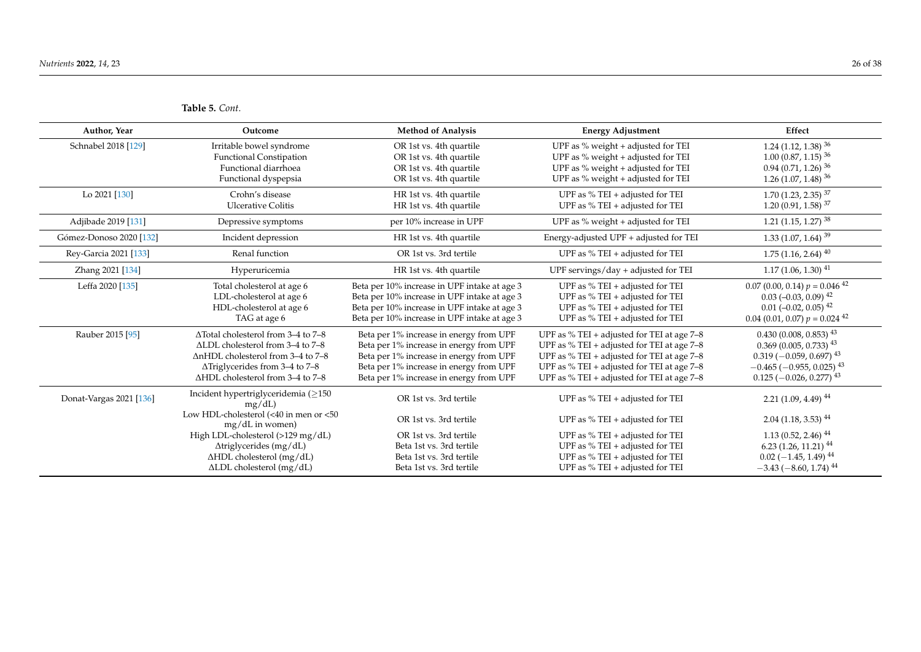**Table 5.** *Cont.*

| Author, Year | Outcome | Method of Analysis | Energy Adjustment | Effect |
|---|---|---|---|---|
| Schnabel 2018 [129] | Irritable bowel syndrome | OR 1st vs. 4th quartile | UPF as % weight + adjusted for TEI | 1.24 (1.12, 1.38) [36] |
| | Functional Constipation | OR 1st vs. 4th quartile | UPF as % weight + adjusted for TEI | 1.00 (0.87, 1.15) [36] |
| | Functional diarrhoea | OR 1st vs. 4th quartile | UPF as % weight + adjusted for TEI | 0.94 (0.71, 1.26) [36] |
| | Functional dyspepsia | OR 1st vs. 4th quartile | UPF as % weight + adjusted for TEI | 1.26 (1.07, 1.48) [36] |
| Lo 2021 [130] | Crohn's disease | HR 1st vs. 4th quartile | UPF as % TEI + adjusted for TEI | 1.70 (1.23, 2.35) [37] |
| | Ulcerative Colitis | HR 1st vs. 4th quartile | UPF as % TEI + adjusted for TEI | 1.20 (0.91, 1.58) [37] |
| Adjibade 2019 [131] | Depressive symptoms | per 10% increase in UPF | UPF as % weight + adjusted for TEI | 1.21 (1.15, 1.27) [38] |
| Gómez-Donoso 2020 [132] | Incident depression | HR 1st vs. 4th quartile | Energy-adjusted UPF + adjusted for TEI | 1.33 (1.07, 1.64) [39] |
| Rey-Garcia 2021 [133] | Renal function | OR 1st vs. 3rd tertile | UPF as % TEI + adjusted for TEI | 1.75 (1.16, 2.64) [40] |
| Zhang 2021 [134] | Hyperuricemia | HR 1st vs. 4th quartile | UPF servings/day + adjusted for TEI | 1.17 (1.06, 1.30) [41] |
| Leffa 2020 [135] | Total cholesterol at age 6 | Beta per 10% increase in UPF intake at age 3 | UPF as % TEI + adjusted for TEI | 0.07 (0.00, 0.14) $p = 0.046$ [42] |
| | LDL-cholesterol at age 6 | Beta per 10% increase in UPF intake at age 3 | UPF as % TEI + adjusted for TEI | 0.03 (−0.03, 0.09) [42] |
| | HDL-cholesterol at age 6 | Beta per 10% increase in UPF intake at age 3 | UPF as % TEI + adjusted for TEI | 0.01 (−0.02, 0.05) [42] |
| | TAG at age 6 | Beta per 10% increase in UPF intake at age 3 | UPF as % TEI + adjusted for TEI | 0.04 (0.01, 0.07) $p = 0.024$ [42] |
| Rauber 2015 [95] | ΔTotal cholesterol from 3–4 to 7–8 | Beta per 1% increase in energy from UPF | UPF as % TEI + adjusted for TEI at age 7–8 | 0.430 (0.008, 0.853) [43] |
| | ΔLDL cholesterol from 3–4 to 7–8 | Beta per 1% increase in energy from UPF | UPF as % TEI + adjusted for TEI at age 7–8 | 0.369 (0.005, 0.733) [43] |
| | ΔnHDL cholesterol from 3–4 to 7–8 | Beta per 1% increase in energy from UPF | UPF as % TEI + adjusted for TEI at age 7–8 | 0.319 (−0.059, 0.697) [43] |
| | ΔTriglycerides from 3–4 to 7–8 | Beta per 1% increase in energy from UPF | UPF as % TEI + adjusted for TEI at age 7–8 | −0.465 (−0.955, 0.025) [43] |
| | ΔHDL cholesterol from 3–4 to 7–8 | Beta per 1% increase in energy from UPF | UPF as % TEI + adjusted for TEI at age 7–8 | 0.125 (−0.026, 0.277) [43] |
| Donat-Vargas 2021 [136] | Incident hypertriglyceridemia (≥150 mg/dL) | OR 1st vs. 3rd tertile | UPF as % TEI + adjusted for TEI | 2.21 (1.09, 4.49) [44] |
| | Low HDL-cholesterol (<40 in men or <50 mg/dL in women) | OR 1st vs. 3rd tertile | UPF as % TEI + adjusted for TEI | 2.04 (1.18, 3.53) [44] |
| | High LDL-cholesterol (>129 mg/dL) | OR 1st vs. 3rd tertile | UPF as % TEI + adjusted for TEI | 1.13 (0.52, 2.46) [44] |
| | Δtriglycerides (mg/dL) | Beta 1st vs. 3rd tertile | UPF as % TEI + adjusted for TEI | 6.23 (1.26, 11.21) [44] |
| | ΔHDL cholesterol (mg/dL) | Beta 1st vs. 3rd tertile | UPF as % TEI + adjusted for TEI | 0.02 (−1.45, 1.49) [44] |
| | ΔLDL cholesterol (mg/dL) | Beta 1st vs. 3rd tertile | UPF as % TEI + adjusted for TEI | −3.43 (−8.60, 1.74) [44] |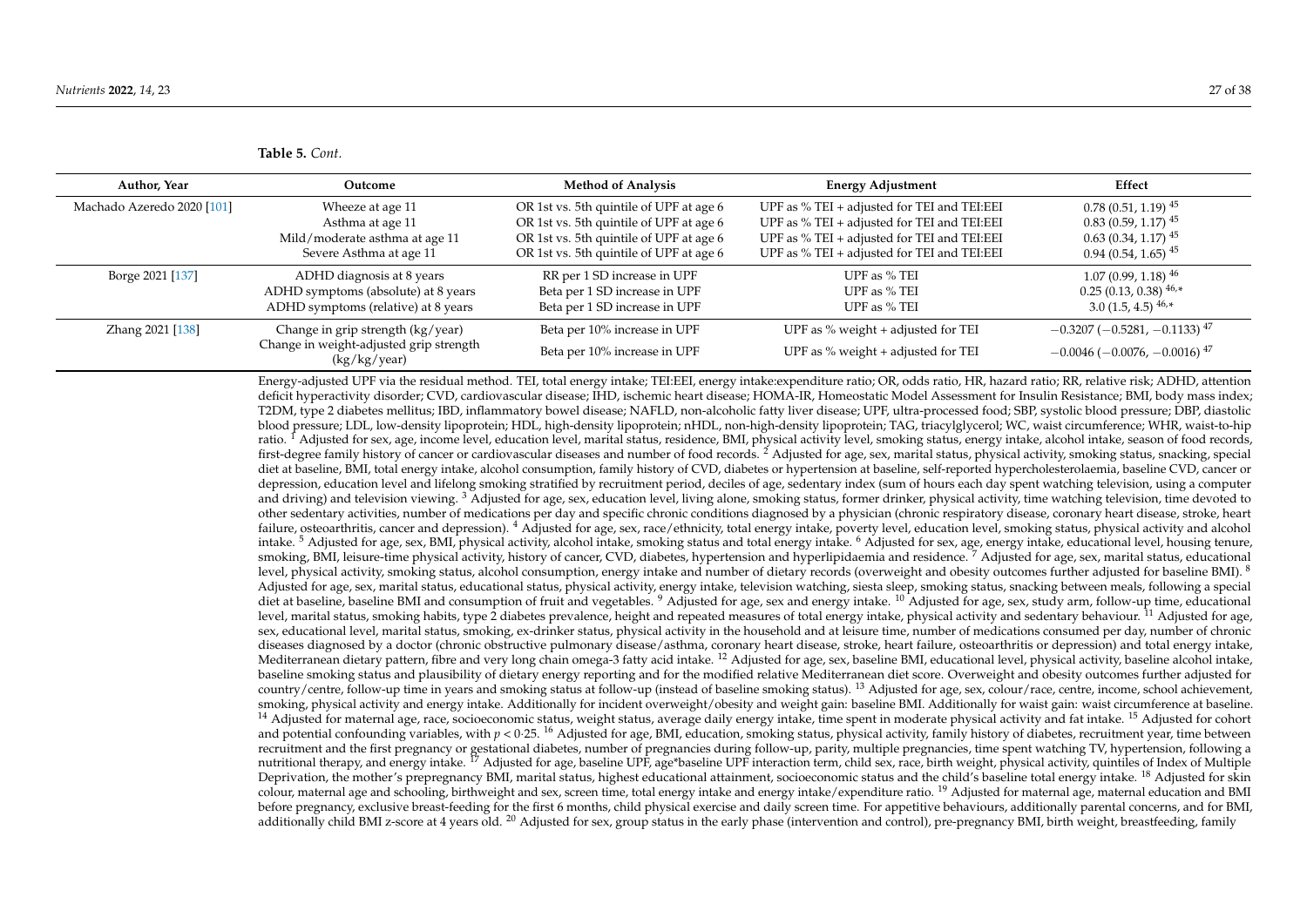**Table 5.** *Cont.*

| Author, Year | Outcome | Method of Analysis | Energy Adjustment | Effect |
| --- | --- | --- | --- | --- |
| Machado Azeredo 2020 [101] | Wheeze at age 11 | OR 1st vs. 5th quintile of UPF at age 6 | UPF as % TEI + adjusted for TEI and TEI:EEI | 0.78 (0.51, 1.19) [45] |
| | Asthma at age 11 | OR 1st vs. 5th quintile of UPF at age 6 | UPF as % TEI + adjusted for TEI and TEI:EEI | 0.83 (0.59, 1.17) [45] |
| | Mild/moderate asthma at age 11 | OR 1st vs. 5th quintile of UPF at age 6 | UPF as % TEI + adjusted for TEI and TEI:EEI | 0.63 (0.34, 1.17) [45] |
| | Severe Asthma at age 11 | OR 1st vs. 5th quintile of UPF at age 6 | UPF as % TEI + adjusted for TEI and TEI:EEI | 0.94 (0.54, 1.65) [45] |
| Borge 2021 [137] | ADHD diagnosis at 8 years | RR per 1 SD increase in UPF | UPF as % TEI | 1.07 (0.99, 1.18) [46] |
| | ADHD symptoms (absolute) at 8 years | Beta per 1 SD increase in UPF | UPF as % TEI | 0.25 (0.13, 0.38) [46,*] |
| | ADHD symptoms (relative) at 8 years | Beta per 1 SD increase in UPF | UPF as % TEI | 3.0 (1.5, 4.5) [46,*] |
| Zhang 2021 [138] | Change in grip strength (kg/year) | Beta per 10% increase in UPF | UPF as % weight + adjusted for TEI | −0.3207 (−0.5281, −0.1133) [47] |
| | Change in weight-adjusted grip strength (kg/kg/year) | Beta per 10% increase in UPF | UPF as % weight + adjusted for TEI | −0.0046 (−0.0076, −0.0016) [47] |

Energy-adjusted UPF via the residual method. TEI, total energy intake; TEI:EEI, energy intake:expenditure ratio; OR, odds ratio, HR, hazard ratio; RR, relative risk; ADHD, attention deficit hyperactivity disorder; CVD, cardiovascular disease; IHD, ischemic heart disease; HOMA-IR, Homeostatic Model Assessment for Insulin Resistance; BMI, body mass index; T2DM, type 2 diabetes mellitus; IBD, inflammatory bowel disease; NAFLD, non-alcoholic fatty liver disease; UPF, ultra-processed food; SBP, systolic blood pressure; DBP, diastolic blood pressure; LDL, low-density lipoprotein; HDL, high-density lipoprotein; nHDL, non-high-density lipoprotein; TAG, triacylglycerol; WC, waist circumference; WHR, waist-to-hip ratio. [1] Adjusted for sex, age, income level, education level, marital status, residence, BMI, physical activity level, smoking status, energy intake, alcohol intake, season of food records, first-degree family history of cancer or cardiovascular diseases and number of food records. [2] Adjusted for age, sex, marital status, physical activity, smoking status, snacking, special diet at baseline, BMI, total energy intake, alcohol consumption, family history of CVD, diabetes or hypertension at baseline, self-reported hypercholesterolaemia, baseline CVD, cancer or depression, education level and lifelong smoking stratified by recruitment period, deciles of age, sedentary index (sum of hours each day spent watching television, using a computer and driving) and television viewing. [3] Adjusted for age, sex, education level, living alone, smoking status, former drinker, physical activity, time watching television, time devoted to other sedentary activities, number of medications per day and specific chronic conditions diagnosed by a physician (chronic respiratory disease, coronary heart disease, stroke, heart failure, osteoarthritis, cancer and depression). [4] Adjusted for age, sex, race/ethnicity, total energy intake, poverty level, education level, smoking status, physical activity and alcohol intake. [5] Adjusted for age, sex, BMI, physical activity, alcohol intake, smoking status and total energy intake. [6] Adjusted for sex, age, energy intake, educational level, housing tenure, smoking, BMI, leisure-time physical activity, history of cancer, CVD, diabetes, hypertension and hyperlipidaemia and residence. [7] Adjusted for age, sex, marital status, educational level, physical activity, smoking status, alcohol consumption, energy intake and number of dietary records (overweight and obesity outcomes further adjusted for baseline BMI). [8] Adjusted for age, sex, marital status, educational status, physical activity, energy intake, television watching, siesta sleep, smoking status, snacking between meals, following a special diet at baseline, baseline BMI and consumption of fruit and vegetables. [9] Adjusted for age, sex and energy intake. [10] Adjusted for age, sex, study arm, follow-up time, educational level, marital status, smoking habits, type 2 diabetes prevalence, height and repeated measures of total energy intake, physical activity and sedentary behaviour. [11] Adjusted for age, sex, educational level, marital status, smoking, ex-drinker status, physical activity in the household and at leisure time, number of medications consumed per day, number of chronic diseases diagnosed by a doctor (chronic obstructive pulmonary disease/asthma, coronary heart disease, stroke, heart failure, osteoarthritis or depression) and total energy intake, Mediterranean dietary pattern, fibre and very long chain omega-3 fatty acid intake. [12] Adjusted for age, sex, baseline BMI, educational level, physical activity, baseline alcohol intake, baseline smoking status and plausibility of dietary energy reporting and for the modified relative Mediterranean diet score. Overweight and obesity outcomes further adjusted for country/centre, follow-up time in years and smoking status at follow-up (instead of baseline smoking status). [13] Adjusted for age, sex, colour/race, centre, income, school achievement, smoking, physical activity and energy intake. Additionally for incident overweight/obesity and weight gain: baseline BMI. Additionally for waist gain: waist circumference at baseline. [14] Adjusted for maternal age, race, socioeconomic status, weight status, average daily energy intake, time spent in moderate physical activity and fat intake. [15] Adjusted for cohort and potential confounding variables, with $p < 0{\cdot}25$. [16] Adjusted for age, BMI, education, smoking status, physical activity, family history of diabetes, recruitment year, time between recruitment and the first pregnancy or gestational diabetes, number of pregnancies during follow-up, parity, multiple pregnancies, time spent watching TV, hypertension, following a nutritional therapy, and energy intake. [17] Adjusted for age, baseline UPF, age*baseline UPF interaction term, child sex, race, birth weight, physical activity, quintiles of Index of Multiple Deprivation, the mother's prepregnancy BMI, marital status, highest educational attainment, socioeconomic status and the child's baseline total energy intake. [18] Adjusted for skin colour, maternal age and schooling, birthweight and sex, screen time, total energy intake and energy intake/expenditure ratio. [19] Adjusted for maternal age, maternal education and BMI before pregnancy, exclusive breast-feeding for the first 6 months, child physical exercise and daily screen time. For appetitive behaviours, additionally parental concerns, and for BMI, additionally child BMI z-score at 4 years old. [20] Adjusted for sex, group status in the early phase (intervention and control), pre-pregnancy BMI, birth weight, breastfeeding, family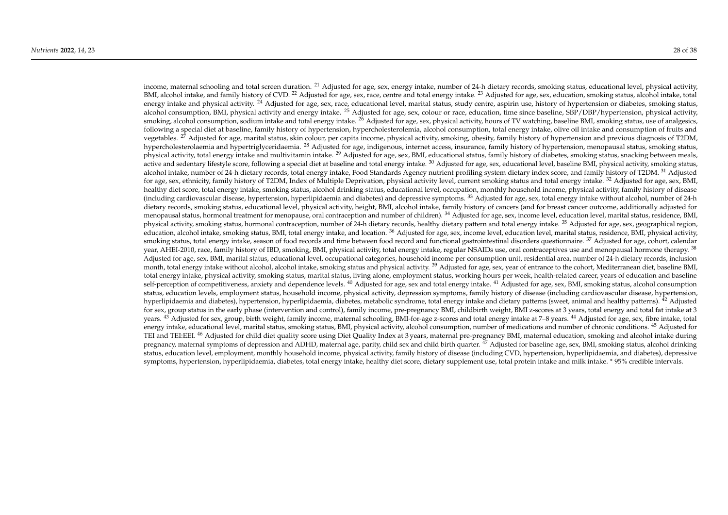income, maternal schooling and total screen duration. [21] Adjusted for age, sex, energy intake, number of 24-h dietary records, smoking status, educational level, physical activity, BMI, alcohol intake, and family history of CVD. [22] Adjusted for age, sex, race, centre and total energy intake. [23] Adjusted for age, sex, education, smoking status, alcohol intake, total energy intake and physical activity. [24] Adjusted for age, sex, race, educational level, marital status, study centre, aspirin use, history of hypertension or diabetes, smoking status, alcohol consumption, BMI, physical activity and energy intake. [25] Adjusted for age, sex, colour or race, education, time since baseline, SBP/DBP/hypertension, physical activity, smoking, alcohol consumption, sodium intake and total energy intake. [26] Adjusted for age, sex, physical activity, hours of TV watching, baseline BMI, smoking status, use of analgesics, following a special diet at baseline, family history of hypertension, hypercholesterolemia, alcohol consumption, total energy intake, olive oil intake and consumption of fruits and vegetables. [27] Adjusted for age, marital status, skin colour, per capita income, physical activity, smoking, obesity, family history of hypertension and previous diagnosis of T2DM, hypercholesterolaemia and hypertriglyceridaemia. [28] Adjusted for age, indigenous, internet access, insurance, family history of hypertension, menopausal status, smoking status, physical activity, total energy intake and multivitamin intake. [29] Adjusted for age, sex, BMI, educational status, family history of diabetes, smoking status, snacking between meals, active and sedentary lifestyle score, following a special diet at baseline and total energy intake. [30] Adjusted for age, sex, educational level, baseline BMI, physical activity, smoking status, alcohol intake, number of 24-h dietary records, total energy intake, Food Standards Agency nutrient profiling system dietary index score, and family history of T2DM. [31] Adjusted for age, sex, ethnicity, family history of T2DM, Index of Multiple Deprivation, physical activity level, current smoking status and total energy intake. [32] Adjusted for age, sex, BMI, healthy diet score, total energy intake, smoking status, alcohol drinking status, educational level, occupation, monthly household income, physical activity, family history of disease (including cardiovascular disease, hypertension, hyperlipidaemia and diabetes) and depressive symptoms. [33] Adjusted for age, sex, total energy intake without alcohol, number of 24-h dietary records, smoking status, educational level, physical activity, height, BMI, alcohol intake, family history of cancers (and for breast cancer outcome, additionally adjusted for menopausal status, hormonal treatment for menopause, oral contraception and number of children). [34] Adjusted for age, sex, income level, education level, marital status, residence, BMI, physical activity, smoking status, hormonal contraception, number of 24-h dietary records, healthy dietary pattern and total energy intake. [35] Adjusted for age, sex, geographical region, education, alcohol intake, smoking status, BMI, total energy intake, and location. [36] Adjusted for age, sex, income level, education level, marital status, residence, BMI, physical activity, smoking status, total energy intake, season of food records and time between food record and functional gastrointestinal disorders questionnaire. [37] Adjusted for age, cohort, calendar year, AHEI-2010, race, family history of IBD, smoking, BMI, physical activity, total energy intake, regular NSAIDs use, oral contraceptives use and menopausal hormone therapy. [38] Adjusted for age, sex, BMI, marital status, educational level, occupational categories, household income per consumption unit, residential area, number of 24-h dietary records, inclusion month, total energy intake without alcohol, alcohol intake, smoking status and physical activity. [39] Adjusted for age, sex, year of entrance to the cohort, Mediterranean diet, baseline BMI, total energy intake, physical activity, smoking status, marital status, living alone, employment status, working hours per week, health-related career, years of education and baseline self-perception of competitiveness, anxiety and dependence levels. [40] Adjusted for age, sex and total energy intake. [41] Adjusted for age, sex, BMI, smoking status, alcohol consumption status, education levels, employment status, household income, physical activity, depression symptoms, family history of disease (including cardiovascular disease, hypertension, hyperlipidaemia and diabetes), hypertension, hyperlipidaemia, diabetes, metabolic syndrome, total energy intake and dietary patterns (sweet, animal and healthy patterns). [42] Adjusted for sex, group status in the early phase (intervention and control), family income, pre-pregnancy BMI, childbirth weight, BMI z-scores at 3 years, total energy and total fat intake at 3 years. [43] Adjusted for sex, group, birth weight, family income, maternal schooling, BMI-for-age z-scores and total energy intake at 7–8 years. [44] Adjusted for age, sex, fibre intake, total energy intake, educational level, marital status, smoking status, BMI, physical activity, alcohol consumption, number of medications and number of chronic conditions. [45] Adjusted for TEI and TEI:EEI. [46] Adjusted for child diet quality score using Diet Quality Index at 3 years, maternal pre-pregnancy BMI, maternal education, smoking and alcohol intake during pregnancy, maternal symptoms of depression and ADHD, maternal age, parity, child sex and child birth quarter. [47] Adjusted for baseline age, sex, BMI, smoking status, alcohol drinking status, education level, employment, monthly household income, physical activity, family history of disease (including CVD, hypertension, hyperlipidaemia, and diabetes), depressive symptoms, hypertension, hyperlipidaemia, diabetes, total energy intake, healthy diet score, dietary supplement use, total protein intake and milk intake. * 95% credible intervals.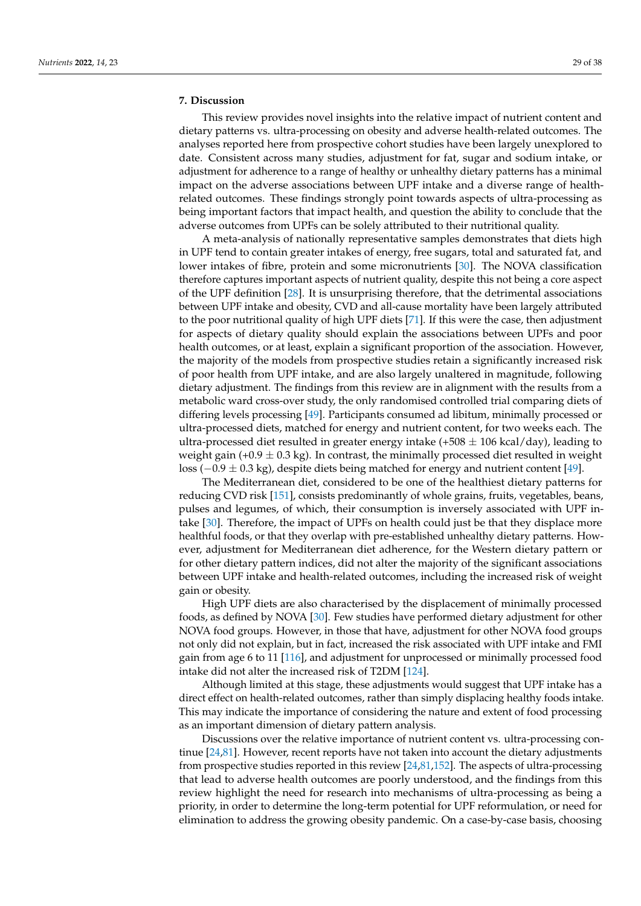## 7. Discussion

This review provides novel insights into the relative impact of nutrient content and dietary patterns vs. ultra-processing on obesity and adverse health-related outcomes. The analyses reported here from prospective cohort studies have been largely unexplored to date. Consistent across many studies, adjustment for fat, sugar and sodium intake, or adjustment for adherence to a range of healthy or unhealthy dietary patterns has a minimal impact on the adverse associations between UPF intake and a diverse range of health-related outcomes. These findings strongly point towards aspects of ultra-processing as being important factors that impact health, and question the ability to conclude that the adverse outcomes from UPFs can be solely attributed to their nutritional quality.

A meta-analysis of nationally representative samples demonstrates that diets high in UPF tend to contain greater intakes of energy, free sugars, total and saturated fat, and lower intakes of fibre, protein and some micronutrients [30]. The NOVA classification therefore captures important aspects of nutrient quality, despite this not being a core aspect of the UPF definition [28]. It is unsurprising therefore, that the detrimental associations between UPF intake and obesity, CVD and all-cause mortality have been largely attributed to the poor nutritional quality of high UPF diets [71]. If this were the case, then adjustment for aspects of dietary quality should explain the associations between UPFs and poor health outcomes, or at least, explain a significant proportion of the association. However, the majority of the models from prospective studies retain a significantly increased risk of poor health from UPF intake, and are also largely unaltered in magnitude, following dietary adjustment. The findings from this review are in alignment with the results from a metabolic ward cross-over study, the only randomised controlled trial comparing diets of differing levels processing [49]. Participants consumed ad libitum, minimally processed or ultra-processed diets, matched for energy and nutrient content, for two weeks each. The ultra-processed diet resulted in greater energy intake (+508 $\pm$ 106 kcal/day), leading to weight gain (+0.9 $\pm$ 0.3 kg). In contrast, the minimally processed diet resulted in weight loss ($-0.9 \pm 0.3$ kg), despite diets being matched for energy and nutrient content [49].

The Mediterranean diet, considered to be one of the healthiest dietary patterns for reducing CVD risk [151], consists predominantly of whole grains, fruits, vegetables, beans, pulses and legumes, of which, their consumption is inversely associated with UPF intake [30]. Therefore, the impact of UPFs on health could just be that they displace more healthful foods, or that they overlap with pre-established unhealthy dietary patterns. However, adjustment for Mediterranean diet adherence, for the Western dietary pattern or for other dietary pattern indices, did not alter the majority of the significant associations between UPF intake and health-related outcomes, including the increased risk of weight gain or obesity.

High UPF diets are also characterised by the displacement of minimally processed foods, as defined by NOVA [30]. Few studies have performed dietary adjustment for other NOVA food groups. However, in those that have, adjustment for other NOVA food groups not only did not explain, but in fact, increased the risk associated with UPF intake and FMI gain from age 6 to 11 [116], and adjustment for unprocessed or minimally processed food intake did not alter the increased risk of T2DM [124].

Although limited at this stage, these adjustments would suggest that UPF intake has a direct effect on health-related outcomes, rather than simply displacing healthy foods intake. This may indicate the importance of considering the nature and extent of food processing as an important dimension of dietary pattern analysis.

Discussions over the relative importance of nutrient content vs. ultra-processing continue [24,81]. However, recent reports have not taken into account the dietary adjustments from prospective studies reported in this review [24,81,152]. The aspects of ultra-processing that lead to adverse health outcomes are poorly understood, and the findings from this review highlight the need for research into mechanisms of ultra-processing as being a priority, in order to determine the long-term potential for UPF reformulation, or need for elimination to address the growing obesity pandemic. On a case-by-case basis, choosing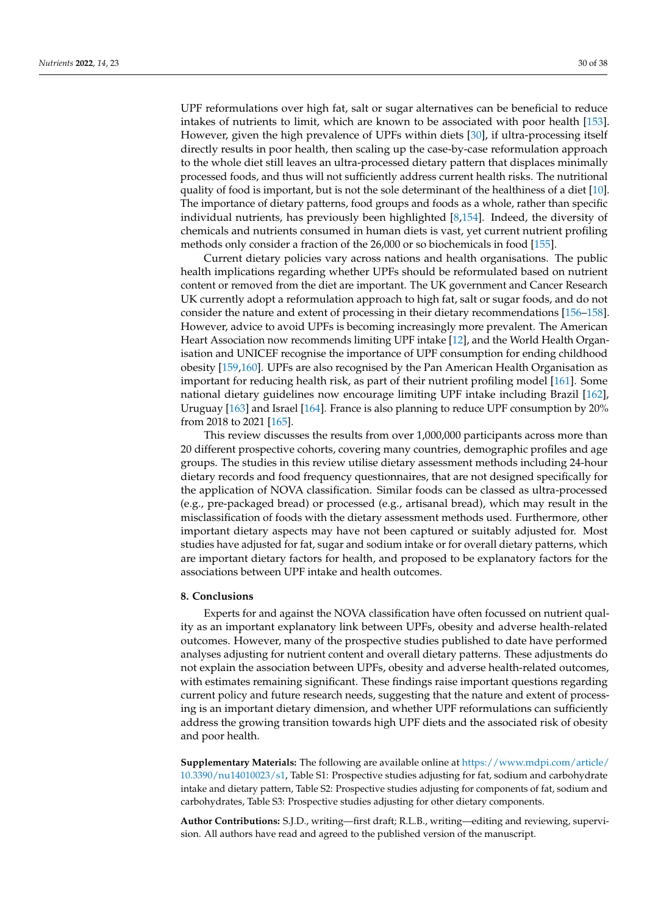UPF reformulations over high fat, salt or sugar alternatives can be beneficial to reduce intakes of nutrients to limit, which are known to be associated with poor health [153]. However, given the high prevalence of UPFs within diets [30], if ultra-processing itself directly results in poor health, then scaling up the case-by-case reformulation approach to the whole diet still leaves an ultra-processed dietary pattern that displaces minimally processed foods, and thus will not sufficiently address current health risks. The nutritional quality of food is important, but is not the sole determinant of the healthiness of a diet [10]. The importance of dietary patterns, food groups and foods as a whole, rather than specific individual nutrients, has previously been highlighted [8,154]. Indeed, the diversity of chemicals and nutrients consumed in human diets is vast, yet current nutrient profiling methods only consider a fraction of the 26,000 or so biochemicals in food [155].

Current dietary policies vary across nations and health organisations. The public health implications regarding whether UPFs should be reformulated based on nutrient content or removed from the diet are important. The UK government and Cancer Research UK currently adopt a reformulation approach to high fat, salt or sugar foods, and do not consider the nature and extent of processing in their dietary recommendations [156–158]. However, advice to avoid UPFs is becoming increasingly more prevalent. The American Heart Association now recommends limiting UPF intake [12], and the World Health Organisation and UNICEF recognise the importance of UPF consumption for ending childhood obesity [159,160]. UPFs are also recognised by the Pan American Health Organisation as important for reducing health risk, as part of their nutrient profiling model [161]. Some national dietary guidelines now encourage limiting UPF intake including Brazil [162], Uruguay [163] and Israel [164]. France is also planning to reduce UPF consumption by 20% from 2018 to 2021 [165].

This review discusses the results from over 1,000,000 participants across more than 20 different prospective cohorts, covering many countries, demographic profiles and age groups. The studies in this review utilise dietary assessment methods including 24-hour dietary records and food frequency questionnaires, that are not designed specifically for the application of NOVA classification. Similar foods can be classed as ultra-processed (e.g., pre-packaged bread) or processed (e.g., artisanal bread), which may result in the misclassification of foods with the dietary assessment methods used. Furthermore, other important dietary aspects may have not been captured or suitably adjusted for. Most studies have adjusted for fat, sugar and sodium intake or for overall dietary patterns, which are important dietary factors for health, and proposed to be explanatory factors for the associations between UPF intake and health outcomes.

## 8. Conclusions

Experts for and against the NOVA classification have often focussed on nutrient quality as an important explanatory link between UPFs, obesity and adverse health-related outcomes. However, many of the prospective studies published to date have performed analyses adjusting for nutrient content and overall dietary patterns. These adjustments do not explain the association between UPFs, obesity and adverse health-related outcomes, with estimates remaining significant. These findings raise important questions regarding current policy and future research needs, suggesting that the nature and extent of processing is an important dietary dimension, and whether UPF reformulations can sufficiently address the growing transition towards high UPF diets and the associated risk of obesity and poor health.

**Supplementary Materials:** The following are available online at https://www.mdpi.com/article/10.3390/nu14010023/s1, Table S1: Prospective studies adjusting for fat, sodium and carbohydrate intake and dietary pattern, Table S2: Prospective studies adjusting for components of fat, sodium and carbohydrates, Table S3: Prospective studies adjusting for other dietary components.

**Author Contributions:** S.J.D., writing—first draft; R.L.B., writing—editing and reviewing, supervision. All authors have read and agreed to the published version of the manuscript.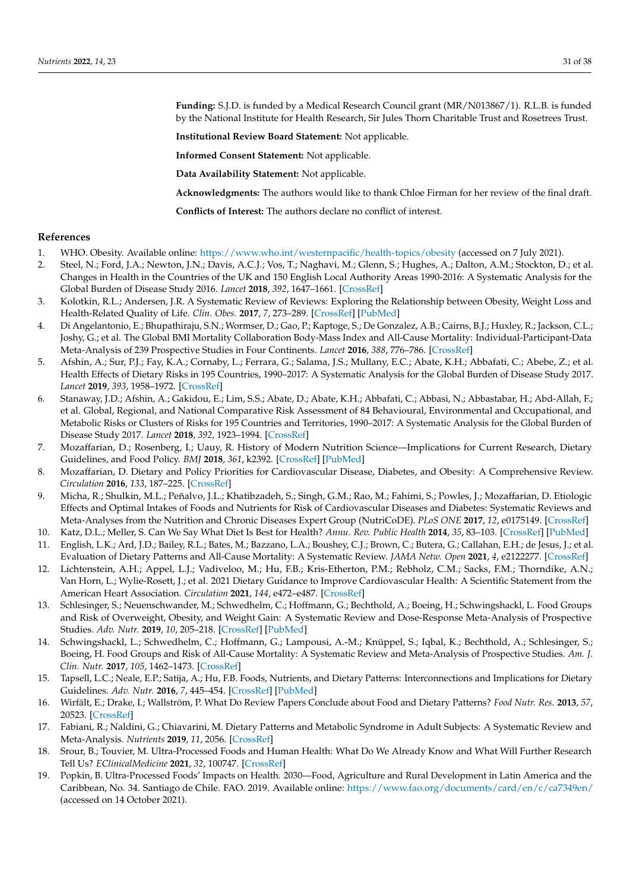**Funding:** S.J.D. is funded by a Medical Research Council grant (MR/N013867/1). R.L.B. is funded by the National Institute for Health Research, Sir Jules Thorn Charitable Trust and Rosetrees Trust.

**Institutional Review Board Statement:** Not applicable.

**Informed Consent Statement:** Not applicable.

**Data Availability Statement:** Not applicable.

**Acknowledgments:** The authors would like to thank Chloe Firman for her review of the final draft.

**Conflicts of Interest:** The authors declare no conflict of interest.

## References

1. WHO. Obesity. Available online: https://www.who.int/westernpacific/health-topics/obesity (accessed on 7 July 2021).
2. Steel, N.; Ford, J.A.; Newton, J.N.; Davis, A.C.J.; Vos, T.; Naghavi, M.; Glenn, S.; Hughes, A.; Dalton, A.M.; Stockton, D.; et al. Changes in Health in the Countries of the UK and 150 English Local Authority Areas 1990-2016: A Systematic Analysis for the Global Burden of Disease Study 2016. *Lancet* **2018**, *392*, 1647–1661. [CrossRef]
3. Kolotkin, R.L.; Andersen, J.R. A Systematic Review of Reviews: Exploring the Relationship between Obesity, Weight Loss and Health-Related Quality of Life. *Clin. Obes.* **2017**, *7*, 273–289. [CrossRef] [PubMed]
4. Di Angelantonio, E.; Bhupathiraju, S.N.; Wormser, D.; Gao, P.; Kaptoge, S.; De Gonzalez, A.B.; Cairns, B.J.; Huxley, R.; Jackson, C.L.; Joshy, G.; et al. The Global BMI Mortality Collaboration Body-Mass Index and All-Cause Mortality: Individual-Participant-Data Meta-Analysis of 239 Prospective Studies in Four Continents. *Lancet* **2016**, *388*, 776–786. [CrossRef]
5. Afshin, A.; Sur, P.J.; Fay, K.A.; Cornaby, L.; Ferrara, G.; Salama, J.S.; Mullany, E.C.; Abate, K.H.; Abbafati, C.; Abebe, Z.; et al. Health Effects of Dietary Risks in 195 Countries, 1990–2017: A Systematic Analysis for the Global Burden of Disease Study 2017. *Lancet* **2019**, *393*, 1958–1972. [CrossRef]
6. Stanaway, J.D.; Afshin, A.; Gakidou, E.; Lim, S.S.; Abate, D.; Abate, K.H.; Abbafati, C.; Abbasi, N.; Abbastabar, H.; Abd-Allah, F.; et al. Global, Regional, and National Comparative Risk Assessment of 84 Behavioural, Environmental and Occupational, and Metabolic Risks or Clusters of Risks for 195 Countries and Territories, 1990–2017: A Systematic Analysis for the Global Burden of Disease Study 2017. *Lancet* **2018**, *392*, 1923–1994. [CrossRef]
7. Mozaffarian, D.; Rosenberg, I.; Uauy, R. History of Modern Nutrition Science—Implications for Current Research, Dietary Guidelines, and Food Policy. *BMJ* **2018**, *361*, k2392. [CrossRef] [PubMed]
8. Mozaffarian, D. Dietary and Policy Priorities for Cardiovascular Disease, Diabetes, and Obesity: A Comprehensive Review. *Circulation* **2016**, *133*, 187–225. [CrossRef]
9. Micha, R.; Shulkin, M.L.; Peñalvo, J.L.; Khatibzadeh, S.; Singh, G.M.; Rao, M.; Fahimi, S.; Powles, J.; Mozaffarian, D. Etiologic Effects and Optimal Intakes of Foods and Nutrients for Risk of Cardiovascular Diseases and Diabetes: Systematic Reviews and Meta-Analyses from the Nutrition and Chronic Diseases Expert Group (NutriCoDE). *PLoS ONE* **2017**, *12*, e0175149. [CrossRef]
10. Katz, D.L.; Meller, S. Can We Say What Diet Is Best for Health? *Annu. Rev. Public Health* **2014**, *35*, 83–103. [CrossRef] [PubMed]
11. English, L.K.; Ard, J.D.; Bailey, R.L.; Bates, M.; Bazzano, L.A.; Boushey, C.J.; Brown, C.; Butera, G.; Callahan, E.H.; de Jesus, J.; et al. Evaluation of Dietary Patterns and All-Cause Mortality: A Systematic Review. *JAMA Netw. Open* **2021**, *4*, e2122277. [CrossRef]
12. Lichtenstein, A.H.; Appel, L.J.; Vadiveloo, M.; Hu, F.B.; Kris-Etherton, P.M.; Rebholz, C.M.; Sacks, F.M.; Thorndike, A.N.; Van Horn, L.; Wylie-Rosett, J.; et al. 2021 Dietary Guidance to Improve Cardiovascular Health: A Scientific Statement from the American Heart Association. *Circulation* **2021**, *144*, e472–e487. [CrossRef]
13. Schlesinger, S.; Neuenschwander, M.; Schwedhelm, C.; Hoffmann, G.; Bechthold, A.; Boeing, H.; Schwingshackl, L. Food Groups and Risk of Overweight, Obesity, and Weight Gain: A Systematic Review and Dose-Response Meta-Analysis of Prospective Studies. *Adv. Nutr.* **2019**, *10*, 205–218. [CrossRef] [PubMed]
14. Schwingshackl, L.; Schwedhelm, C.; Hoffmann, G.; Lampousi, A.-M.; Knüppel, S.; Iqbal, K.; Bechthold, A.; Schlesinger, S.; Boeing, H. Food Groups and Risk of All-Cause Mortality: A Systematic Review and Meta-Analysis of Prospective Studies. *Am. J. Clin. Nutr.* **2017**, *105*, 1462–1473. [CrossRef]
15. Tapsell, L.C.; Neale, E.P.; Satija, A.; Hu, F.B. Foods, Nutrients, and Dietary Patterns: Interconnections and Implications for Dietary Guidelines. *Adv. Nutr.* **2016**, *7*, 445–454. [CrossRef] [PubMed]
16. Wirfält, E.; Drake, I.; Wallström, P. What Do Review Papers Conclude about Food and Dietary Patterns? *Food Nutr. Res.* **2013**, *57*, 20523. [CrossRef]
17. Fabiani, R.; Naldini, G.; Chiavarini, M. Dietary Patterns and Metabolic Syndrome in Adult Subjects: A Systematic Review and Meta-Analysis. *Nutrients* **2019**, *11*, 2056. [CrossRef]
18. Srour, B.; Touvier, M. Ultra-Processed Foods and Human Health: What Do We Already Know and What Will Further Research Tell Us? *EClinicalMedicine* **2021**, *32*, 100747. [CrossRef]
19. Popkin, B. Ultra-Processed Foods' Impacts on Health. 2030—Food, Agriculture and Rural Development in Latin America and the Caribbean, No. 34. Santiago de Chile. FAO. 2019. Available online: https://www.fao.org/documents/card/en/c/ca7349en/ (accessed on 14 October 2021).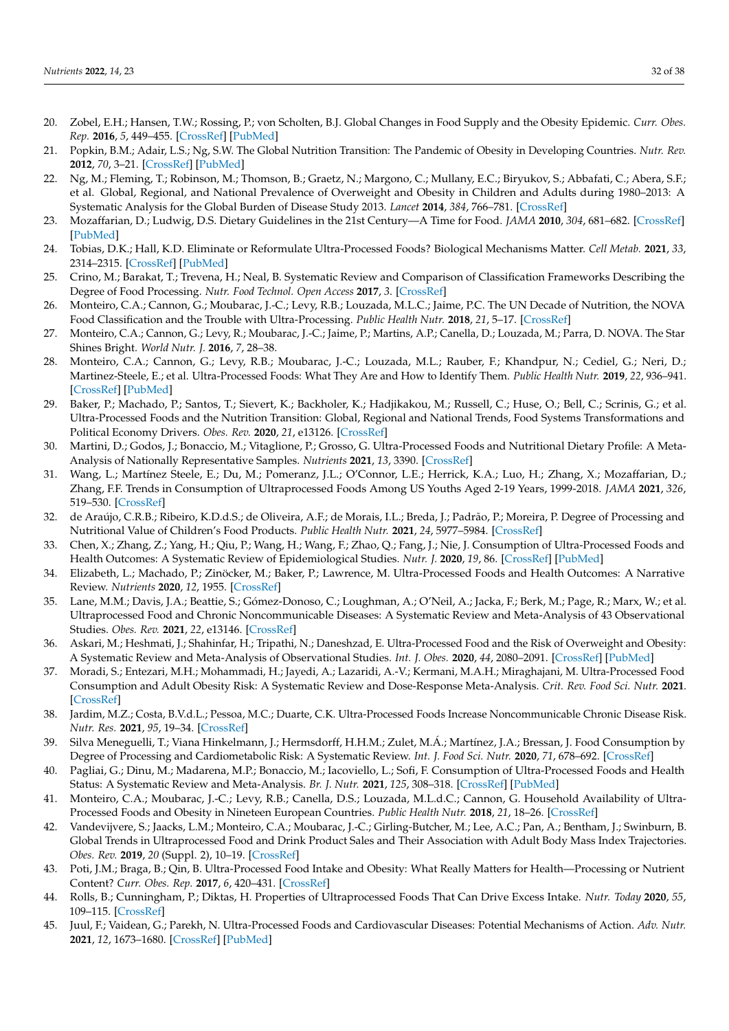20. Zobel, E.H.; Hansen, T.W.; Rossing, P.; von Scholten, B.J. Global Changes in Food Supply and the Obesity Epidemic. *Curr. Obes. Rep.* **2016**, *5*, 449–455. [CrossRef] [PubMed]
21. Popkin, B.M.; Adair, L.S.; Ng, S.W. The Global Nutrition Transition: The Pandemic of Obesity in Developing Countries. *Nutr. Rev.* **2012**, *70*, 3–21. [CrossRef] [PubMed]
22. Ng, M.; Fleming, T.; Robinson, M.; Thomson, B.; Graetz, N.; Margono, C.; Mullany, E.C.; Biryukov, S.; Abbafati, C.; Abera, S.F.; et al. Global, Regional, and National Prevalence of Overweight and Obesity in Children and Adults during 1980–2013: A Systematic Analysis for the Global Burden of Disease Study 2013. *Lancet* **2014**, *384*, 766–781. [CrossRef]
23. Mozaffarian, D.; Ludwig, D.S. Dietary Guidelines in the 21st Century—A Time for Food. *JAMA* **2010**, *304*, 681–682. [CrossRef] [PubMed]
24. Tobias, D.K.; Hall, K.D. Eliminate or Reformulate Ultra-Processed Foods? Biological Mechanisms Matter. *Cell Metab.* **2021**, *33*, 2314–2315. [CrossRef] [PubMed]
25. Crino, M.; Barakat, T.; Trevena, H.; Neal, B. Systematic Review and Comparison of Classification Frameworks Describing the Degree of Food Processing. *Nutr. Food Technol. Open Access* **2017**, *3*. [CrossRef]
26. Monteiro, C.A.; Cannon, G.; Moubarac, J.-C.; Levy, R.B.; Louzada, M.L.C.; Jaime, P.C. The UN Decade of Nutrition, the NOVA Food Classification and the Trouble with Ultra-Processing. *Public Health Nutr.* **2018**, *21*, 5–17. [CrossRef]
27. Monteiro, C.A.; Cannon, G.; Levy, R.; Moubarac, J.-C.; Jaime, P.; Martins, A.P.; Canella, D.; Louzada, M.; Parra, D. NOVA. The Star Shines Bright. *World Nutr. J.* **2016**, *7*, 28–38.
28. Monteiro, C.A.; Cannon, G.; Levy, R.B.; Moubarac, J.-C.; Louzada, M.L.; Rauber, F.; Khandpur, N.; Cediel, G.; Neri, D.; Martinez-Steele, E.; et al. Ultra-Processed Foods: What They Are and How to Identify Them. *Public Health Nutr.* **2019**, *22*, 936–941. [CrossRef] [PubMed]
29. Baker, P.; Machado, P.; Santos, T.; Sievert, K.; Backholer, K.; Hadjikakou, M.; Russell, C.; Huse, O.; Bell, C.; Scrinis, G.; et al. Ultra-Processed Foods and the Nutrition Transition: Global, Regional and National Trends, Food Systems Transformations and Political Economy Drivers. *Obes. Rev.* **2020**, *21*, e13126. [CrossRef]
30. Martini, D.; Godos, J.; Bonaccio, M.; Vitaglione, P.; Grosso, G. Ultra-Processed Foods and Nutritional Dietary Profile: A Meta-Analysis of Nationally Representative Samples. *Nutrients* **2021**, *13*, 3390. [CrossRef]
31. Wang, L.; Martínez Steele, E.; Du, M.; Pomeranz, J.L.; O'Connor, L.E.; Herrick, K.A.; Luo, H.; Zhang, X.; Mozaffarian, D.; Zhang, F.F. Trends in Consumption of Ultraprocessed Foods Among US Youths Aged 2-19 Years, 1999-2018. *JAMA* **2021**, *326*, 519–530. [CrossRef]
32. de Araújo, C.R.B.; Ribeiro, K.D.d.S.; de Oliveira, A.F.; de Morais, I.L.; Breda, J.; Padrão, P.; Moreira, P. Degree of Processing and Nutritional Value of Children's Food Products. *Public Health Nutr.* **2021**, *24*, 5977–5984. [CrossRef]
33. Chen, X.; Zhang, Z.; Yang, H.; Qiu, P.; Wang, H.; Wang, F.; Zhao, Q.; Fang, J.; Nie, J. Consumption of Ultra-Processed Foods and Health Outcomes: A Systematic Review of Epidemiological Studies. *Nutr. J.* **2020**, *19*, 86. [CrossRef] [PubMed]
34. Elizabeth, L.; Machado, P.; Zinöcker, M.; Baker, P.; Lawrence, M. Ultra-Processed Foods and Health Outcomes: A Narrative Review. *Nutrients* **2020**, *12*, 1955. [CrossRef]
35. Lane, M.M.; Davis, J.A.; Beattie, S.; Gómez-Donoso, C.; Loughman, A.; O'Neil, A.; Jacka, F.; Berk, M.; Page, R.; Marx, W.; et al. Ultraprocessed Food and Chronic Noncommunicable Diseases: A Systematic Review and Meta-Analysis of 43 Observational Studies. *Obes. Rev.* **2021**, *22*, e13146. [CrossRef]
36. Askari, M.; Heshmati, J.; Shahinfar, H.; Tripathi, N.; Daneshzad, E. Ultra-Processed Food and the Risk of Overweight and Obesity: A Systematic Review and Meta-Analysis of Observational Studies. *Int. J. Obes.* **2020**, *44*, 2080–2091. [CrossRef] [PubMed]
37. Moradi, S.; Entezari, M.H.; Mohammadi, H.; Jayedi, A.; Lazaridi, A.-V.; Kermani, M.A.H.; Miraghajani, M. Ultra-Processed Food Consumption and Adult Obesity Risk: A Systematic Review and Dose-Response Meta-Analysis. *Crit. Rev. Food Sci. Nutr.* **2021**. [CrossRef]
38. Jardim, M.Z.; Costa, B.V.d.L.; Pessoa, M.C.; Duarte, C.K. Ultra-Processed Foods Increase Noncommunicable Chronic Disease Risk. *Nutr. Res.* **2021**, *95*, 19–34. [CrossRef]
39. Silva Meneguelli, T.; Viana Hinkelmann, J.; Hermsdorff, H.H.M.; Zulet, M.Á.; Martínez, J.A.; Bressan, J. Food Consumption by Degree of Processing and Cardiometabolic Risk: A Systematic Review. *Int. J. Food Sci. Nutr.* **2020**, *71*, 678–692. [CrossRef]
40. Pagliai, G.; Dinu, M.; Madarena, M.P.; Bonaccio, M.; Iacoviello, L.; Sofi, F. Consumption of Ultra-Processed Foods and Health Status: A Systematic Review and Meta-Analysis. *Br. J. Nutr.* **2021**, *125*, 308–318. [CrossRef] [PubMed]
41. Monteiro, C.A.; Moubarac, J.-C.; Levy, R.B.; Canella, D.S.; Louzada, M.L.d.C.; Cannon, G. Household Availability of Ultra-Processed Foods and Obesity in Nineteen European Countries. *Public Health Nutr.* **2018**, *21*, 18–26. [CrossRef]
42. Vandevijvere, S.; Jaacks, L.M.; Monteiro, C.A.; Moubarac, J.-C.; Girling-Butcher, M.; Lee, A.C.; Pan, A.; Bentham, J.; Swinburn, B. Global Trends in Ultraprocessed Food and Drink Product Sales and Their Association with Adult Body Mass Index Trajectories. *Obes. Rev.* **2019**, *20* (Suppl. 2), 10–19. [CrossRef]
43. Poti, J.M.; Braga, B.; Qin, B. Ultra-Processed Food Intake and Obesity: What Really Matters for Health—Processing or Nutrient Content? *Curr. Obes. Rep.* **2017**, *6*, 420–431. [CrossRef]
44. Rolls, B.; Cunningham, P.; Diktas, H. Properties of Ultraprocessed Foods That Can Drive Excess Intake. *Nutr. Today* **2020**, *55*, 109–115. [CrossRef]
45. Juul, F.; Vaidean, G.; Parekh, N. Ultra-Processed Foods and Cardiovascular Diseases: Potential Mechanisms of Action. *Adv. Nutr.* **2021**, *12*, 1673–1680. [CrossRef] [PubMed]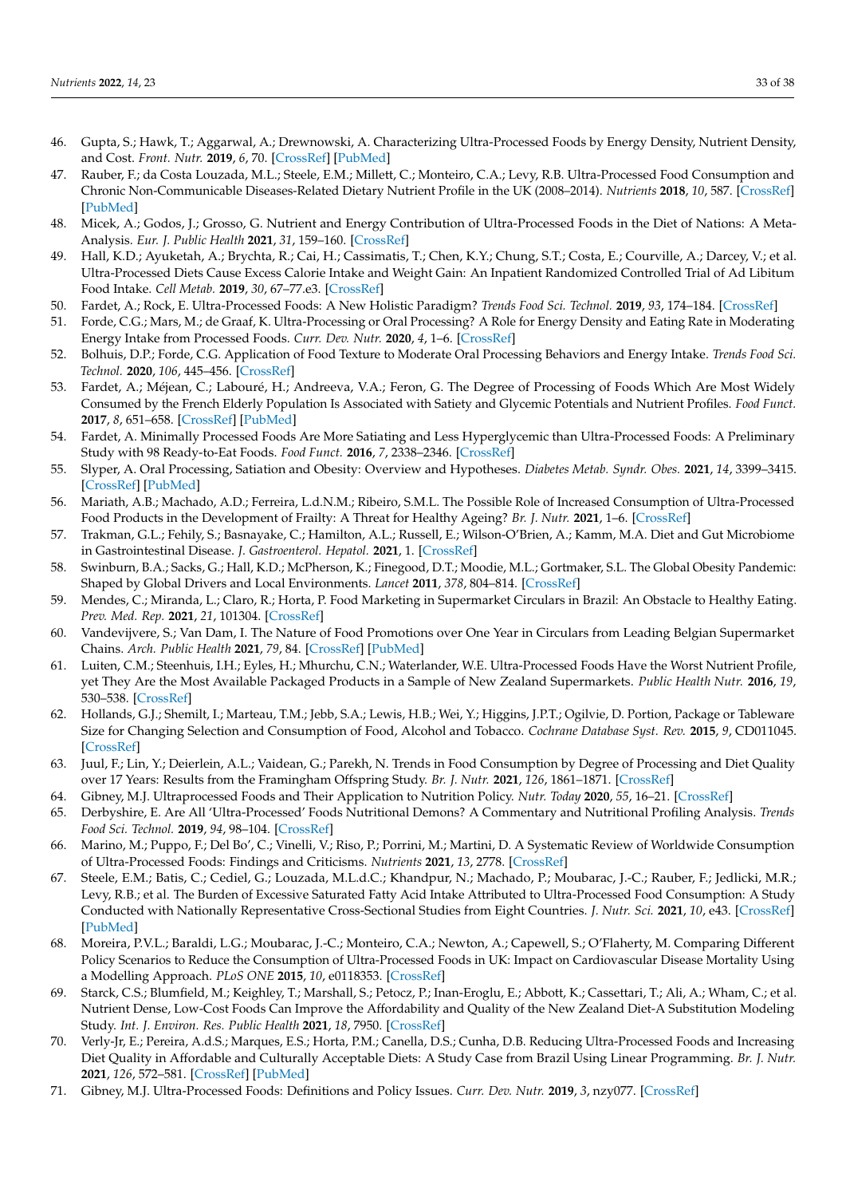46. Gupta, S.; Hawk, T.; Aggarwal, A.; Drewnowski, A. Characterizing Ultra-Processed Foods by Energy Density, Nutrient Density, and Cost. *Front. Nutr.* **2019**, *6*, 70. [CrossRef] [PubMed]
47. Rauber, F.; da Costa Louzada, M.L.; Steele, E.M.; Millett, C.; Monteiro, C.A.; Levy, R.B. Ultra-Processed Food Consumption and Chronic Non-Communicable Diseases-Related Dietary Nutrient Profile in the UK (2008–2014). *Nutrients* **2018**, *10*, 587. [CrossRef] [PubMed]
48. Micek, A.; Godos, J.; Grosso, G. Nutrient and Energy Contribution of Ultra-Processed Foods in the Diet of Nations: A Meta-Analysis. *Eur. J. Public Health* **2021**, *31*, 159–160. [CrossRef]
49. Hall, K.D.; Ayuketah, A.; Brychta, R.; Cai, H.; Cassimatis, T.; Chen, K.Y.; Chung, S.T.; Costa, E.; Courville, A.; Darcey, V.; et al. Ultra-Processed Diets Cause Excess Calorie Intake and Weight Gain: An Inpatient Randomized Controlled Trial of Ad Libitum Food Intake. *Cell Metab.* **2019**, *30*, 67–77.e3. [CrossRef]
50. Fardet, A.; Rock, E. Ultra-Processed Foods: A New Holistic Paradigm? *Trends Food Sci. Technol.* **2019**, *93*, 174–184. [CrossRef]
51. Forde, C.G.; Mars, M.; de Graaf, K. Ultra-Processing or Oral Processing? A Role for Energy Density and Eating Rate in Moderating Energy Intake from Processed Foods. *Curr. Dev. Nutr.* **2020**, *4*, 1–6. [CrossRef]
52. Bolhuis, D.P.; Forde, C.G. Application of Food Texture to Moderate Oral Processing Behaviors and Energy Intake. *Trends Food Sci. Technol.* **2020**, *106*, 445–456. [CrossRef]
53. Fardet, A.; Méjean, C.; Labouré, H.; Andreeva, V.A.; Feron, G. The Degree of Processing of Foods Which Are Most Widely Consumed by the French Elderly Population Is Associated with Satiety and Glycemic Potentials and Nutrient Profiles. *Food Funct.* **2017**, *8*, 651–658. [CrossRef] [PubMed]
54. Fardet, A. Minimally Processed Foods Are More Satiating and Less Hyperglycemic than Ultra-Processed Foods: A Preliminary Study with 98 Ready-to-Eat Foods. *Food Funct.* **2016**, *7*, 2338–2346. [CrossRef]
55. Slyper, A. Oral Processing, Satiation and Obesity: Overview and Hypotheses. *Diabetes Metab. Syndr. Obes.* **2021**, *14*, 3399–3415. [CrossRef] [PubMed]
56. Mariath, A.B.; Machado, A.D.; Ferreira, L.d.N.M.; Ribeiro, S.M.L. The Possible Role of Increased Consumption of Ultra-Processed Food Products in the Development of Frailty: A Threat for Healthy Ageing? *Br. J. Nutr.* **2021**, 1–6. [CrossRef]
57. Trakman, G.L.; Fehily, S.; Basnayake, C.; Hamilton, A.L.; Russell, E.; Wilson-O'Brien, A.; Kamm, M.A. Diet and Gut Microbiome in Gastrointestinal Disease. *J. Gastroenterol. Hepatol.* **2021**, 1. [CrossRef]
58. Swinburn, B.A.; Sacks, G.; Hall, K.D.; McPherson, K.; Finegood, D.T.; Moodie, M.L.; Gortmaker, S.L. The Global Obesity Pandemic: Shaped by Global Drivers and Local Environments. *Lancet* **2011**, *378*, 804–814. [CrossRef]
59. Mendes, C.; Miranda, L.; Claro, R.; Horta, P. Food Marketing in Supermarket Circulars in Brazil: An Obstacle to Healthy Eating. *Prev. Med. Rep.* **2021**, *21*, 101304. [CrossRef]
60. Vandevijvere, S.; Van Dam, I. The Nature of Food Promotions over One Year in Circulars from Leading Belgian Supermarket Chains. *Arch. Public Health* **2021**, *79*, 84. [CrossRef] [PubMed]
61. Luiten, C.M.; Steenhuis, I.H.; Eyles, H.; Mhurchu, C.N.; Waterlander, W.E. Ultra-Processed Foods Have the Worst Nutrient Profile, yet They Are the Most Available Packaged Products in a Sample of New Zealand Supermarkets. *Public Health Nutr.* **2016**, *19*, 530–538. [CrossRef]
62. Hollands, G.J.; Shemilt, I.; Marteau, T.M.; Jebb, S.A.; Lewis, H.B.; Wei, Y.; Higgins, J.P.T.; Ogilvie, D. Portion, Package or Tableware Size for Changing Selection and Consumption of Food, Alcohol and Tobacco. *Cochrane Database Syst. Rev.* **2015**, *9*, CD011045. [CrossRef]
63. Juul, F.; Lin, Y.; Deierlein, A.L.; Vaidean, G.; Parekh, N. Trends in Food Consumption by Degree of Processing and Diet Quality over 17 Years: Results from the Framingham Offspring Study. *Br. J. Nutr.* **2021**, *126*, 1861–1871. [CrossRef]
64. Gibney, M.J Ultraprocessed Foods and Their Application to Nutrition Policy. *Nutr. Today* **2020**, *55*, 16–21. [CrossRef]
65. Derbyshire, E. Are All 'Ultra-Processed' Foods Nutritional Demons? A Commentary and Nutritional Profiling Analysis. *Trends Food Sci. Technol.* **2019**, *94*, 98–104. [CrossRef]
66. Marino, M.; Puppo, F.; Del Bo', C.; Vinelli, V.; Riso, P.; Porrini, M.; Martini, D. A Systematic Review of Worldwide Consumption of Ultra-Processed Foods: Findings and Criticisms. *Nutrients* **2021**, *13*, 2778. [CrossRef]
67. Steele, E.M.; Batis, C.; Cediel, G.; Louzada, M.L.d.C.; Khandpur, N.; Machado, P.; Moubarac, J.-C.; Rauber, F.; Jedlicki, M.R.; Levy, R.B.; et al. The Burden of Excessive Saturated Fatty Acid Intake Attributed to Ultra-Processed Food Consumption: A Study Conducted with Nationally Representative Cross-Sectional Studies from Eight Countries. *J. Nutr. Sci.* **2021**, *10*, e43. [CrossRef] [PubMed]
68. Moreira, P.V.L.; Baraldi, L.G.; Moubarac, J.-C.; Monteiro, C.A.; Newton, A.; Capewell, S.; O'Flaherty, M. Comparing Different Policy Scenarios to Reduce the Consumption of Ultra-Processed Foods in UK: Impact on Cardiovascular Disease Mortality Using a Modelling Approach. *PLoS ONE* **2015**, *10*, e0118353. [CrossRef]
69. Starck, C.S.; Blumfield, M.; Keighley, T.; Marshall, S.; Petocz, P.; Inan-Eroglu, E.; Abbott, K.; Cassettari, T.; Ali, A.; Wham, C.; et al. Nutrient Dense, Low-Cost Foods Can Improve the Affordability and Quality of the New Zealand Diet-A Substitution Modeling Study. *Int. J. Environ. Res. Public Health* **2021**, *18*, 7950. [CrossRef]
70. Verly-Jr, E.; Pereira, A.d.S.; Marques, E.S.; Horta, P.M.; Canella, D.S.; Cunha, D.B. Reducing Ultra-Processed Foods and Increasing Diet Quality in Affordable and Culturally Acceptable Diets: A Study Case from Brazil Using Linear Programming. *Br. J. Nutr.* **2021**, *126*, 572–581. [CrossRef] [PubMed]
71. Gibney, M.J. Ultra-Processed Foods: Definitions and Policy Issues. *Curr. Dev. Nutr.* **2019**, *3*, nzy077. [CrossRef]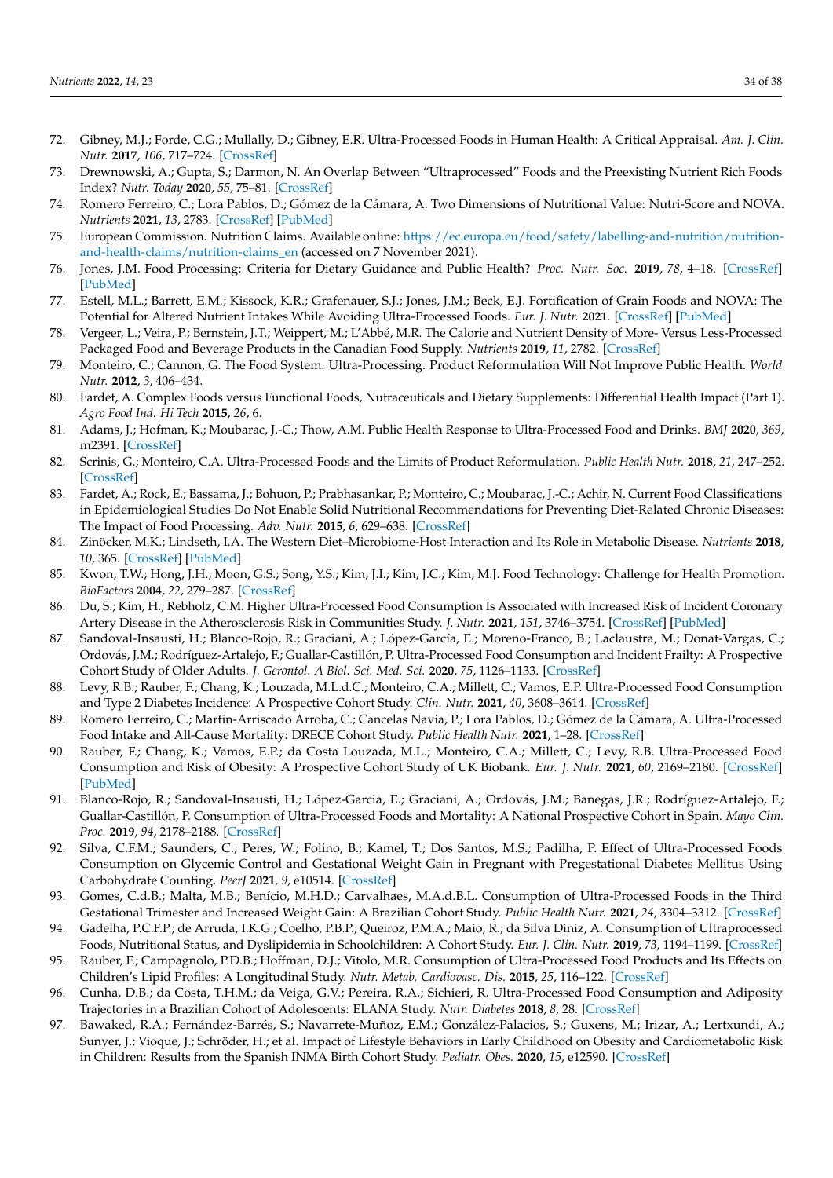72. Gibney, M.J.; Forde, C.G.; Mullally, D.; Gibney, E.R. Ultra-Processed Foods in Human Health: A Critical Appraisal. *Am. J. Clin. Nutr.* **2017**, *106*, 717–724. [CrossRef]
73. Drewnowski, A.; Gupta, S.; Darmon, N. An Overlap Between "Ultraprocessed" Foods and the Preexisting Nutrient Rich Foods Index? *Nutr. Today* **2020**, *55*, 75–81. [CrossRef]
74. Romero Ferreiro, C.; Lora Pablos, D.; Gómez de la Cámara, A. Two Dimensions of Nutritional Value: Nutri-Score and NOVA. *Nutrients* **2021**, *13*, 2783. [CrossRef] [PubMed]
75. European Commission. Nutrition Claims. Available online: https://ec.europa.eu/food/safety/labelling-and-nutrition/nutrition-and-health-claims/nutrition-claims_en (accessed on 7 November 2021).
76. Jones, J.M. Food Processing: Criteria for Dietary Guidance and Public Health? *Proc. Nutr. Soc.* **2019**, *78*, 4–18. [CrossRef] [PubMed]
77. Estell, M.L.; Barrett, E.M.; Kissock, K.R.; Grafenauer, S.J.; Jones, J.M.; Beck, E.J. Fortification of Grain Foods and NOVA: The Potential for Altered Nutrient Intakes While Avoiding Ultra-Processed Foods. *Eur. J. Nutr.* **2021**. [CrossRef] [PubMed]
78. Vergeer, L.; Veira, P.; Bernstein, J.T.; Weippert, M.; L'Abbé, M.R. The Calorie and Nutrient Density of More- Versus Less-Processed Packaged Food and Beverage Products in the Canadian Food Supply. *Nutrients* **2019**, *11*, 2782. [CrossRef]
79. Monteiro, C.; Cannon, G. The Food System. Ultra-Processing. Product Reformulation Will Not Improve Public Health. *World Nutr.* **2012**, *3*, 406–434.
80. Fardet, A. Complex Foods versus Functional Foods, Nutraceuticals and Dietary Supplements: Differential Health Impact (Part 1). *Agro Food Ind. Hi Tech* **2015**, *26*, 6.
81. Adams, J.; Hofman, K.; Moubarac, J.-C.; Thow, A.M. Public Health Response to Ultra-Processed Food and Drinks. *BMJ* **2020**, *369*, m2391. [CrossRef]
82. Scrinis, G.; Monteiro, C.A. Ultra-Processed Foods and the Limits of Product Reformulation. *Public Health Nutr.* **2018**, *21*, 247–252. [CrossRef]
83. Fardet, A.; Rock, E.; Bassama, J.; Bohuon, P.; Prabhasankar, P.; Monteiro, C.; Moubarac, J.-C.; Achir, N. Current Food Classifications in Epidemiological Studies Do Not Enable Solid Nutritional Recommendations for Preventing Diet-Related Chronic Diseases: The Impact of Food Processing. *Adv. Nutr.* **2015**, *6*, 629–638. [CrossRef]
84. Zinöcker, M.K.; Lindseth, I.A. The Western Diet–Microbiome-Host Interaction and Its Role in Metabolic Disease. *Nutrients* **2018**, *10*, 365. [CrossRef] [PubMed]
85. Kwon, T.W.; Hong, J.H.; Moon, G.S.; Song, Y.S.; Kim, J.I.; Kim, J.C.; Kim, M.J. Food Technology: Challenge for Health Promotion. *BioFactors* **2004**, *22*, 279–287. [CrossRef]
86. Du, S.; Kim, H.; Rebholz, C.M. Higher Ultra-Processed Food Consumption Is Associated with Increased Risk of Incident Coronary Artery Disease in the Atherosclerosis Risk in Communities Study. *J. Nutr.* **2021**, *151*, 3746–3754. [CrossRef] [PubMed]
87. Sandoval-Insausti, H.; Blanco-Rojo, R.; Graciani, A.; López-García, E.; Moreno-Franco, B.; Laclaustra, M.; Donat-Vargas, C.; Ordovás, J.M.; Rodríguez-Artalejo, F.; Guallar-Castillón, P. Ultra-Processed Food Consumption and Incident Frailty: A Prospective Cohort Study of Older Adults. *J. Gerontol. A Biol. Sci. Med. Sci.* **2020**, *75*, 1126–1133. [CrossRef]
88. Levy, R.B.; Rauber, F.; Chang, K.; Louzada, M.L.d.C.; Monteiro, C.A.; Millett, C.; Vamos, E.P. Ultra-Processed Food Consumption and Type 2 Diabetes Incidence: A Prospective Cohort Study. *Clin. Nutr.* **2021**, *40*, 3608–3614. [CrossRef]
89. Romero Ferreiro, C.; Martín-Arriscado Arroba, C.; Cancelas Navia, P.; Lora Pablos, D.; Gómez de la Cámara, A. Ultra-Processed Food Intake and All-Cause Mortality: DRECE Cohort Study. *Public Health Nutr.* **2021**, 1–28. [CrossRef]
90. Rauber, F.; Chang, K.; Vamos, E.P.; da Costa Louzada, M.L.; Monteiro, C.A.; Millett, C.; Levy, R.B. Ultra-Processed Food Consumption and Risk of Obesity: A Prospective Cohort Study of UK Biobank. *Eur. J. Nutr.* **2021**, *60*, 2169–2180. [CrossRef] [PubMed]
91. Blanco-Rojo, R.; Sandoval-Insausti, H.; López-Garcia, E.; Graciani, A.; Ordovás, J.M.; Banegas, J.R.; Rodríguez-Artalejo, F.; Guallar-Castillón, P. Consumption of Ultra-Processed Foods and Mortality: A National Prospective Cohort in Spain. *Mayo Clin. Proc.* **2019**, *94*, 2178–2188. [CrossRef]
92. Silva, C.F.M.; Saunders, C.; Peres, W.; Folino, B.; Kamel, T.; Dos Santos, M.S.; Padilha, P. Effect of Ultra-Processed Foods Consumption on Glycemic Control and Gestational Weight Gain in Pregnant with Pregestational Diabetes Mellitus Using Carbohydrate Counting. *PeerJ* **2021**, *9*, e10514. [CrossRef]
93. Gomes, C.d.B.; Malta, M.B.; Benício, M.H.D.; Carvalhaes, M.A.d.B.L. Consumption of Ultra-Processed Foods in the Third Gestational Trimester and Increased Weight Gain: A Brazilian Cohort Study. *Public Health Nutr.* **2021**, *24*, 3304–3312. [CrossRef]
94. Gadelha, P.C.F.P.; de Arruda, I.K.G.; Coelho, P.B.P.; Queiroz, P.M.A.; Maio, R.; da Silva Diniz, A. Consumption of Ultraprocessed Foods, Nutritional Status, and Dyslipidemia in Schoolchildren: A Cohort Study. *Eur. J. Clin. Nutr.* **2019**, *73*, 1194–1199. [CrossRef]
95. Rauber, F.; Campagnolo, P.D.B.; Hoffman, D.J.; Vitolo, M.R. Consumption of Ultra-Processed Food Products and Its Effects on Children's Lipid Profiles: A Longitudinal Study. *Nutr. Metab. Cardiovasc. Dis.* **2015**, *25*, 116–122. [CrossRef]
96. Cunha, D.B.; da Costa, T.H.M.; da Veiga, G.V.; Pereira, R.A.; Sichieri, R. Ultra-Processed Food Consumption and Adiposity Trajectories in a Brazilian Cohort of Adolescents: ELANA Study. *Nutr. Diabetes* **2018**, *8*, 28. [CrossRef]
97. Bawaked, R.A.; Fernández-Barrés, S.; Navarrete-Muñoz, E.M.; González-Palacios, S.; Guxens, M.; Irizar, A.; Lertxundi, A.; Sunyer, J.; Vioque, J.; Schröder, H.; et al. Impact of Lifestyle Behaviors in Early Childhood on Obesity and Cardiometabolic Risk in Children: Results from the Spanish INMA Birth Cohort Study. *Pediatr. Obes.* **2020**, *15*, e12590. [CrossRef]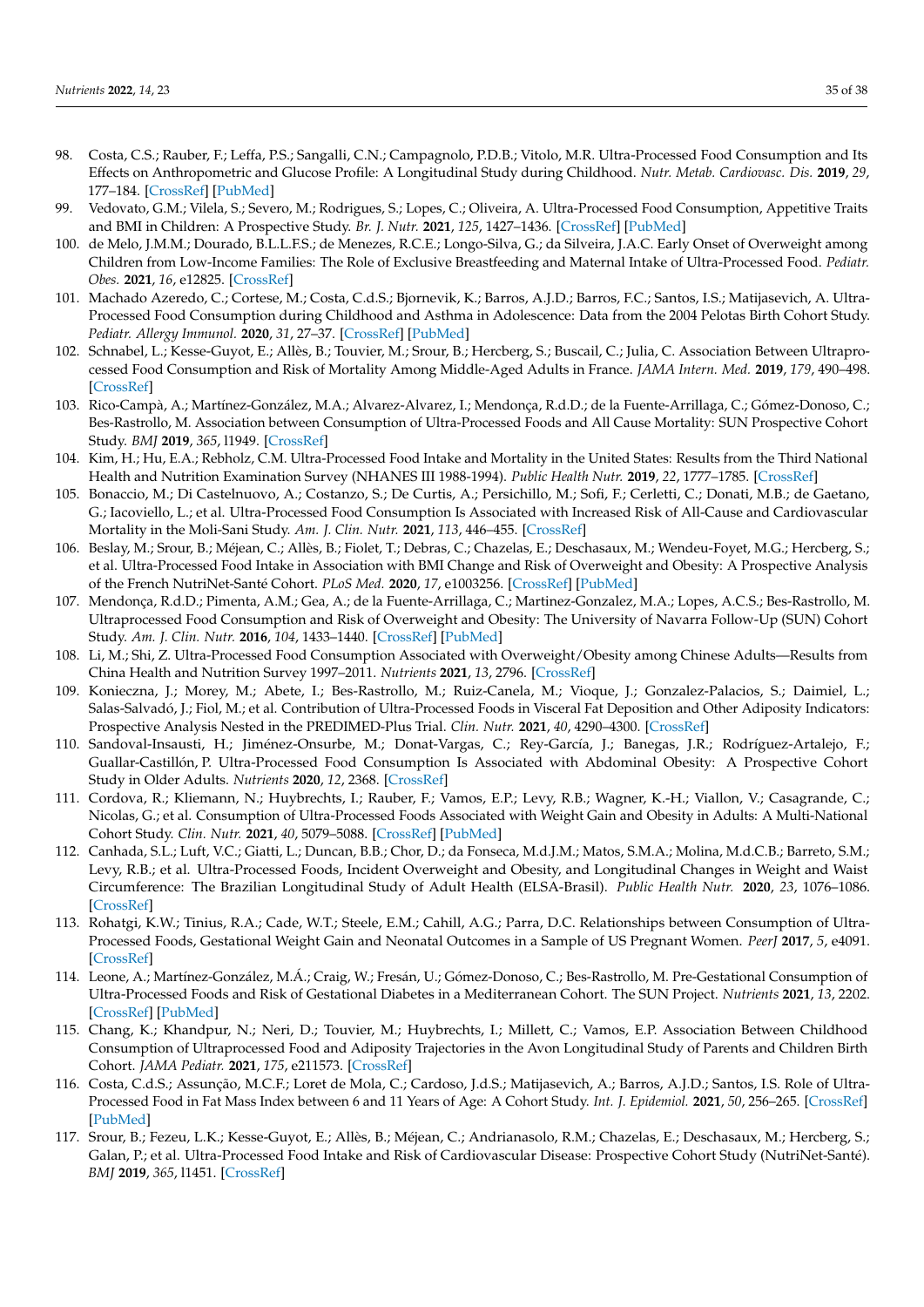98. Costa, C.S.; Rauber, F.; Leffa, P.S.; Sangalli, C.N.; Campagnolo, P.D.B.; Vitolo, M.R. Ultra-Processed Food Consumption and Its Effects on Anthropometric and Glucose Profile: A Longitudinal Study during Childhood. *Nutr. Metab. Cardiovasc. Dis.* **2019**, *29*, 177–184. [CrossRef] [PubMed]
99. Vedovato, G.M.; Vilela, S.; Severo, M.; Rodrigues, S.; Lopes, C.; Oliveira, A. Ultra-Processed Food Consumption, Appetitive Traits and BMI in Children: A Prospective Study. *Br. J. Nutr.* **2021**, *125*, 1427–1436. [CrossRef] [PubMed]
100. de Melo, J.M.M.; Dourado, B.L.L.F.S.; de Menezes, R.C.E.; Longo-Silva, G.; da Silveira, J.A.C. Early Onset of Overweight among Children from Low-Income Families: The Role of Exclusive Breastfeeding and Maternal Intake of Ultra-Processed Food. *Pediatr. Obes.* **2021**, *16*, e12825. [CrossRef]
101. Machado Azeredo, C.; Cortese, M.; Costa, C.d.S.; Bjornevik, K.; Barros, A.J.D.; Barros, F.C.; Santos, I.S.; Matijasevich, A. Ultra-Processed Food Consumption during Childhood and Asthma in Adolescence: Data from the 2004 Pelotas Birth Cohort Study. *Pediatr. Allergy Immunol.* **2020**, *31*, 27–37. [CrossRef] [PubMed]
102. Schnabel, L.; Kesse-Guyot, E.; Allès, B.; Touvier, M.; Srour, B.; Hercberg, S.; Buscail, C.; Julia, C. Association Between Ultraprocessed Food Consumption and Risk of Mortality Among Middle-Aged Adults in France. *JAMA Intern. Med.* **2019**, *179*, 490–498. [CrossRef]
103. Rico-Campà, A.; Martínez-González, M.A.; Alvarez-Alvarez, I.; Mendonça, R.d.D.; de la Fuente-Arrillaga, C.; Gómez-Donoso, C.; Bes-Rastrollo, M. Association between Consumption of Ultra-Processed Foods and All Cause Mortality: SUN Prospective Cohort Study. *BMJ* **2019**, *365*, l1949. [CrossRef]
104. Kim, H.; Hu, E.A.; Rebholz, C.M. Ultra-Processed Food Intake and Mortality in the United States: Results from the Third National Health and Nutrition Examination Survey (NHANES III 1988-1994). *Public Health Nutr.* **2019**, *22*, 1777–1785. [CrossRef]
105. Bonaccio, M.; Di Castelnuovo, A.; Costanzo, S.; De Curtis, A.; Persichillo, M.; Sofi, F.; Cerletti, C.; Donati, M.B.; de Gaetano, G.; Iacoviello, L.; et al. Ultra-Processed Food Consumption Is Associated with Increased Risk of All-Cause and Cardiovascular Mortality in the Moli-Sani Study. *Am. J. Clin. Nutr.* **2021**, *113*, 446–455. [CrossRef]
106. Beslay, M.; Srour, B.; Méjean, C.; Allès, B.; Fiolet, T.; Debras, C.; Chazelas, E.; Deschasaux, M.; Wendeu-Foyet, M.G.; Hercberg, S.; et al. Ultra-Processed Food Intake in Association with BMI Change and Risk of Overweight and Obesity: A Prospective Analysis of the French NutriNet-Santé Cohort. *PLoS Med.* **2020**, *17*, e1003256. [CrossRef] [PubMed]
107. Mendonça, R.d.D.; Pimenta, A.M.; Gea, A.; de la Fuente-Arrillaga, C.; Martinez-Gonzalez, M.A.; Lopes, A.C.S.; Bes-Rastrollo, M. Ultraprocessed Food Consumption and Risk of Overweight and Obesity: The University of Navarra Follow-Up (SUN) Cohort Study. *Am. J. Clin. Nutr.* **2016**, *104*, 1433–1440. [CrossRef] [PubMed]
108. Li, M.; Shi, Z. Ultra-Processed Food Consumption Associated with Overweight/Obesity among Chinese Adults—Results from China Health and Nutrition Survey 1997–2011. *Nutrients* **2021**, *13*, 2796. [CrossRef]
109. Konieczna, J.; Morey, M.; Abete, I.; Bes-Rastrollo, M.; Ruiz-Canela, M.; Vioque, J.; Gonzalez-Palacios, S.; Daimiel, L.; Salas-Salvadó, J.; Fiol, M.; et al. Contribution of Ultra-Processed Foods in Visceral Fat Deposition and Other Adiposity Indicators: Prospective Analysis Nested in the PREDIMED-Plus Trial. *Clin. Nutr.* **2021**, *40*, 4290–4300. [CrossRef]
110. Sandoval-Insausti, H.; Jiménez-Onsurbe, M.; Donat-Vargas, C.; Rey-García, J.; Banegas, J.R.; Rodríguez-Artalejo, F.; Guallar-Castillón, P. Ultra-Processed Food Consumption Is Associated with Abdominal Obesity: A Prospective Cohort Study in Older Adults. *Nutrients* **2020**, *12*, 2368. [CrossRef]
111. Cordova, R.; Kliemann, N.; Huybrechts, I.; Rauber, F.; Vamos, E.P.; Levy, R.B.; Wagner, K.-H.; Viallon, V.; Casagrande, C.; Nicolas, G.; et al. Consumption of Ultra-Processed Foods Associated with Weight Gain and Obesity in Adults: A Multi-National Cohort Study. *Clin. Nutr.* **2021**, *40*, 5079–5088. [CrossRef] [PubMed]
112. Canhada, S.L.; Luft, V.C.; Giatti, L.; Duncan, B.B.; Chor, D.; da Fonseca, M.d.J.M.; Matos, S.M.A.; Molina, M.d.C.B.; Barreto, S.M.; Levy, R.B.; et al. Ultra-Processed Foods, Incident Overweight and Obesity, and Longitudinal Changes in Weight and Waist Circumference: The Brazilian Longitudinal Study of Adult Health (ELSA-Brasil). *Public Health Nutr.* **2020**, *23*, 1076–1086. [CrossRef]
113. Rohatgi, K.W.; Tinius, R.A.; Cade, W.T.; Steele, E.M.; Cahill, A.G.; Parra, D.C. Relationships between Consumption of Ultra-Processed Foods, Gestational Weight Gain and Neonatal Outcomes in a Sample of US Pregnant Women. *PeerJ* **2017**, *5*, e4091. [CrossRef]
114. Leone, A.; Martínez-González, M.Á.; Craig, W.; Fresán, U.; Gómez-Donoso, C.; Bes-Rastrollo, M. Pre-Gestational Consumption of Ultra-Processed Foods and Risk of Gestational Diabetes in a Mediterranean Cohort. The SUN Project. *Nutrients* **2021**, *13*, 2202. [CrossRef] [PubMed]
115. Chang, K.; Khandpur, N.; Neri, D.; Touvier, M.; Huybrechts, I.; Millett, C.; Vamos, E.P. Association Between Childhood Consumption of Ultraprocessed Food and Adiposity Trajectories in the Avon Longitudinal Study of Parents and Children Birth Cohort. *JAMA Pediatr.* **2021**, *175*, e211573. [CrossRef]
116. Costa, C.d.S.; Assunção, M.C.F.; Loret de Mola, C.; Cardoso, J.d.S.; Matijasevich, A.; Barros, A.J.D.; Santos, I.S. Role of Ultra-Processed Food in Fat Mass Index between 6 and 11 Years of Age: A Cohort Study. *Int. J. Epidemiol.* **2021**, *50*, 256–265. [CrossRef] [PubMed]
117. Srour, B.; Fezeu, L.K.; Kesse-Guyot, E.; Allès, B.; Méjean, C.; Andrianasolo, R.M.; Chazelas, E.; Deschasaux, M.; Hercberg, S.; Galan, P.; et al. Ultra-Processed Food Intake and Risk of Cardiovascular Disease: Prospective Cohort Study (NutriNet-Santé). *BMJ* **2019**, *365*, l1451. [CrossRef]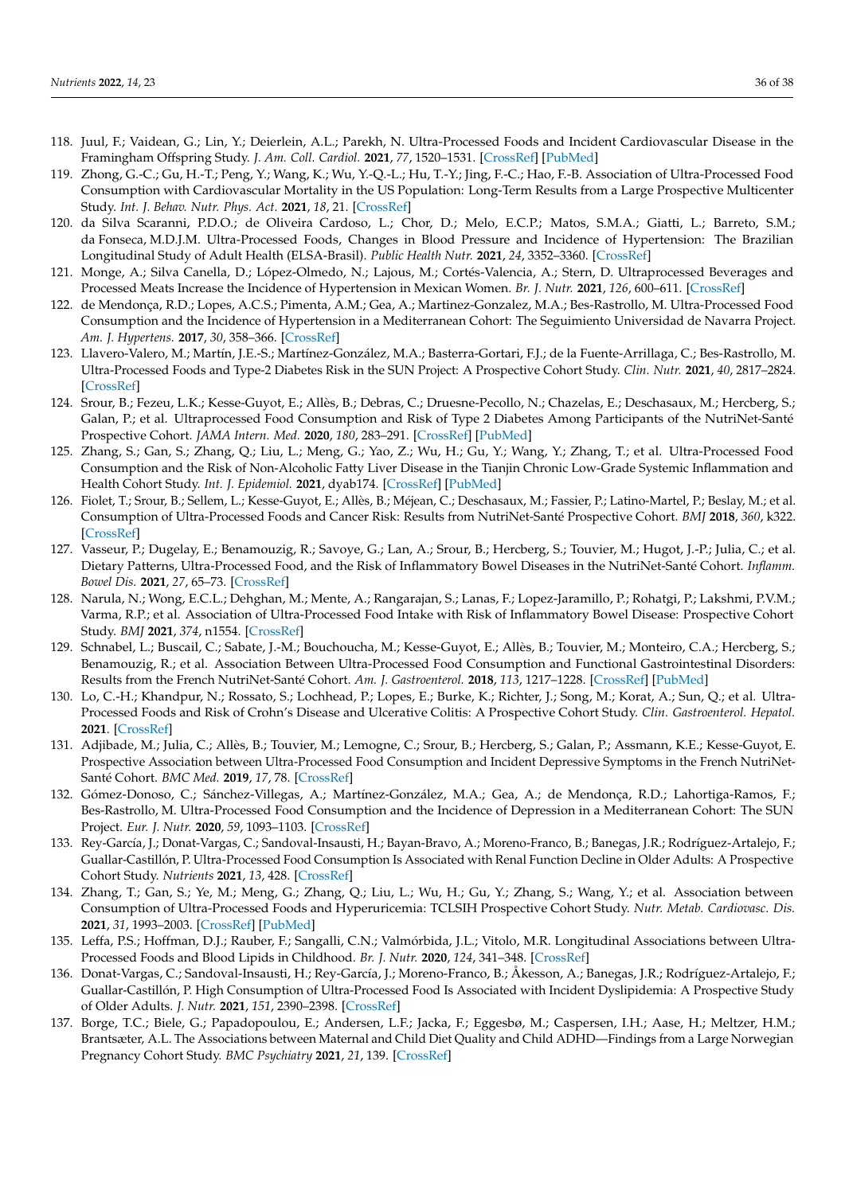118. Juul, F.; Vaidean, G.; Lin, Y.; Deierlein, A.L.; Parekh, N. Ultra-Processed Foods and Incident Cardiovascular Disease in the Framingham Offspring Study. *J. Am. Coll. Cardiol.* **2021**, *77*, 1520–1531. [CrossRef] [PubMed]
119. Zhong, G.-C.; Gu, H.-T.; Peng, Y.; Wang, K.; Wu, Y.-Q.-L.; Hu, T.-Y.; Jing, F.-C.; Hao, F.-B. Association of Ultra-Processed Food Consumption with Cardiovascular Mortality in the US Population: Long-Term Results from a Large Prospective Multicenter Study. *Int. J. Behav. Nutr. Phys. Act.* **2021**, *18*, 21. [CrossRef]
120. da Silva Scaranni, P.D.O.; de Oliveira Cardoso, L.; Chor, D.; Melo, E.C.P.; Matos, S.M.A.; Giatti, L.; Barreto, S.M.; da Fonseca, M.D.J.M. Ultra-Processed Foods, Changes in Blood Pressure and Incidence of Hypertension: The Brazilian Longitudinal Study of Adult Health (ELSA-Brasil). *Public Health Nutr.* **2021**, *24*, 3352–3360. [CrossRef]
121. Monge, A.; Silva Canella, D.; López-Olmedo, N.; Lajous, M.; Cortés-Valencia, A.; Stern, D. Ultraprocessed Beverages and Processed Meats Increase the Incidence of Hypertension in Mexican Women. *Br. J. Nutr.* **2021**, *126*, 600–611. [CrossRef]
122. de Mendonça, R.D.; Lopes, A.C.S.; Pimenta, A.M.; Gea, A.; Martinez-Gonzalez, M.A.; Bes-Rastrollo, M. Ultra-Processed Food Consumption and the Incidence of Hypertension in a Mediterranean Cohort: The Seguimiento Universidad de Navarra Project. *Am. J. Hypertens.* **2017**, *30*, 358–366. [CrossRef]
123. Llavero-Valero, M.; Martín, J.E.-S.; Martínez-González, M.A.; Basterra-Gortari, F.J.; de la Fuente-Arrillaga, C.; Bes-Rastrollo, M. Ultra-Processed Foods and Type-2 Diabetes Risk in the SUN Project: A Prospective Cohort Study. *Clin. Nutr.* **2021**, *40*, 2817–2824. [CrossRef]
124. Srour, B.; Fezeu, L.K.; Kesse-Guyot, E.; Allès, B.; Debras, C.; Druesne-Pecollo, N.; Chazelas, E.; Deschasaux, M.; Hercberg, S.; Galan, P.; et al. Ultraprocessed Food Consumption and Risk of Type 2 Diabetes Among Participants of the NutriNet-Santé Prospective Cohort. *JAMA Intern. Med.* **2020**, *180*, 283–291. [CrossRef] [PubMed]
125. Zhang, S.; Gan, S.; Zhang, Q.; Liu, L.; Meng, G.; Yao, Z.; Wu, H.; Gu, Y.; Wang, Y.; Zhang, T.; et al. Ultra-Processed Food Consumption and the Risk of Non-Alcoholic Fatty Liver Disease in the Tianjin Chronic Low-Grade Systemic Inflammation and Health Cohort Study. *Int. J. Epidemiol.* **2021**, dyab174. [CrossRef] [PubMed]
126. Fiolet, T.; Srour, B.; Sellem, L.; Kesse-Guyot, E.; Allès, B.; Méjean, C.; Deschasaux, M.; Fassier, P.; Latino-Martel, P.; Beslay, M.; et al. Consumption of Ultra-Processed Foods and Cancer Risk: Results from NutriNet-Santé Prospective Cohort. *BMJ* **2018**, *360*, k322. [CrossRef]
127. Vasseur, P.; Dugelay, E.; Benamouzig, R.; Savoye, G.; Lan, A.; Srour, B.; Hercberg, S.; Touvier, M.; Hugot, J.-P.; Julia, C.; et al. Dietary Patterns, Ultra-Processed Food, and the Risk of Inflammatory Bowel Diseases in the NutriNet-Santé Cohort. *Inflamm. Bowel Dis.* **2021**, *27*, 65–73. [CrossRef]
128. Narula, N.; Wong, E.C.L.; Dehghan, M.; Mente, A.; Rangarajan, S.; Lanas, F.; Lopez-Jaramillo, P.; Rohatgi, P.; Lakshmi, P.V.M.; Varma, R.P.; et al. Association of Ultra-Processed Food Intake with Risk of Inflammatory Bowel Disease: Prospective Cohort Study. *BMJ* **2021**, *374*, n1554. [CrossRef]
129. Schnabel, L.; Buscail, C.; Sabate, J.-M.; Bouchoucha, M.; Kesse-Guyot, E.; Allès, B.; Touvier, M.; Monteiro, C.A.; Hercberg, S.; Benamouzig, R.; et al. Association Between Ultra-Processed Food Consumption and Functional Gastrointestinal Disorders: Results from the French NutriNet-Santé Cohort. *Am. J. Gastroenterol.* **2018**, *113*, 1217–1228. [CrossRef] [PubMed]
130. Lo, C.-H.; Khandpur, N.; Rossato, S.; Lochhead, P.; Lopes, E.; Burke, K.; Richter, J.; Song, M.; Korat, A.; Sun, Q.; et al. Ultra-Processed Foods and Risk of Crohn's Disease and Ulcerative Colitis: A Prospective Cohort Study. *Clin. Gastroenterol. Hepatol.* **2021**. [CrossRef]
131. Adjibade, M.; Julia, C.; Allès, B.; Touvier, M.; Lemogne, C.; Srour, B.; Hercberg, S.; Galan, P.; Assmann, K.E.; Kesse-Guyot, E. Prospective Association between Ultra-Processed Food Consumption and Incident Depressive Symptoms in the French NutriNet-Santé Cohort. *BMC Med.* **2019**, *17*, 78. [CrossRef]
132. Gómez-Donoso, C.; Sánchez-Villegas, A.; Martínez-González, M.A.; Gea, A.; de Mendonça, R.D.; Lahortiga-Ramos, F.; Bes-Rastrollo, M. Ultra-Processed Food Consumption and the Incidence of Depression in a Mediterranean Cohort: The SUN Project. *Eur. J. Nutr.* **2020**, *59*, 1093–1103. [CrossRef]
133. Rey-García, J.; Donat-Vargas, C.; Sandoval-Insausti, H.; Bayan-Bravo, A.; Moreno-Franco, B.; Banegas, J.R.; Rodríguez-Artalejo, F.; Guallar-Castillón, P. Ultra-Processed Food Consumption Is Associated with Renal Function Decline in Older Adults: A Prospective Cohort Study. *Nutrients* **2021**, *13*, 428. [CrossRef]
134. Zhang, T.; Gan, S.; Ye, M.; Meng, G.; Zhang, Q.; Liu, L.; Wu, H.; Gu, Y.; Zhang, S.; Wang, Y.; et al. Association between Consumption of Ultra-Processed Foods and Hyperuricemia: TCLSIH Prospective Cohort Study. *Nutr. Metab. Cardiovasc. Dis.* **2021**, *31*, 1993–2003. [CrossRef] [PubMed]
135. Leffa, P.S.; Hoffman, D.J.; Rauber, F.; Sangalli, C.N.; Valmórbida, J.L.; Vitolo, M.R. Longitudinal Associations between Ultra-Processed Foods and Blood Lipids in Childhood. *Br. J. Nutr.* **2020**, *124*, 341–348. [CrossRef]
136. Donat-Vargas, C.; Sandoval-Insausti, H.; Rey-García, J.; Moreno-Franco, B.; Åkesson, A.; Banegas, J.R.; Rodríguez-Artalejo, F.; Guallar-Castillón, P. High Consumption of Ultra-Processed Food Is Associated with Incident Dyslipidemia: A Prospective Study of Older Adults. *J. Nutr.* **2021**, *151*, 2390–2398. [CrossRef]
137. Borge, T.C.; Biele, G.; Papadopoulou, E.; Andersen, L.F.; Jacka, F.; Eggesbø, M.; Caspersen, I.H.; Aase, H.; Meltzer, H.M.; Brantsæter, A.L. The Associations between Maternal and Child Diet Quality and Child ADHD—Findings from a Large Norwegian Pregnancy Cohort Study. *BMC Psychiatry* **2021**, *21*, 139. [CrossRef]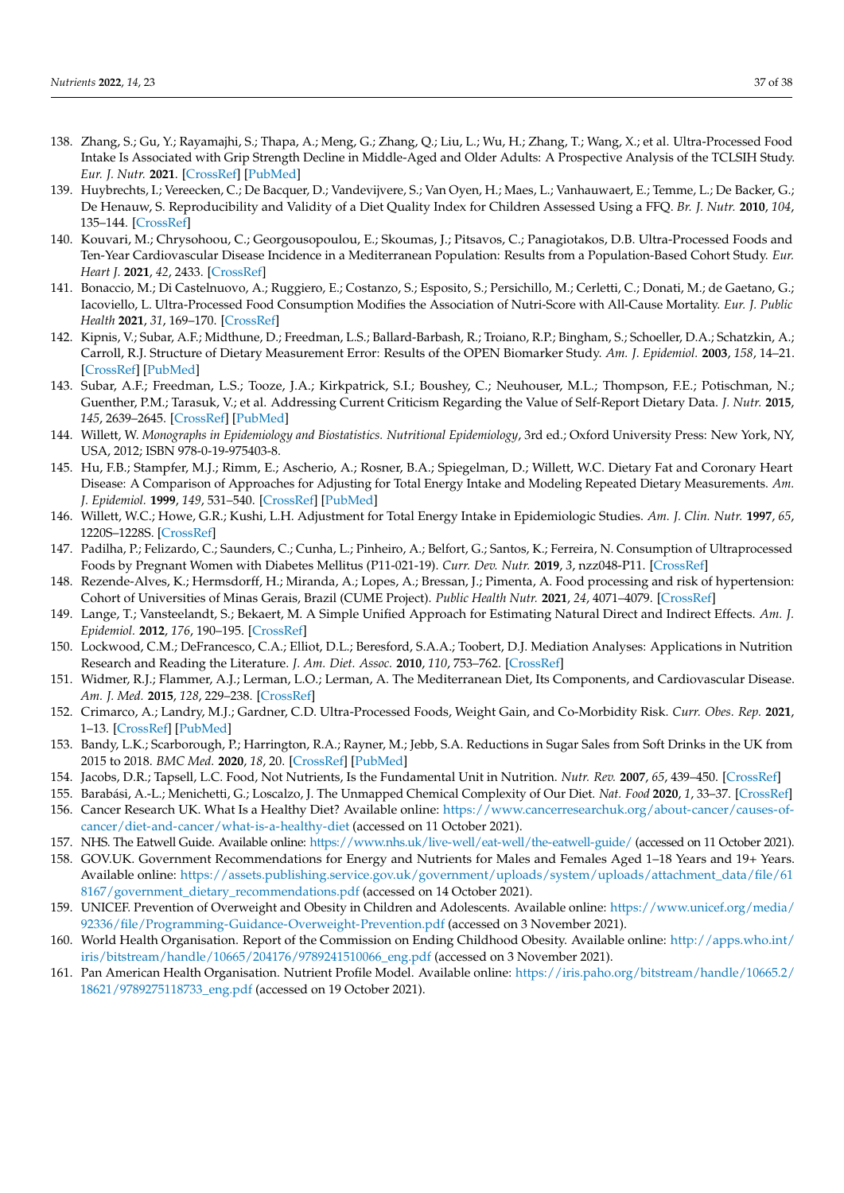138. Zhang, S.; Gu, Y.; Rayamajhi, S.; Thapa, A.; Meng, G.; Zhang, Q.; Liu, L.; Wu, H.; Zhang, T.; Wang, X.; et al. Ultra-Processed Food Intake Is Associated with Grip Strength Decline in Middle-Aged and Older Adults: A Prospective Analysis of the TCLSIH Study. *Eur. J. Nutr.* **2021**. [CrossRef] [PubMed]
139. Huybrechts, I.; Vereecken, C.; De Bacquer, D.; Vandevijvere, S.; Van Oyen, H.; Maes, L.; Vanhauwaert, E.; Temme, L.; De Backer, G.; De Henauw, S. Reproducibility and Validity of a Diet Quality Index for Children Assessed Using a FFQ. *Br. J. Nutr.* **2010**, *104*, 135–144. [CrossRef]
140. Kouvari, M.; Chrysohoou, C.; Georgousopoulou, E.; Skoumas, J.; Pitsavos, C.; Panagiotakos, D.B. Ultra-Processed Foods and Ten-Year Cardiovascular Disease Incidence in a Mediterranean Population: Results from a Population-Based Cohort Study. *Eur. Heart J.* **2021**, *42*, 2433. [CrossRef]
141. Bonaccio, M.; Di Castelnuovo, A.; Ruggiero, E.; Costanzo, S.; Esposito, S.; Persichillo, M.; Cerletti, C.; Donati, M.; de Gaetano, G.; Iacoviello, L. Ultra-Processed Food Consumption Modifies the Association of Nutri-Score with All-Cause Mortality. *Eur. J. Public Health* **2021**, *31*, 169–170. [CrossRef]
142. Kipnis, V.; Subar, A.F.; Midthune, D.; Freedman, L.S.; Ballard-Barbash, R.; Troiano, R.P.; Bingham, S.; Schoeller, D.A.; Schatzkin, A.; Carroll, R.J. Structure of Dietary Measurement Error: Results of the OPEN Biomarker Study. *Am. J. Epidemiol.* **2003**, *158*, 14–21. [CrossRef] [PubMed]
143. Subar, A.F.; Freedman, L.S.; Tooze, J.A.; Kirkpatrick, S.I.; Boushey, C.; Neuhouser, M.L.; Thompson, F.E.; Potischman, N.; Guenther, P.M.; Tarasuk, V.; et al. Addressing Current Criticism Regarding the Value of Self-Report Dietary Data. *J. Nutr.* **2015**, *145*, 2639–2645. [CrossRef] [PubMed]
144. Willett, W. *Monographs in Epidemiology and Biostatistics. Nutritional Epidemiology*, 3rd ed.; Oxford University Press: New York, NY, USA, 2012; ISBN 978-0-19-975403-8.
145. Hu, F.B.; Stampfer, M.J.; Rimm, E.; Ascherio, A.; Rosner, B.A.; Spiegelman, D.; Willett, W.C. Dietary Fat and Coronary Heart Disease: A Comparison of Approaches for Adjusting for Total Energy Intake and Modeling Repeated Dietary Measurements. *Am. J. Epidemiol.* **1999**, *149*, 531–540. [CrossRef] [PubMed]
146. Willett, W.C.; Howe, G.R.; Kushi, L.H. Adjustment for Total Energy Intake in Epidemiologic Studies. *Am. J. Clin. Nutr.* **1997**, *65*, 1220S–1228S. [CrossRef]
147. Padilha, P.; Felizardo, C.; Saunders, C.; Cunha, L.; Pinheiro, A.; Belfort, G.; Santos, K.; Ferreira, N. Consumption of Ultraprocessed Foods by Pregnant Women with Diabetes Mellitus (P11-021-19). *Curr. Dev. Nutr.* **2019**, *3*, nzz048-P11. [CrossRef]
148. Rezende-Alves, K.; Hermsdorff, H.; Miranda, A.; Lopes, A.; Bressan, J.; Pimenta, A. Food processing and risk of hypertension: Cohort of Universities of Minas Gerais, Brazil (CUME Project). *Public Health Nutr.* **2021**, *24*, 4071–4079. [CrossRef]
149. Lange, T.; Vansteelandt, S.; Bekaert, M. A Simple Unified Approach for Estimating Natural Direct and Indirect Effects. *Am. J. Epidemiol.* **2012**, *176*, 190–195. [CrossRef]
150. Lockwood, C.M.; DeFrancesco, C.A.; Elliot, D.L.; Beresford, S.A.A.; Toobert, D.J. Mediation Analyses: Applications in Nutrition Research and Reading the Literature. *J. Am. Diet. Assoc.* **2010**, *110*, 753–762. [CrossRef]
151. Widmer, R.J.; Flammer, A.J.; Lerman, L.O.; Lerman, A. The Mediterranean Diet, Its Components, and Cardiovascular Disease. *Am. J. Med.* **2015**, *128*, 229–238. [CrossRef]
152. Crimarco, A.; Landry, M.J.; Gardner, C.D. Ultra-Processed Foods, Weight Gain, and Co-Morbidity Risk. *Curr. Obes. Rep.* **2021**, 1–13. [CrossRef] [PubMed]
153. Bandy, L.K.; Scarborough, P.; Harrington, R.A.; Rayner, M.; Jebb, S.A. Reductions in Sugar Sales from Soft Drinks in the UK from 2015 to 2018. *BMC Med.* **2020**, *18*, 20. [CrossRef] [PubMed]
154. Jacobs, D.R.; Tapsell, L.C. Food, Not Nutrients, Is the Fundamental Unit in Nutrition. *Nutr. Rev.* **2007**, *65*, 439–450. [CrossRef]
155. Barabási, A.-L.; Menichetti, G.; Loscalzo, J. The Unmapped Chemical Complexity of Our Diet. *Nat. Food* **2020**, *1*, 33–37. [CrossRef]
156. Cancer Research UK. What Is a Healthy Diet? Available online: https://www.cancerresearchuk.org/about-cancer/causes-of-cancer/diet-and-cancer/what-is-a-healthy-diet (accessed on 11 October 2021).
157. NHS. The Eatwell Guide. Available online: https://www.nhs.uk/live-well/eat-well/the-eatwell-guide/ (accessed on 11 October 2021).
158. GOV.UK. Government Recommendations for Energy and Nutrients for Males and Females Aged 1–18 Years and 19+ Years. Available online: https://assets.publishing.service.gov.uk/government/uploads/system/uploads/attachment_data/file/618167/government_dietary_recommendations.pdf (accessed on 14 October 2021).
159. UNICEF. Prevention of Overweight and Obesity in Children and Adolescents. Available online: https://www.unicef.org/media/92336/file/Programming-Guidance-Overweight-Prevention.pdf (accessed on 3 November 2021).
160. World Health Organisation. Report of the Commission on Ending Childhood Obesity. Available online: http://apps.who.int/iris/bitstream/handle/10665/204176/9789241510066_eng.pdf (accessed on 3 November 2021).
161. Pan American Health Organisation. Nutrient Profile Model. Available online: https://iris.paho.org/bitstream/handle/10665.2/18621/9789275118733_eng.pdf (accessed on 19 October 2021).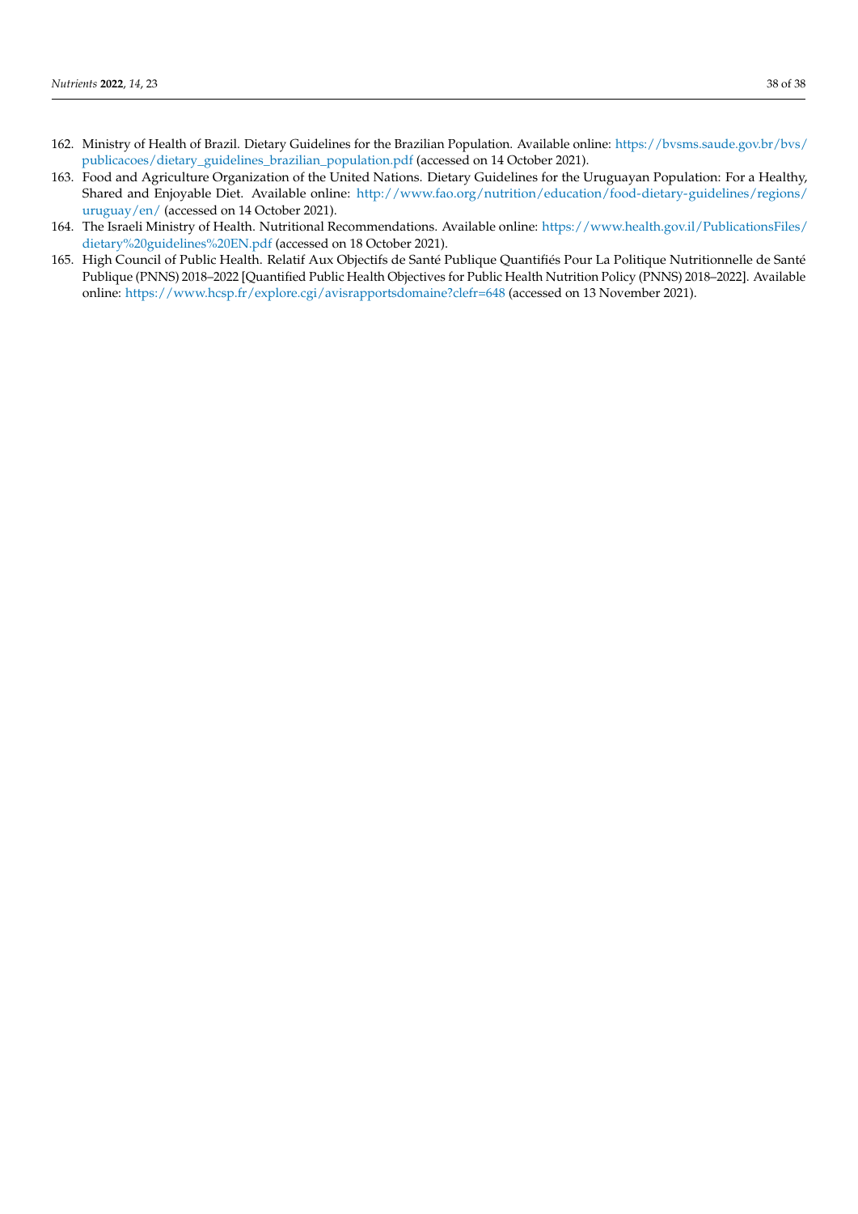162. Ministry of Health of Brazil. Dietary Guidelines for the Brazilian Population. Available online: https://bvsms.saude.gov.br/bvs/publicacoes/dietary_guidelines_brazilian_population.pdf (accessed on 14 October 2021).
163. Food and Agriculture Organization of the United Nations. Dietary Guidelines for the Uruguayan Population: For a Healthy, Shared and Enjoyable Diet. Available online: http://www.fao.org/nutrition/education/food-dietary-guidelines/regions/uruguay/en/ (accessed on 14 October 2021).
164. The Israeli Ministry of Health. Nutritional Recommendations. Available online: https://www.health.gov.il/PublicationsFiles/dietary%20guidelines%20EN.pdf (accessed on 18 October 2021).
165. High Council of Public Health. Relatif Aux Objectifs de Santé Publique Quantifiés Pour La Politique Nutritionnelle de Santé Publique (PNNS) 2018–2022 [Quantified Public Health Objectives for Public Health Nutrition Policy (PNNS) 2018–2022]. Available online: https://www.hcsp.fr/explore.cgi/avisrapportsdomaine?clefr=648 (accessed on 13 November 2021).